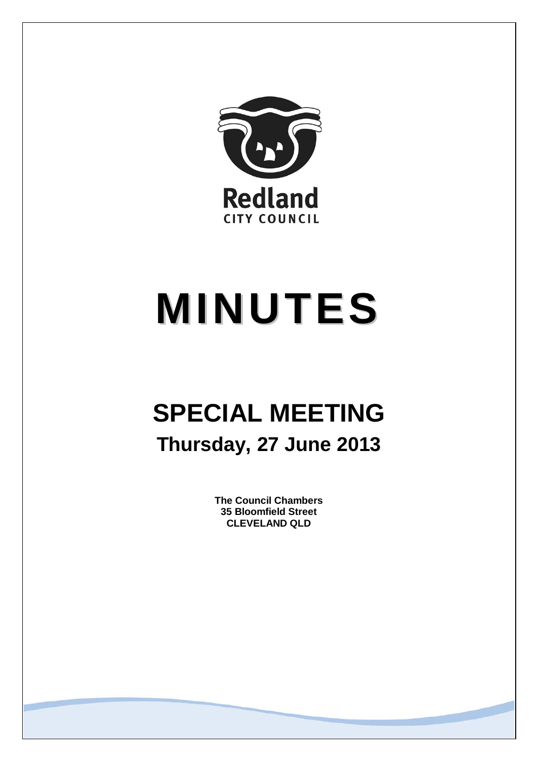Redland
CITY COUNCIL

# MINUTES

## SPECIAL MEETING

### Thursday, 27 June 2013

**The Council Chambers**
**35 Bloomfield Street**
**CLEVELAND QLD**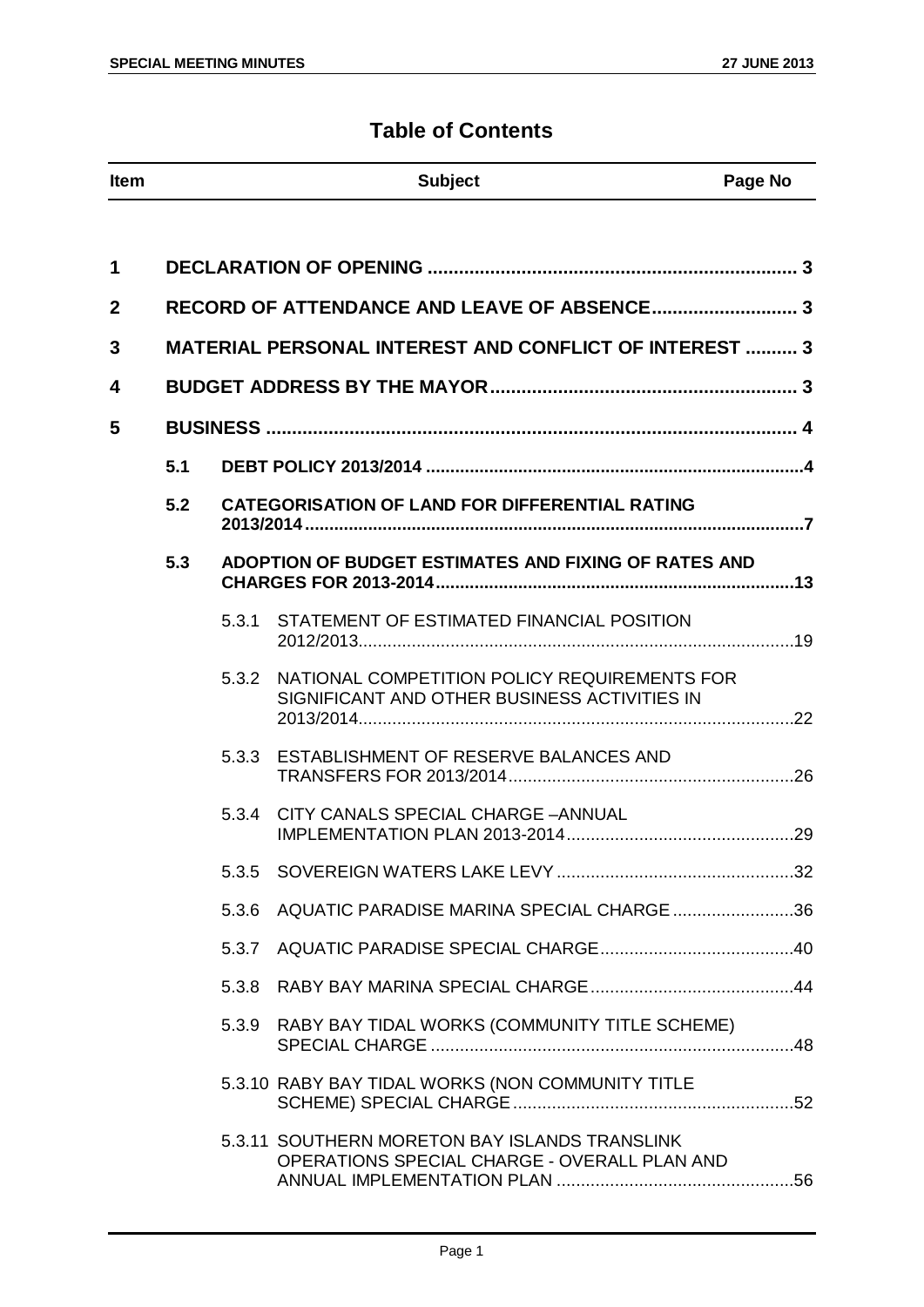# Table of Contents

| Item | | | Subject | Page No |
|---|---|---|---|---|
| **1** | **DECLARATION OF OPENING** | | | **3** |
| **2** | **RECORD OF ATTENDANCE AND LEAVE OF ABSENCE** | | | **3** |
| **3** | **MATERIAL PERSONAL INTEREST AND CONFLICT OF INTEREST** | | | **3** |
| **4** | **BUDGET ADDRESS BY THE MAYOR** | | | **3** |
| **5** | **BUSINESS** | | | **4** |
| | **5.1** | **DEBT POLICY 2013/2014** | | **4** |
| | **5.2** | **CATEGORISATION OF LAND FOR DIFFERENTIAL RATING 2013/2014** | | **7** |
| | **5.3** | **ADOPTION OF BUDGET ESTIMATES AND FIXING OF RATES AND CHARGES FOR 2013-2014** | | **13** |
| | | 5.3.1 | STATEMENT OF ESTIMATED FINANCIAL POSITION 2012/2013 | 19 |
| | | 5.3.2 | NATIONAL COMPETITION POLICY REQUIREMENTS FOR SIGNIFICANT AND OTHER BUSINESS ACTIVITIES IN 2013/2014 | 22 |
| | | 5.3.3 | ESTABLISHMENT OF RESERVE BALANCES AND TRANSFERS FOR 2013/2014 | 26 |
| | | 5.3.4 | CITY CANALS SPECIAL CHARGE –ANNUAL IMPLEMENTATION PLAN 2013-2014 | 29 |
| | | 5.3.5 | SOVEREIGN WATERS LAKE LEVY | 32 |
| | | 5.3.6 | AQUATIC PARADISE MARINA SPECIAL CHARGE | 36 |
| | | 5.3.7 | AQUATIC PARADISE SPECIAL CHARGE | 40 |
| | | 5.3.8 | RABY BAY MARINA SPECIAL CHARGE | 44 |
| | | 5.3.9 | RABY BAY TIDAL WORKS (COMMUNITY TITLE SCHEME) SPECIAL CHARGE | 48 |
| | | 5.3.10 | RABY BAY TIDAL WORKS (NON COMMUNITY TITLE SCHEME) SPECIAL CHARGE | 52 |
| | | 5.3.11 | SOUTHERN MORETON BAY ISLANDS TRANSLINK OPERATIONS SPECIAL CHARGE - OVERALL PLAN AND ANNUAL IMPLEMENTATION PLAN | 56 |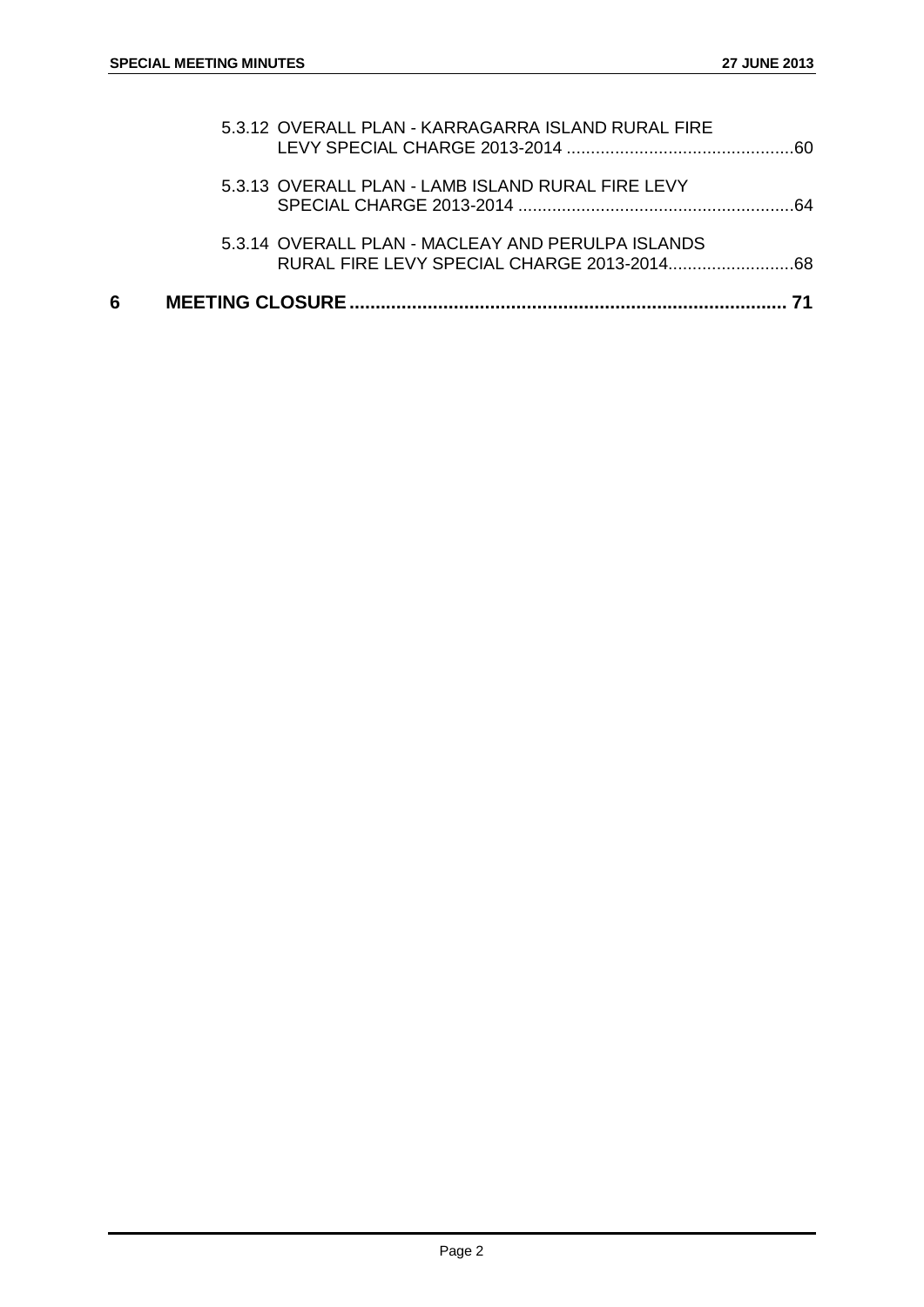5.3.12 OVERALL PLAN - KARRAGARRA ISLAND RURAL FIRE LEVY SPECIAL CHARGE 2013-2014 ....................................................60

5.3.13 OVERALL PLAN - LAMB ISLAND RURAL FIRE LEVY SPECIAL CHARGE 2013-2014 ....................................................64

5.3.14 OVERALL PLAN - MACLEAY AND PERULPA ISLANDS RURAL FIRE LEVY SPECIAL CHARGE 2013-2014...........................68

**6 MEETING CLOSURE ................................................................................ 71**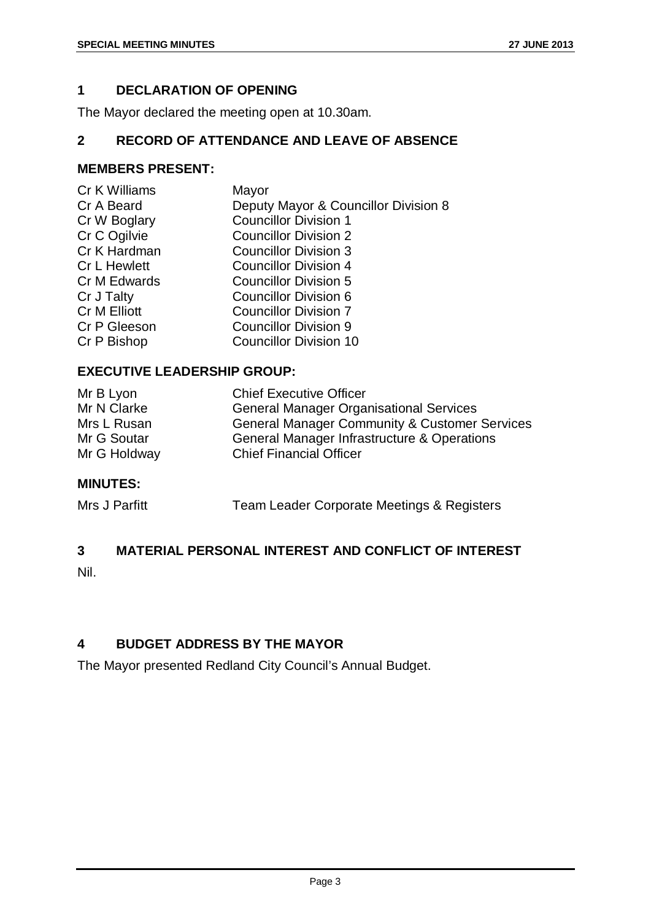## 1 DECLARATION OF OPENING

The Mayor declared the meeting open at 10.30am.

## 2 RECORD OF ATTENDANCE AND LEAVE OF ABSENCE

### MEMBERS PRESENT:

| | |
|---|---|
| Cr K Williams | Mayor |
| Cr A Beard | Deputy Mayor & Councillor Division 8 |
| Cr W Boglary | Councillor Division 1 |
| Cr C Ogilvie | Councillor Division 2 |
| Cr K Hardman | Councillor Division 3 |
| Cr L Hewlett | Councillor Division 4 |
| Cr M Edwards | Councillor Division 5 |
| Cr J Talty | Councillor Division 6 |
| Cr M Elliott | Councillor Division 7 |
| Cr P Gleeson | Councillor Division 9 |
| Cr P Bishop | Councillor Division 10 |

### EXECUTIVE LEADERSHIP GROUP:

| | |
|---|---|
| Mr B Lyon | Chief Executive Officer |
| Mr N Clarke | General Manager Organisational Services |
| Mrs L Rusan | General Manager Community & Customer Services |
| Mr G Soutar | General Manager Infrastructure & Operations |
| Mr G Holdway | Chief Financial Officer |

### MINUTES:

| | |
|---|---|
| Mrs J Parfitt | Team Leader Corporate Meetings & Registers |

## 3 MATERIAL PERSONAL INTEREST AND CONFLICT OF INTEREST

Nil.

## 4 BUDGET ADDRESS BY THE MAYOR

The Mayor presented Redland City Council's Annual Budget.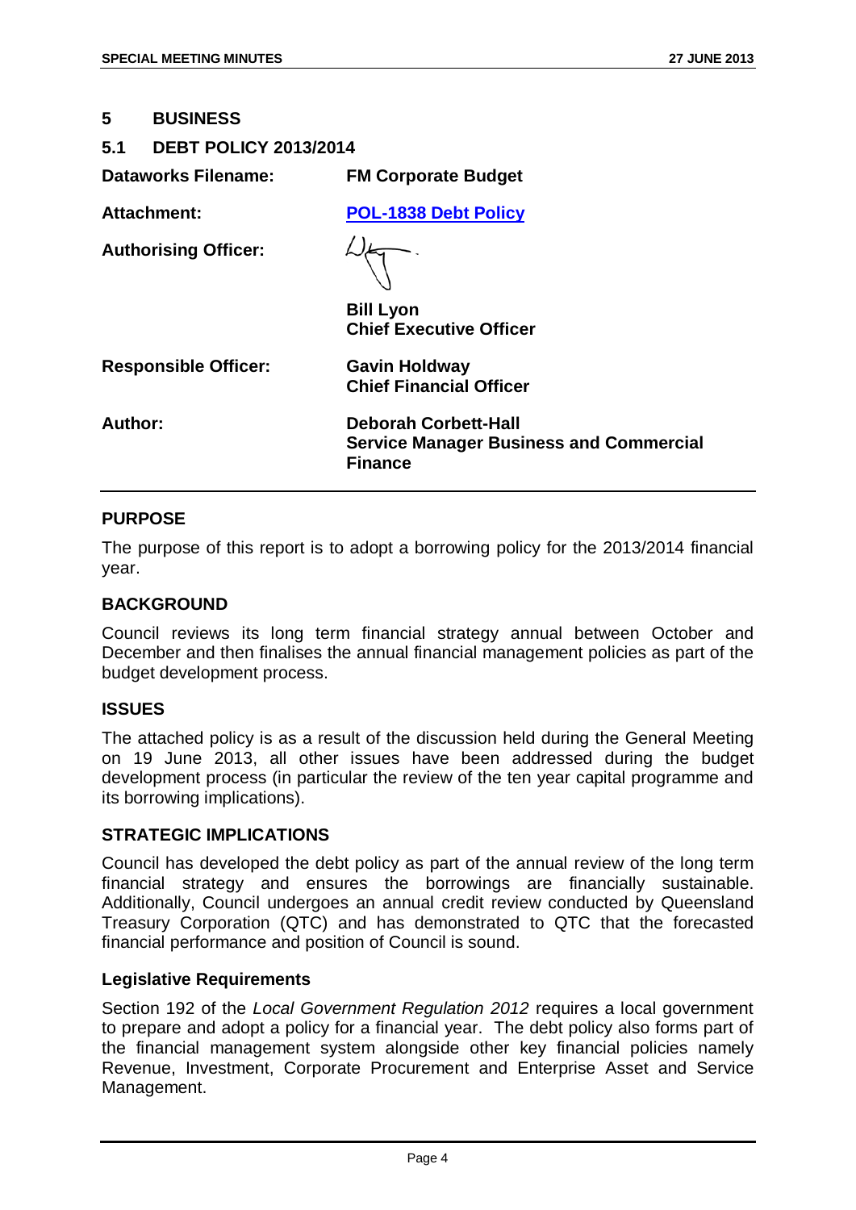## 5 BUSINESS

### 5.1 DEBT POLICY 2013/2014

| | |
|---|---|
| **Dataworks Filename:** | **FM Corporate Budget** |
| **Attachment:** | **POL-1838 Debt Policy** |
| **Authorising Officer:** | **Bill Lyon**<br>**Chief Executive Officer** |
| **Responsible Officer:** | **Gavin Holdway**<br>**Chief Financial Officer** |
| **Author:** | **Deborah Corbett-Hall**<br>**Service Manager Business and Commercial Finance** |

**PURPOSE**

The purpose of this report is to adopt a borrowing policy for the 2013/2014 financial year.

**BACKGROUND**

Council reviews its long term financial strategy annual between October and December and then finalises the annual financial management policies as part of the budget development process.

**ISSUES**

The attached policy is as a result of the discussion held during the General Meeting on 19 June 2013, all other issues have been addressed during the budget development process (in particular the review of the ten year capital programme and its borrowing implications).

**STRATEGIC IMPLICATIONS**

Council has developed the debt policy as part of the annual review of the long term financial strategy and ensures the borrowings are financially sustainable. Additionally, Council undergoes an annual credit review conducted by Queensland Treasury Corporation (QTC) and has demonstrated to QTC that the forecasted financial performance and position of Council is sound.

**Legislative Requirements**

Section 192 of the *Local Government Regulation 2012* requires a local government to prepare and adopt a policy for a financial year. The debt policy also forms part of the financial management system alongside other key financial policies namely Revenue, Investment, Corporate Procurement and Enterprise Asset and Service Management.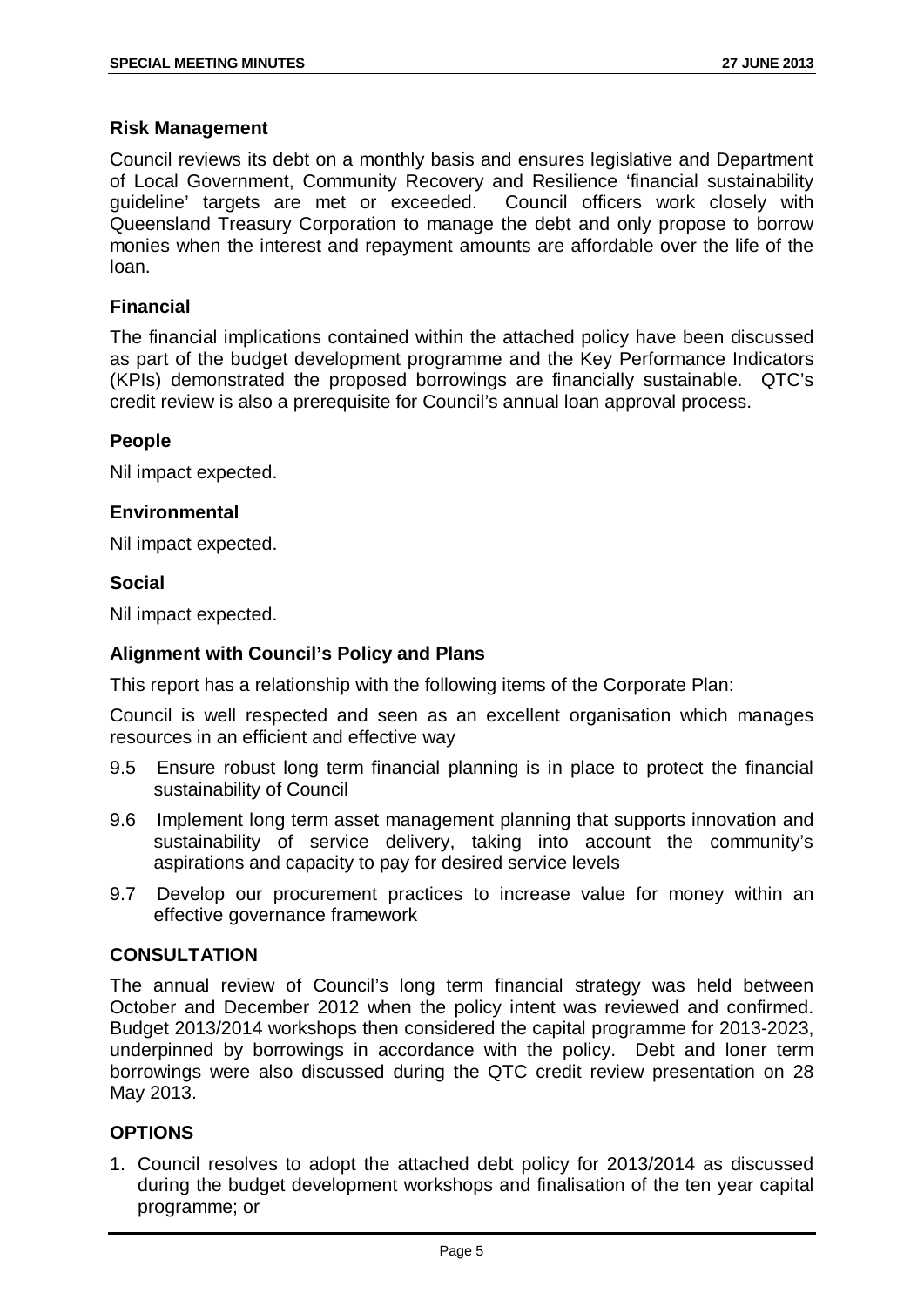### Risk Management

Council reviews its debt on a monthly basis and ensures legislative and Department of Local Government, Community Recovery and Resilience 'financial sustainability guideline' targets are met or exceeded. Council officers work closely with Queensland Treasury Corporation to manage the debt and only propose to borrow monies when the interest and repayment amounts are affordable over the life of the loan.

### Financial

The financial implications contained within the attached policy have been discussed as part of the budget development programme and the Key Performance Indicators (KPIs) demonstrated the proposed borrowings are financially sustainable. QTC's credit review is also a prerequisite for Council's annual loan approval process.

### People

Nil impact expected.

### Environmental

Nil impact expected.

### Social

Nil impact expected.

### Alignment with Council's Policy and Plans

This report has a relationship with the following items of the Corporate Plan:

Council is well respected and seen as an excellent organisation which manages resources in an efficient and effective way

9.5 Ensure robust long term financial planning is in place to protect the financial sustainability of Council

9.6 Implement long term asset management planning that supports innovation and sustainability of service delivery, taking into account the community's aspirations and capacity to pay for desired service levels

9.7 Develop our procurement practices to increase value for money within an effective governance framework

## CONSULTATION

The annual review of Council's long term financial strategy was held between October and December 2012 when the policy intent was reviewed and confirmed. Budget 2013/2014 workshops then considered the capital programme for 2013-2023, underpinned by borrowings in accordance with the policy. Debt and loner term borrowings were also discussed during the QTC credit review presentation on 28 May 2013.

## OPTIONS

1. Council resolves to adopt the attached debt policy for 2013/2014 as discussed during the budget development workshops and finalisation of the ten year capital programme; or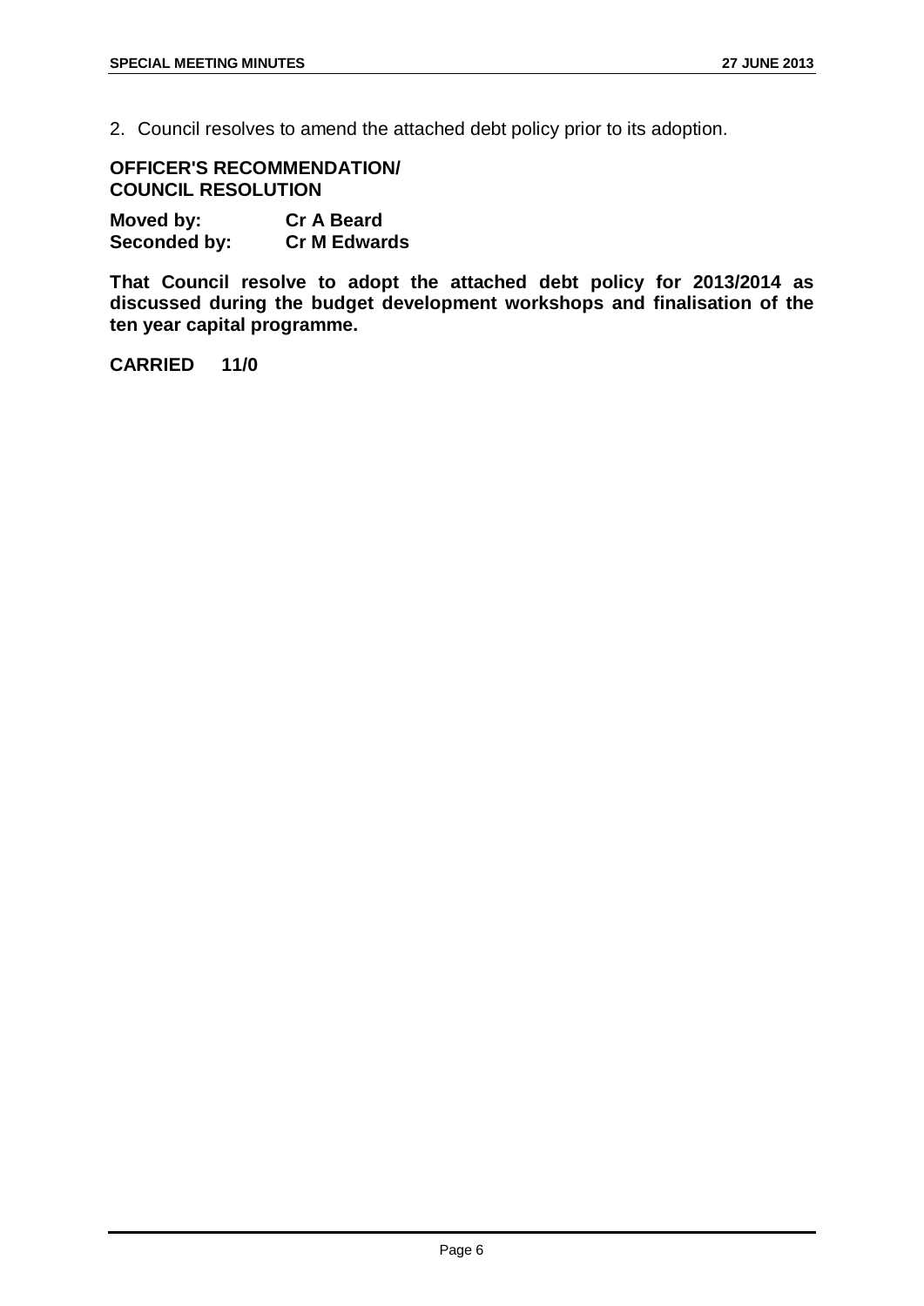2. Council resolves to amend the attached debt policy prior to its adoption.

**OFFICER'S RECOMMENDATION/**
**COUNCIL RESOLUTION**

**Moved by:** **Cr A Beard**
**Seconded by:** **Cr M Edwards**

**That Council resolve to adopt the attached debt policy for 2013/2014 as discussed during the budget development workshops and finalisation of the ten year capital programme.**

**CARRIED 11/0**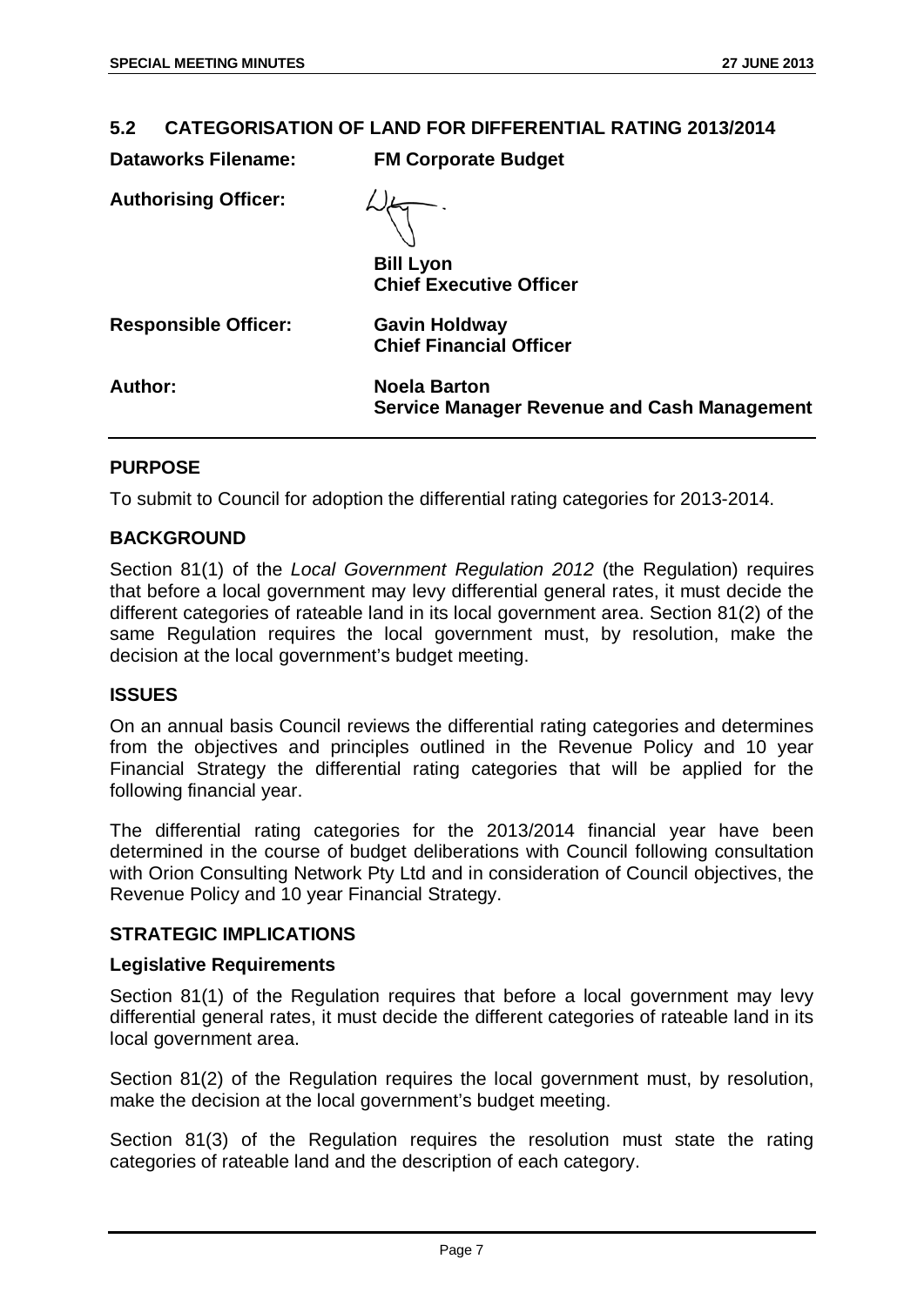## 5.2 CATEGORISATION OF LAND FOR DIFFERENTIAL RATING 2013/2014

**Dataworks Filename:** **FM Corporate Budget**

**Authorising Officer:**

**Bill Lyon**
**Chief Executive Officer**

**Responsible Officer:** **Gavin Holdway**
**Chief Financial Officer**

**Author:** **Noela Barton**
**Service Manager Revenue and Cash Management**

### PURPOSE

To submit to Council for adoption the differential rating categories for 2013-2014.

### BACKGROUND

Section 81(1) of the *Local Government Regulation 2012* (the Regulation) requires that before a local government may levy differential general rates, it must decide the different categories of rateable land in its local government area. Section 81(2) of the same Regulation requires the local government must, by resolution, make the decision at the local government's budget meeting.

### ISSUES

On an annual basis Council reviews the differential rating categories and determines from the objectives and principles outlined in the Revenue Policy and 10 year Financial Strategy the differential rating categories that will be applied for the following financial year.

The differential rating categories for the 2013/2014 financial year have been determined in the course of budget deliberations with Council following consultation with Orion Consulting Network Pty Ltd and in consideration of Council objectives, the Revenue Policy and 10 year Financial Strategy.

### STRATEGIC IMPLICATIONS

#### Legislative Requirements

Section 81(1) of the Regulation requires that before a local government may levy differential general rates, it must decide the different categories of rateable land in its local government area.

Section 81(2) of the Regulation requires the local government must, by resolution, make the decision at the local government's budget meeting.

Section 81(3) of the Regulation requires the resolution must state the rating categories of rateable land and the description of each category.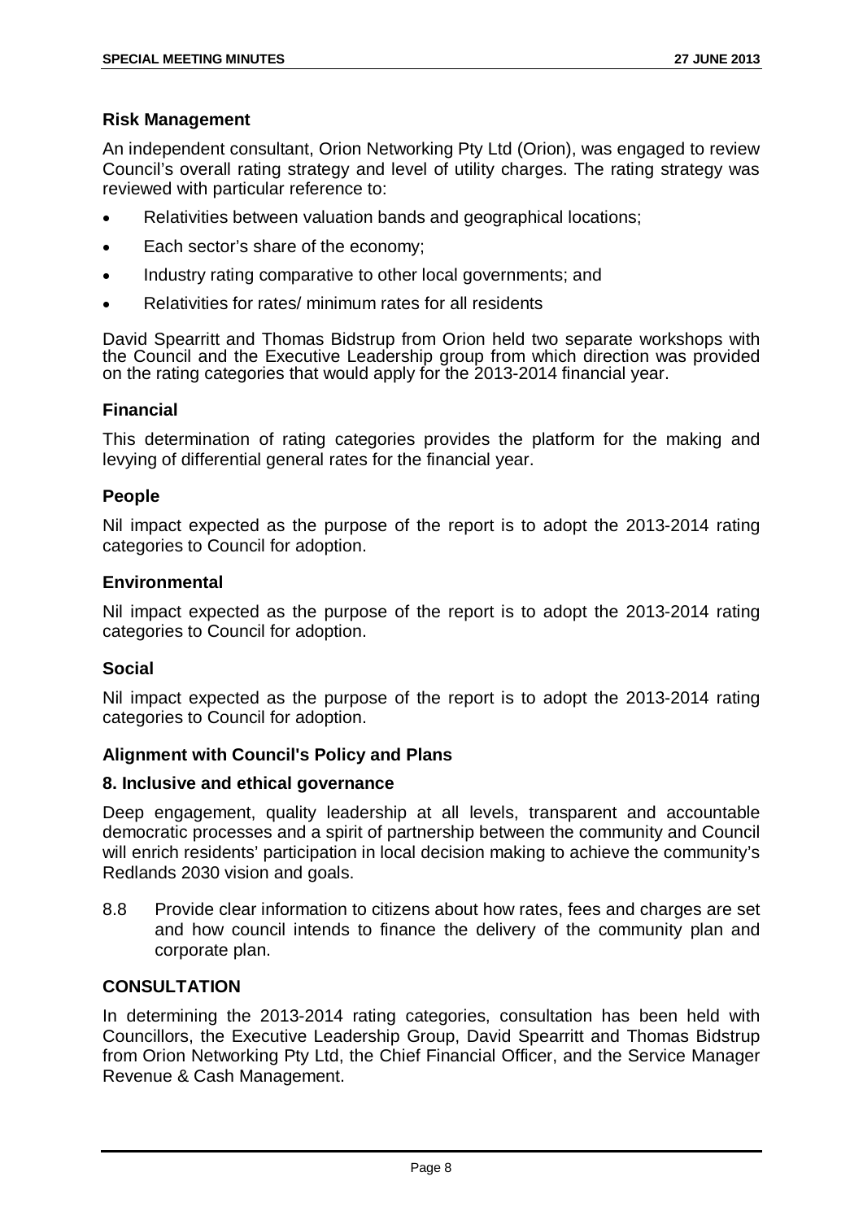### Risk Management

An independent consultant, Orion Networking Pty Ltd (Orion), was engaged to review Council's overall rating strategy and level of utility charges. The rating strategy was reviewed with particular reference to:

- Relativities between valuation bands and geographical locations;
- Each sector's share of the economy;
- Industry rating comparative to other local governments; and
- Relativities for rates/ minimum rates for all residents

David Spearritt and Thomas Bidstrup from Orion held two separate workshops with the Council and the Executive Leadership group from which direction was provided on the rating categories that would apply for the 2013-2014 financial year.

### Financial

This determination of rating categories provides the platform for the making and levying of differential general rates for the financial year.

### People

Nil impact expected as the purpose of the report is to adopt the 2013-2014 rating categories to Council for adoption.

### Environmental

Nil impact expected as the purpose of the report is to adopt the 2013-2014 rating categories to Council for adoption.

### Social

Nil impact expected as the purpose of the report is to adopt the 2013-2014 rating categories to Council for adoption.

### Alignment with Council's Policy and Plans

### 8. Inclusive and ethical governance

Deep engagement, quality leadership at all levels, transparent and accountable democratic processes and a spirit of partnership between the community and Council will enrich residents' participation in local decision making to achieve the community's Redlands 2030 vision and goals.

8.8 Provide clear information to citizens about how rates, fees and charges are set and how council intends to finance the delivery of the community plan and corporate plan.

## CONSULTATION

In determining the 2013-2014 rating categories, consultation has been held with Councillors, the Executive Leadership Group, David Spearritt and Thomas Bidstrup from Orion Networking Pty Ltd, the Chief Financial Officer, and the Service Manager Revenue & Cash Management.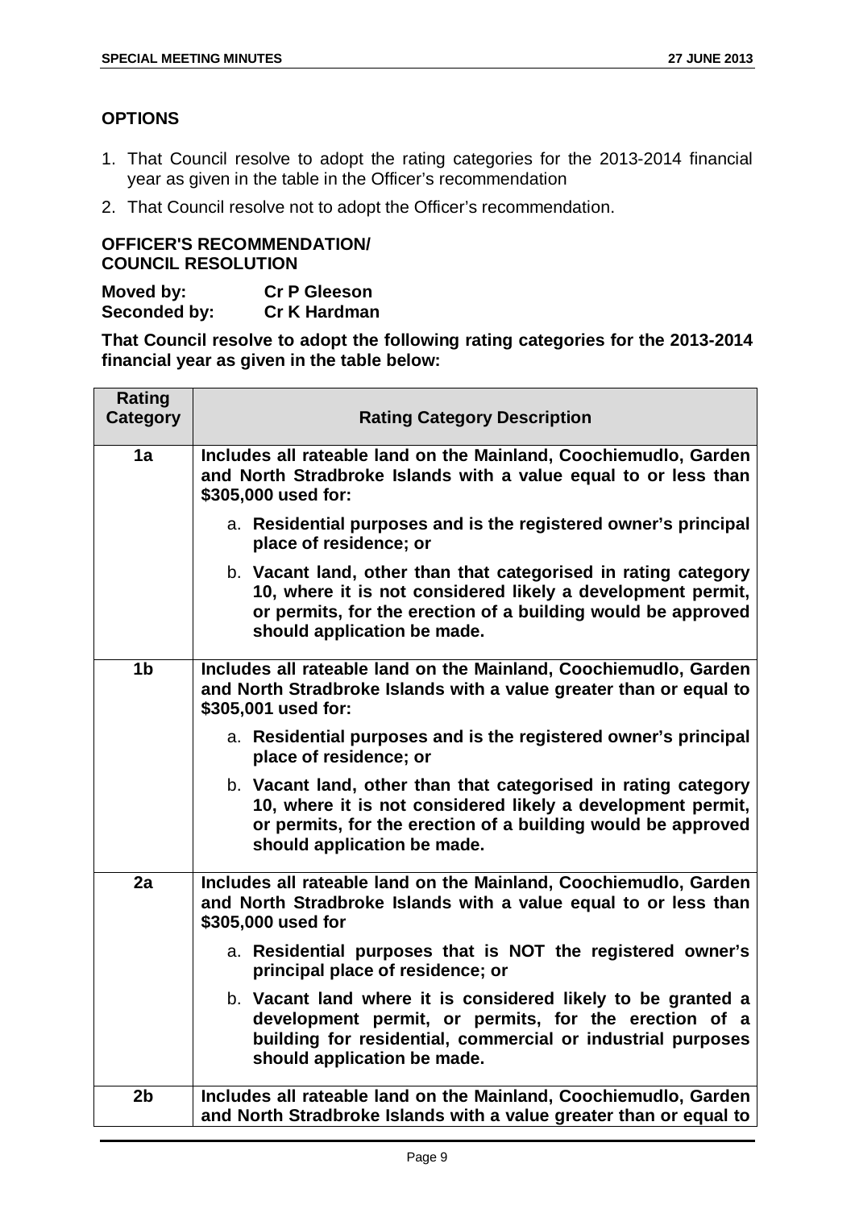## OPTIONS

1. That Council resolve to adopt the rating categories for the 2013-2014 financial year as given in the table in the Officer's recommendation
2. That Council resolve not to adopt the Officer's recommendation.

### OFFICER'S RECOMMENDATION/ COUNCIL RESOLUTION

**Moved by:** **Cr P Gleeson**
**Seconded by:** **Cr K Hardman**

**That Council resolve to adopt the following rating categories for the 2013-2014 financial year as given in the table below:**

| Rating Category | Rating Category Description |
|---|---|
| **1a** | **Includes all rateable land on the Mainland, Coochiemudlo, Garden and North Stradbroke Islands with a value equal to or less than \$305,000 used for:** |
| | a. **Residential purposes and is the registered owner's principal place of residence; or** |
| | b. **Vacant land, other than that categorised in rating category 10, where it is not considered likely a development permit, or permits, for the erection of a building would be approved should application be made.** |
| **1b** | **Includes all rateable land on the Mainland, Coochiemudlo, Garden and North Stradbroke Islands with a value greater than or equal to \$305,001 used for:** |
| | a. **Residential purposes and is the registered owner's principal place of residence; or** |
| | b. **Vacant land, other than that categorised in rating category 10, where it is not considered likely a development permit, or permits, for the erection of a building would be approved should application be made.** |
| **2a** | **Includes all rateable land on the Mainland, Coochiemudlo, Garden and North Stradbroke Islands with a value equal to or less than \$305,000 used for** |
| | a. **Residential purposes that is NOT the registered owner's principal place of residence; or** |
| | b. **Vacant land where it is considered likely to be granted a development permit, or permits, for the erection of a building for residential, commercial or industrial purposes should application be made.** |
| **2b** | **Includes all rateable land on the Mainland, Coochiemudlo, Garden and North Stradbroke Islands with a value greater than or equal to** |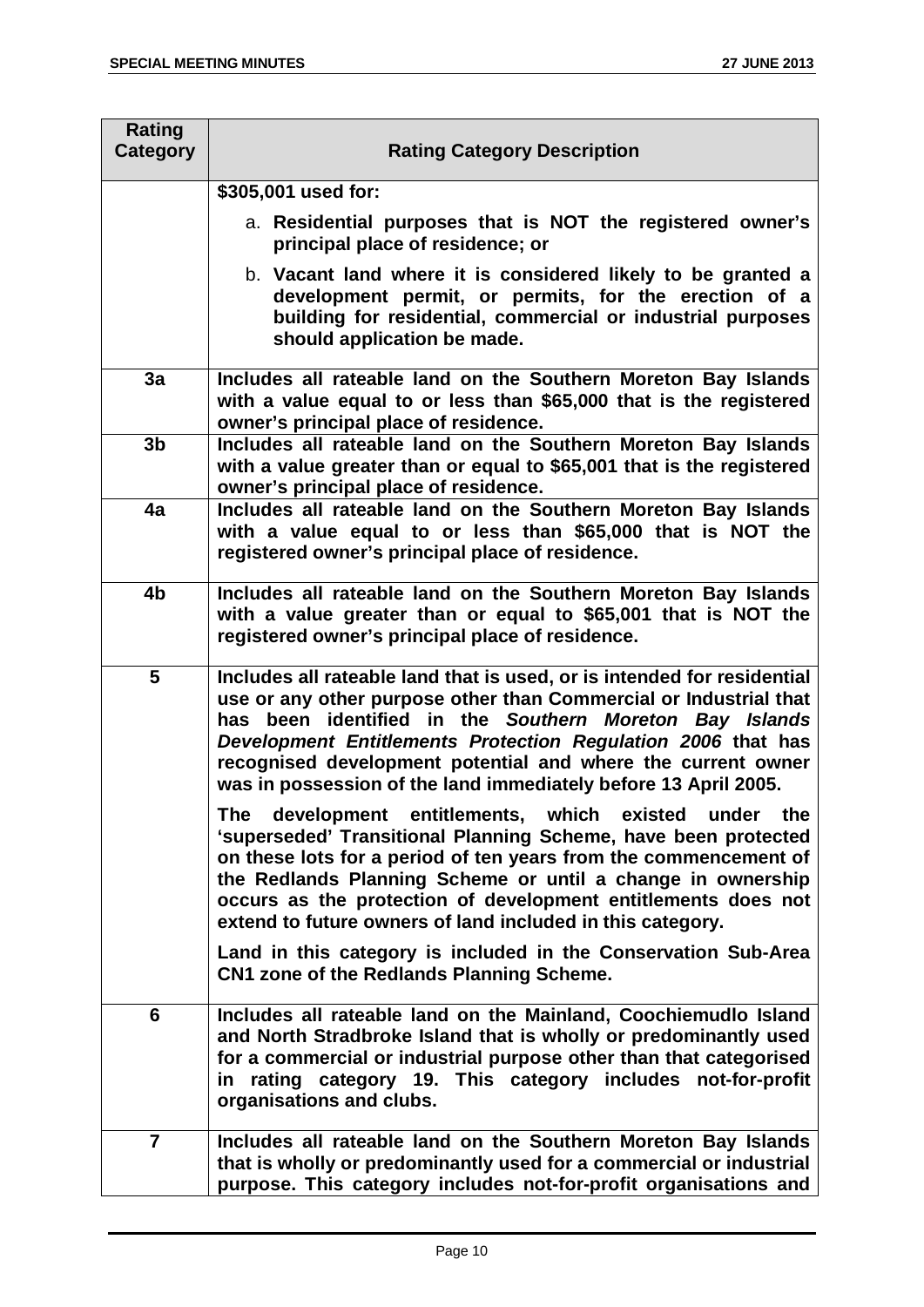| Rating Category | Rating Category Description |
|---|---|
| | **$305,001 used for:**<br>a. **Residential purposes that is NOT the registered owner's principal place of residence; or**<br>b. **Vacant land where it is considered likely to be granted a development permit, or permits, for the erection of a building for residential, commercial or industrial purposes should application be made.** |
| **3a** | **Includes all rateable land on the Southern Moreton Bay Islands with a value equal to or less than $65,000 that is the registered owner's principal place of residence.** |
| **3b** | **Includes all rateable land on the Southern Moreton Bay Islands with a value greater than or equal to $65,001 that is the registered owner's principal place of residence.** |
| **4a** | **Includes all rateable land on the Southern Moreton Bay Islands with a value equal to or less than $65,000 that is NOT the registered owner's principal place of residence.** |
| **4b** | **Includes all rateable land on the Southern Moreton Bay Islands with a value greater than or equal to $65,001 that is NOT the registered owner's principal place of residence.** |
| **5** | **Includes all rateable land that is used, or is intended for residential use or any other purpose other than Commercial or Industrial that has been identified in the *Southern Moreton Bay Islands Development Entitlements Protection Regulation 2006* that has recognised development potential and where the current owner was in possession of the land immediately before 13 April 2005.**<br>**The development entitlements, which existed under the 'superseded' Transitional Planning Scheme, have been protected on these lots for a period of ten years from the commencement of the Redlands Planning Scheme or until a change in ownership occurs as the protection of development entitlements does not extend to future owners of land included in this category.**<br>**Land in this category is included in the Conservation Sub-Area CN1 zone of the Redlands Planning Scheme.** |
| **6** | **Includes all rateable land on the Mainland, Coochiemudlo Island and North Stradbroke Island that is wholly or predominantly used for a commercial or industrial purpose other than that categorised in rating category 19. This category includes not-for-profit organisations and clubs.** |
| **7** | **Includes all rateable land on the Southern Moreton Bay Islands that is wholly or predominantly used for a commercial or industrial purpose. This category includes not-for-profit organisations and** |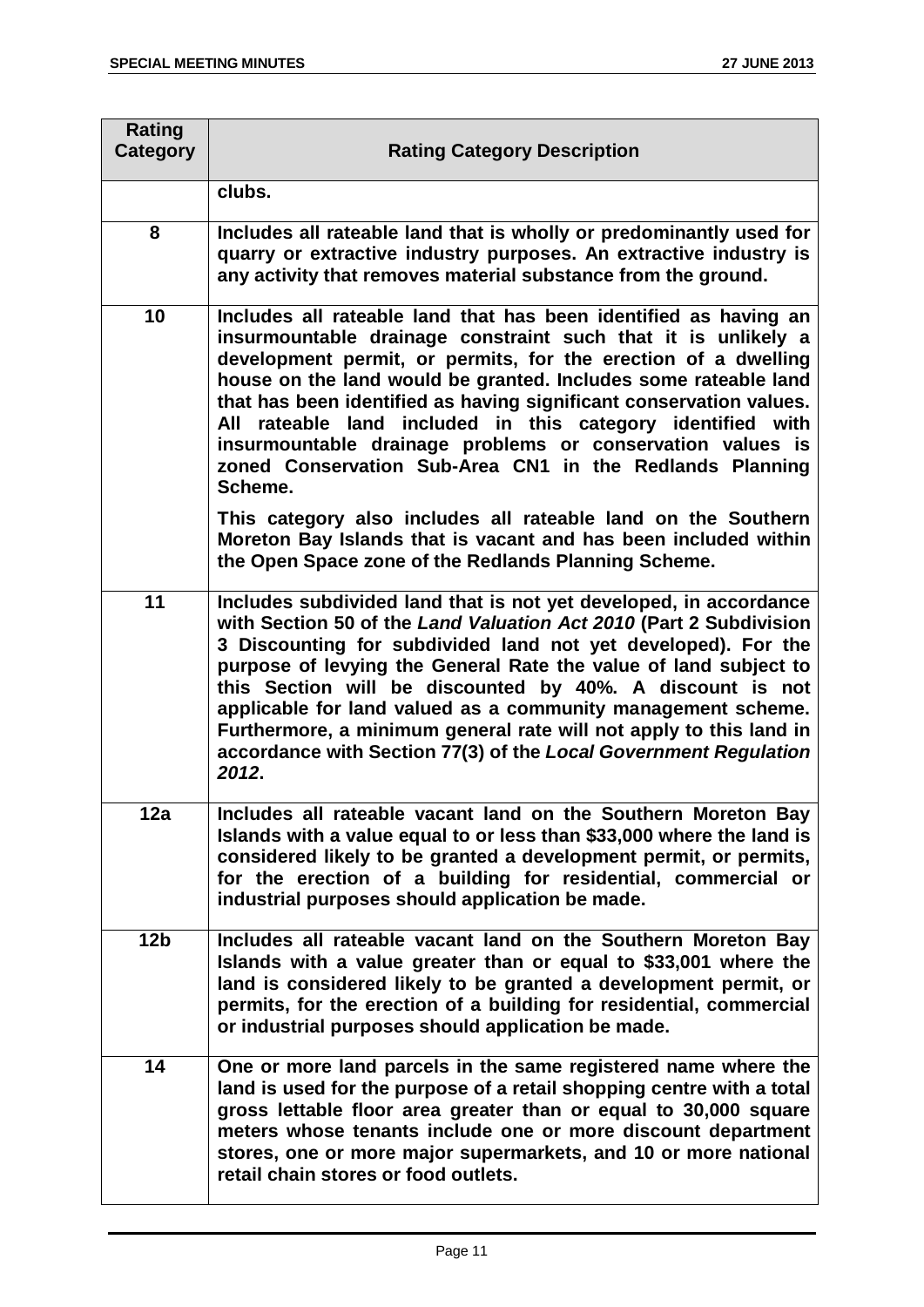| Rating Category | Rating Category Description |
|---|---|
| | **clubs.** |
| **8** | **Includes all rateable land that is wholly or predominantly used for quarry or extractive industry purposes. An extractive industry is any activity that removes material substance from the ground.** |
| **10** | **Includes all rateable land that has been identified as having an insurmountable drainage constraint such that it is unlikely a development permit, or permits, for the erection of a dwelling house on the land would be granted. Includes some rateable land that has been identified as having significant conservation values. All rateable land included in this category identified with insurmountable drainage problems or conservation values is zoned Conservation Sub-Area CN1 in the Redlands Planning Scheme.** <br><br> **This category also includes all rateable land on the Southern Moreton Bay Islands that is vacant and has been included within the Open Space zone of the Redlands Planning Scheme.** |
| **11** | **Includes subdivided land that is not yet developed, in accordance with Section 50 of the *Land Valuation Act 2010* (Part 2 Subdivision 3 Discounting for subdivided land not yet developed). For the purpose of levying the General Rate the value of land subject to this Section will be discounted by 40%. A discount is not applicable for land valued as a community management scheme. Furthermore, a minimum general rate will not apply to this land in accordance with Section 77(3) of the *Local Government Regulation 2012*.** |
| **12a** | **Includes all rateable vacant land on the Southern Moreton Bay Islands with a value equal to or less than $33,000 where the land is considered likely to be granted a development permit, or permits, for the erection of a building for residential, commercial or industrial purposes should application be made.** |
| **12b** | **Includes all rateable vacant land on the Southern Moreton Bay Islands with a value greater than or equal to $33,001 where the land is considered likely to be granted a development permit, or permits, for the erection of a building for residential, commercial or industrial purposes should application be made.** |
| **14** | **One or more land parcels in the same registered name where the land is used for the purpose of a retail shopping centre with a total gross lettable floor area greater than or equal to 30,000 square meters whose tenants include one or more discount department stores, one or more major supermarkets, and 10 or more national retail chain stores or food outlets.** |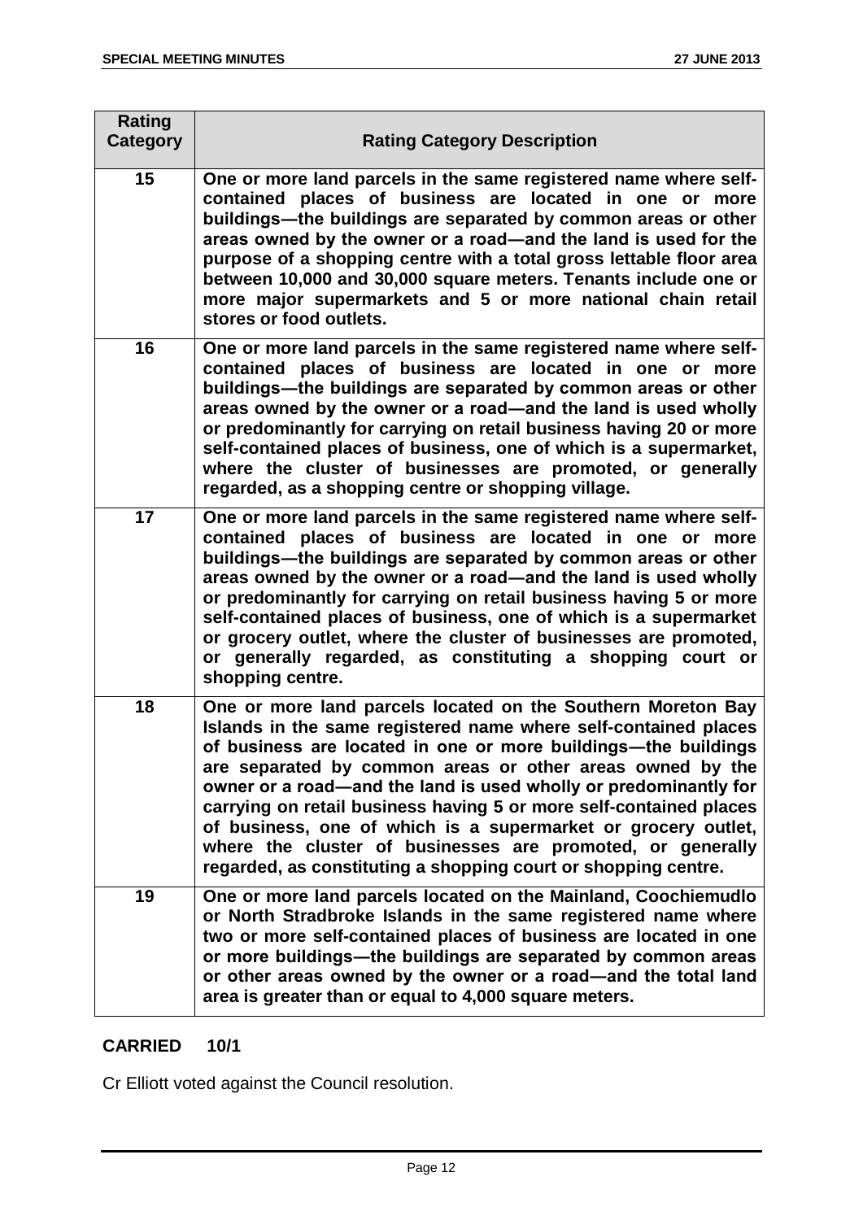| Rating Category | Rating Category Description |
|---|---|
| 15 | One or more land parcels in the same registered name where self-contained places of business are located in one or more buildings—the buildings are separated by common areas or other areas owned by the owner or a road—and the land is used for the purpose of a shopping centre with a total gross lettable floor area between 10,000 and 30,000 square meters. Tenants include one or more major supermarkets and 5 or more national chain retail stores or food outlets. |
| 16 | One or more land parcels in the same registered name where self-contained places of business are located in one or more buildings—the buildings are separated by common areas or other areas owned by the owner or a road—and the land is used wholly or predominantly for carrying on retail business having 20 or more self-contained places of business, one of which is a supermarket, where the cluster of businesses are promoted, or generally regarded, as a shopping centre or shopping village. |
| 17 | One or more land parcels in the same registered name where self-contained places of business are located in one or more buildings—the buildings are separated by common areas or other areas owned by the owner or a road—and the land is used wholly or predominantly for carrying on retail business having 5 or more self-contained places of business, one of which is a supermarket or grocery outlet, where the cluster of businesses are promoted, or generally regarded, as constituting a shopping court or shopping centre. |
| 18 | One or more land parcels located on the Southern Moreton Bay Islands in the same registered name where self-contained places of business are located in one or more buildings—the buildings are separated by common areas or other areas owned by the owner or a road—and the land is used wholly or predominantly for carrying on retail business having 5 or more self-contained places of business, one of which is a supermarket or grocery outlet, where the cluster of businesses are promoted, or generally regarded, as constituting a shopping court or shopping centre. |
| 19 | One or more land parcels located on the Mainland, Coochiemudlo or North Stradbroke Islands in the same registered name where two or more self-contained places of business are located in one or more buildings—the buildings are separated by common areas or other areas owned by the owner or a road—and the total land area is greater than or equal to 4,000 square meters. |

**CARRIED 10/1**

Cr Elliott voted against the Council resolution.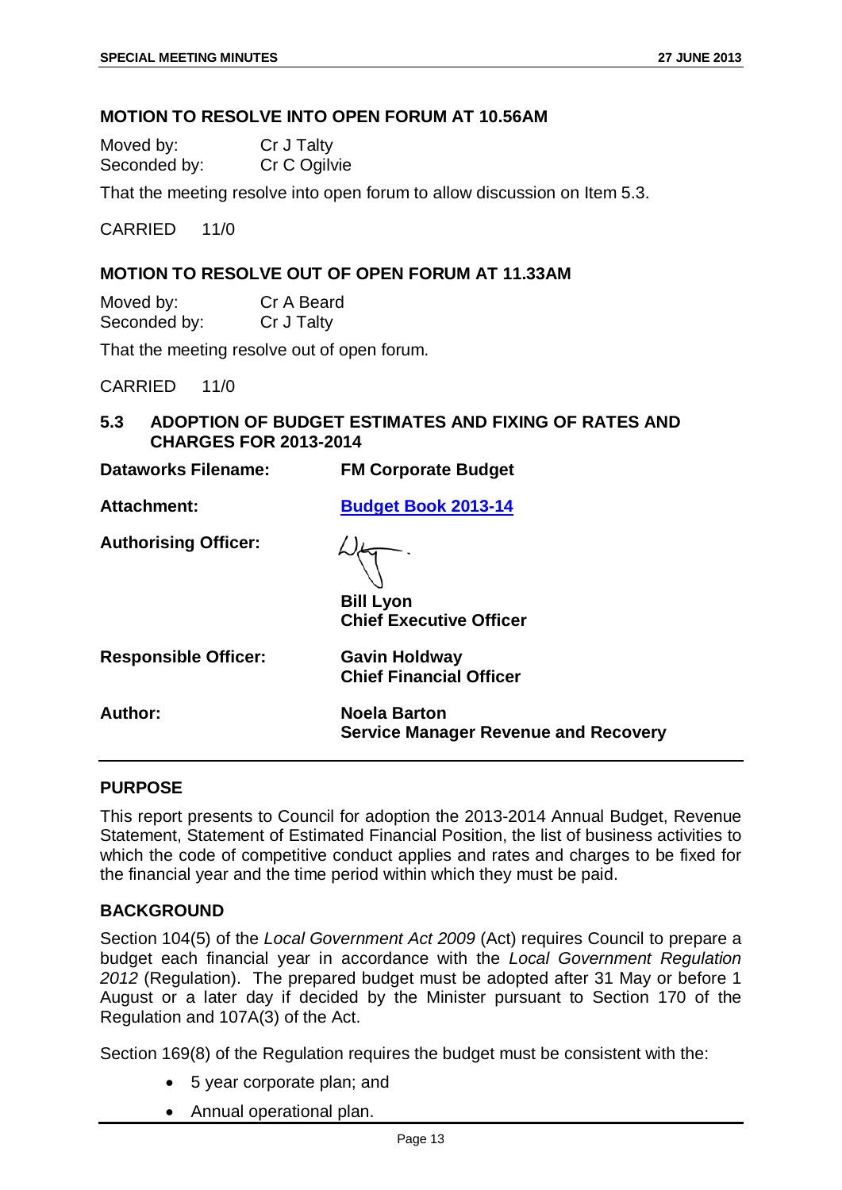### MOTION TO RESOLVE INTO OPEN FORUM AT 10.56AM

Moved by: Cr J Talty
Seconded by: Cr C Ogilvie

That the meeting resolve into open forum to allow discussion on Item 5.3.

CARRIED 11/0

### MOTION TO RESOLVE OUT OF OPEN FORUM AT 11.33AM

Moved by: Cr A Beard
Seconded by: Cr J Talty

That the meeting resolve out of open forum.

CARRIED 11/0

## 5.3 ADOPTION OF BUDGET ESTIMATES AND FIXING OF RATES AND CHARGES FOR 2013-2014

**Dataworks Filename:** **FM Corporate Budget**

**Attachment:** **Budget Book 2013-14**

**Authorising Officer:**

**Bill Lyon**
**Chief Executive Officer**

**Responsible Officer:** **Gavin Holdway**
**Chief Financial Officer**

**Author:** **Noela Barton**
**Service Manager Revenue and Recovery**

### PURPOSE

This report presents to Council for adoption the 2013-2014 Annual Budget, Revenue Statement, Statement of Estimated Financial Position, the list of business activities to which the code of competitive conduct applies and rates and charges to be fixed for the financial year and the time period within which they must be paid.

### BACKGROUND

Section 104(5) of the *Local Government Act 2009* (Act) requires Council to prepare a budget each financial year in accordance with the *Local Government Regulation 2012* (Regulation). The prepared budget must be adopted after 31 May or before 1 August or a later day if decided by the Minister pursuant to Section 170 of the Regulation and 107A(3) of the Act.

Section 169(8) of the Regulation requires the budget must be consistent with the:

- 5 year corporate plan; and
- Annual operational plan.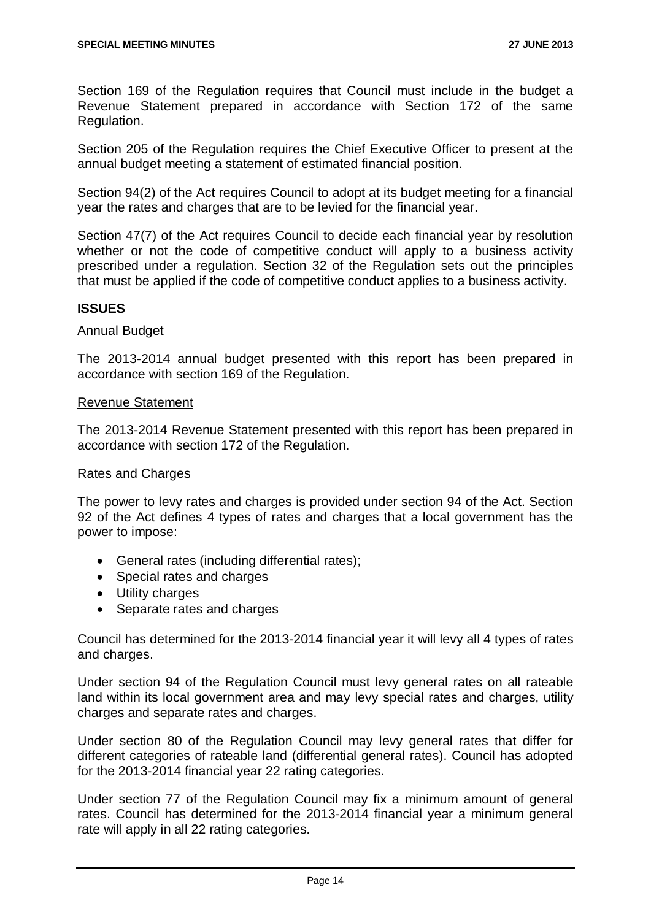Section 169 of the Regulation requires that Council must include in the budget a Revenue Statement prepared in accordance with Section 172 of the same Regulation.

Section 205 of the Regulation requires the Chief Executive Officer to present at the annual budget meeting a statement of estimated financial position.

Section 94(2) of the Act requires Council to adopt at its budget meeting for a financial year the rates and charges that are to be levied for the financial year.

Section 47(7) of the Act requires Council to decide each financial year by resolution whether or not the code of competitive conduct will apply to a business activity prescribed under a regulation. Section 32 of the Regulation sets out the principles that must be applied if the code of competitive conduct applies to a business activity.

## ISSUES

### Annual Budget

The 2013-2014 annual budget presented with this report has been prepared in accordance with section 169 of the Regulation.

### Revenue Statement

The 2013-2014 Revenue Statement presented with this report has been prepared in accordance with section 172 of the Regulation.

### Rates and Charges

The power to levy rates and charges is provided under section 94 of the Act. Section 92 of the Act defines 4 types of rates and charges that a local government has the power to impose:

- General rates (including differential rates);
- Special rates and charges
- Utility charges
- Separate rates and charges

Council has determined for the 2013-2014 financial year it will levy all 4 types of rates and charges.

Under section 94 of the Regulation Council must levy general rates on all rateable land within its local government area and may levy special rates and charges, utility charges and separate rates and charges.

Under section 80 of the Regulation Council may levy general rates that differ for different categories of rateable land (differential general rates). Council has adopted for the 2013-2014 financial year 22 rating categories.

Under section 77 of the Regulation Council may fix a minimum amount of general rates. Council has determined for the 2013-2014 financial year a minimum general rate will apply in all 22 rating categories.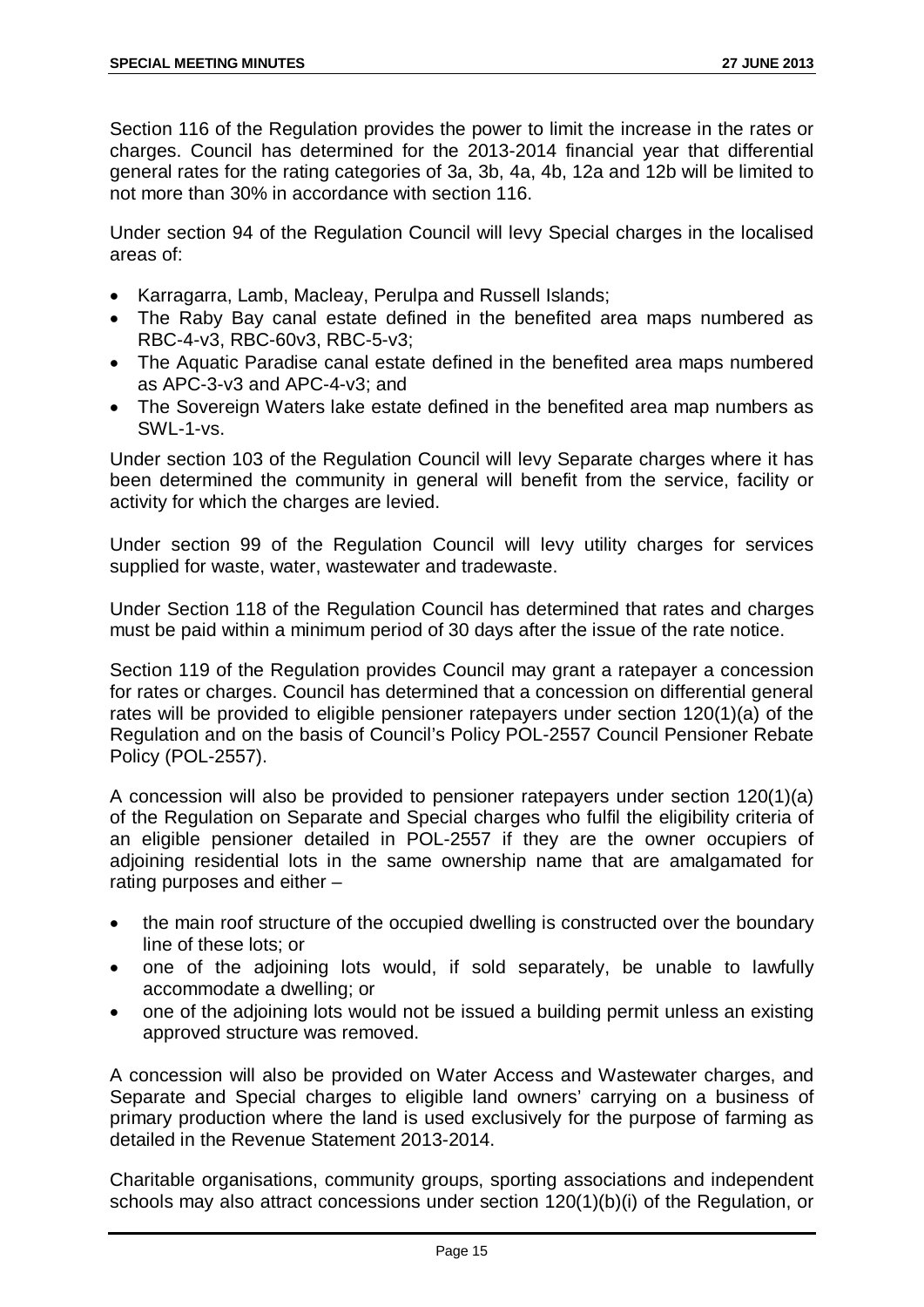Section 116 of the Regulation provides the power to limit the increase in the rates or charges. Council has determined for the 2013-2014 financial year that differential general rates for the rating categories of 3a, 3b, 4a, 4b, 12a and 12b will be limited to not more than 30% in accordance with section 116.

Under section 94 of the Regulation Council will levy Special charges in the localised areas of:

- Karragarra, Lamb, Macleay, Perulpa and Russell Islands;
- The Raby Bay canal estate defined in the benefited area maps numbered as RBC-4-v3, RBC-60v3, RBC-5-v3;
- The Aquatic Paradise canal estate defined in the benefited area maps numbered as APC-3-v3 and APC-4-v3; and
- The Sovereign Waters lake estate defined in the benefited area map numbers as SWL-1-vs.

Under section 103 of the Regulation Council will levy Separate charges where it has been determined the community in general will benefit from the service, facility or activity for which the charges are levied.

Under section 99 of the Regulation Council will levy utility charges for services supplied for waste, water, wastewater and tradewaste.

Under Section 118 of the Regulation Council has determined that rates and charges must be paid within a minimum period of 30 days after the issue of the rate notice.

Section 119 of the Regulation provides Council may grant a ratepayer a concession for rates or charges. Council has determined that a concession on differential general rates will be provided to eligible pensioner ratepayers under section 120(1)(a) of the Regulation and on the basis of Council's Policy POL-2557 Council Pensioner Rebate Policy (POL-2557).

A concession will also be provided to pensioner ratepayers under section 120(1)(a) of the Regulation on Separate and Special charges who fulfil the eligibility criteria of an eligible pensioner detailed in POL-2557 if they are the owner occupiers of adjoining residential lots in the same ownership name that are amalgamated for rating purposes and either –

- the main roof structure of the occupied dwelling is constructed over the boundary line of these lots; or
- one of the adjoining lots would, if sold separately, be unable to lawfully accommodate a dwelling; or
- one of the adjoining lots would not be issued a building permit unless an existing approved structure was removed.

A concession will also be provided on Water Access and Wastewater charges, and Separate and Special charges to eligible land owners' carrying on a business of primary production where the land is used exclusively for the purpose of farming as detailed in the Revenue Statement 2013-2014.

Charitable organisations, community groups, sporting associations and independent schools may also attract concessions under section 120(1)(b)(i) of the Regulation, or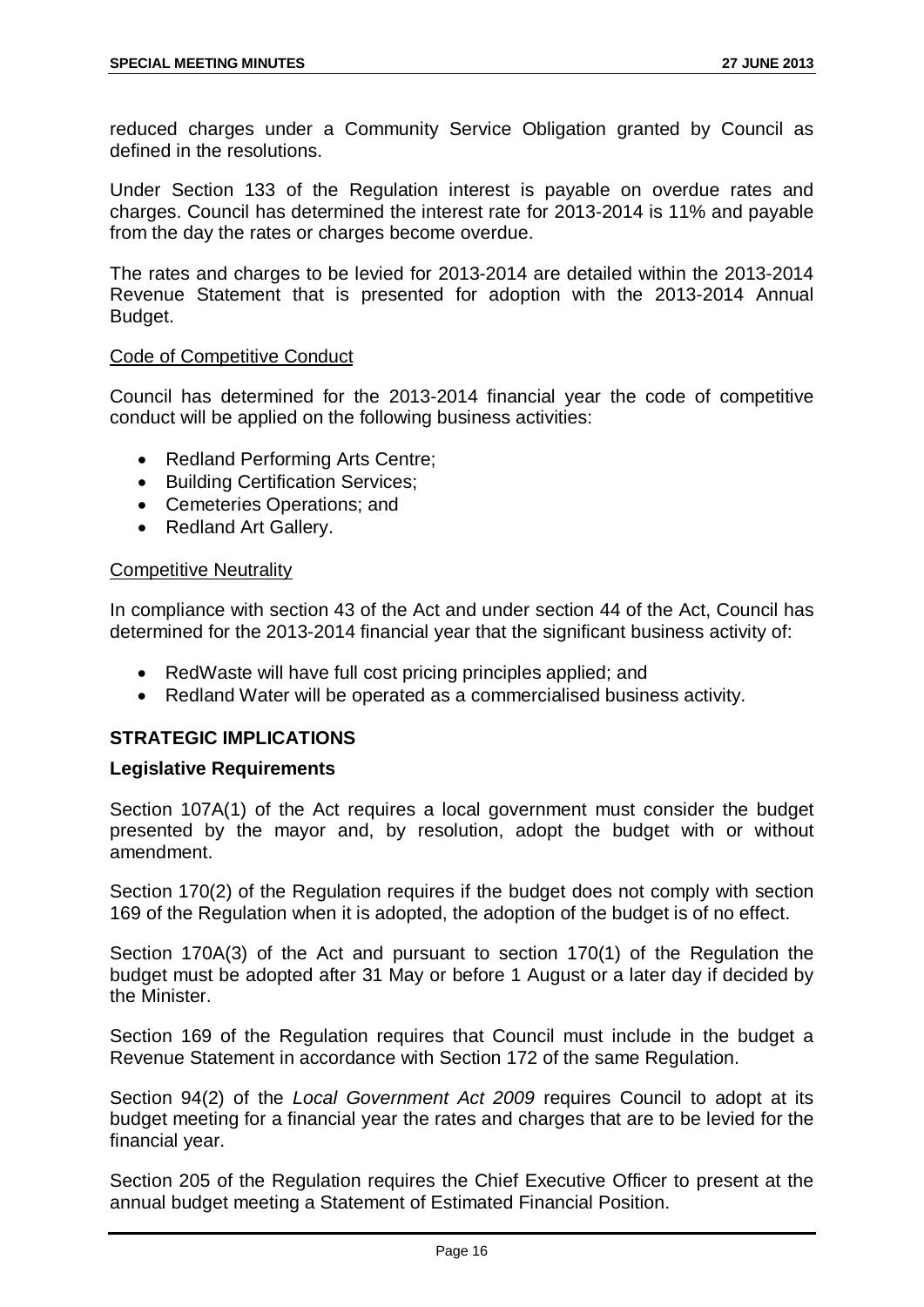reduced charges under a Community Service Obligation granted by Council as defined in the resolutions.

Under Section 133 of the Regulation interest is payable on overdue rates and charges. Council has determined the interest rate for 2013-2014 is 11% and payable from the day the rates or charges become overdue.

The rates and charges to be levied for 2013-2014 are detailed within the 2013-2014 Revenue Statement that is presented for adoption with the 2013-2014 Annual Budget.

Code of Competitive Conduct

Council has determined for the 2013-2014 financial year the code of competitive conduct will be applied on the following business activities:

- Redland Performing Arts Centre;
- Building Certification Services;
- Cemeteries Operations; and
- Redland Art Gallery.

Competitive Neutrality

In compliance with section 43 of the Act and under section 44 of the Act, Council has determined for the 2013-2014 financial year that the significant business activity of:

- RedWaste will have full cost pricing principles applied; and
- Redland Water will be operated as a commercialised business activity.

## STRATEGIC IMPLICATIONS

### Legislative Requirements

Section 107A(1) of the Act requires a local government must consider the budget presented by the mayor and, by resolution, adopt the budget with or without amendment.

Section 170(2) of the Regulation requires if the budget does not comply with section 169 of the Regulation when it is adopted, the adoption of the budget is of no effect.

Section 170A(3) of the Act and pursuant to section 170(1) of the Regulation the budget must be adopted after 31 May or before 1 August or a later day if decided by the Minister.

Section 169 of the Regulation requires that Council must include in the budget a Revenue Statement in accordance with Section 172 of the same Regulation.

Section 94(2) of the *Local Government Act 2009* requires Council to adopt at its budget meeting for a financial year the rates and charges that are to be levied for the financial year.

Section 205 of the Regulation requires the Chief Executive Officer to present at the annual budget meeting a Statement of Estimated Financial Position.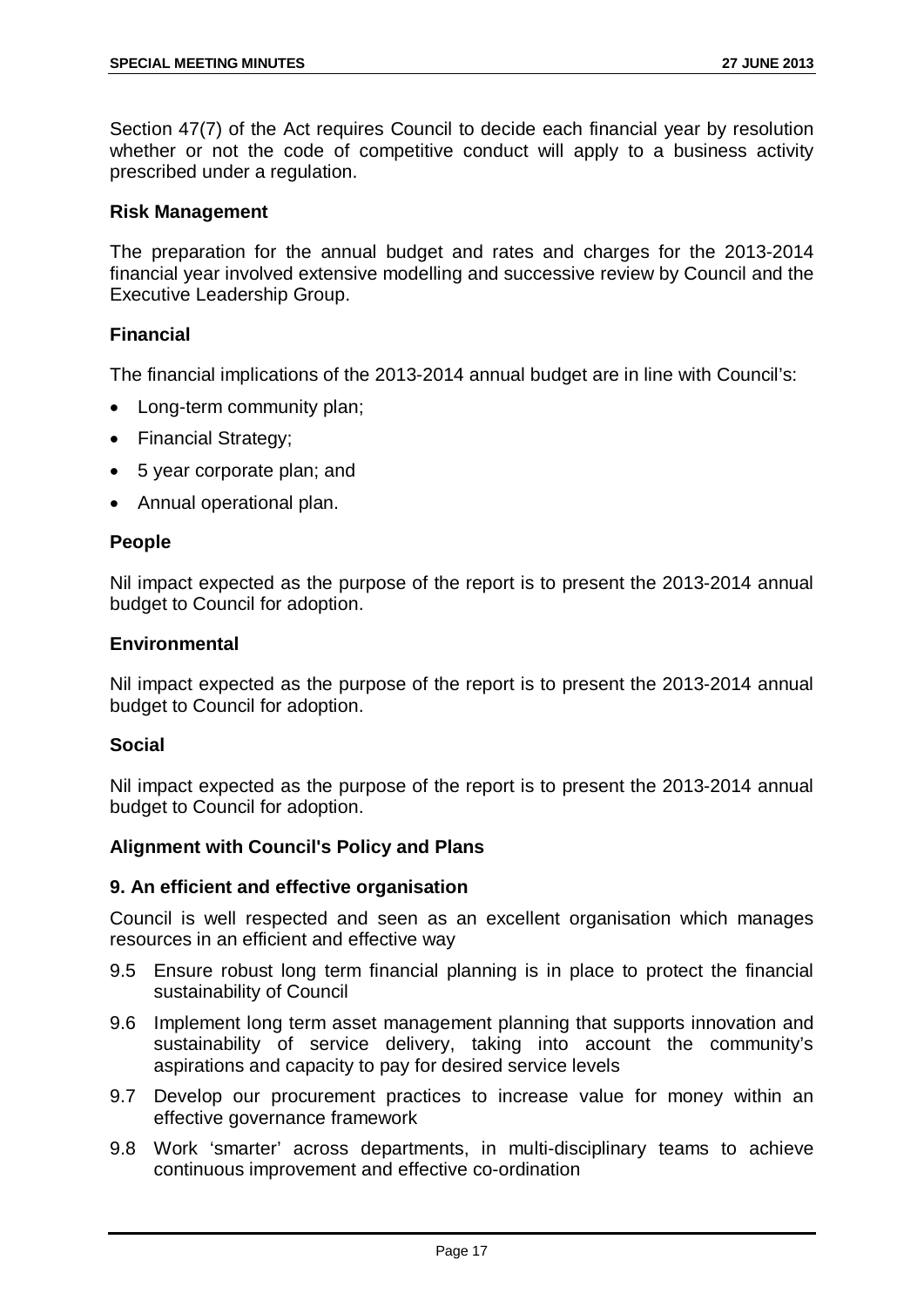Section 47(7) of the Act requires Council to decide each financial year by resolution whether or not the code of competitive conduct will apply to a business activity prescribed under a regulation.

### Risk Management

The preparation for the annual budget and rates and charges for the 2013-2014 financial year involved extensive modelling and successive review by Council and the Executive Leadership Group.

### Financial

The financial implications of the 2013-2014 annual budget are in line with Council's:

- Long-term community plan;
- Financial Strategy;
- 5 year corporate plan; and
- Annual operational plan.

### People

Nil impact expected as the purpose of the report is to present the 2013-2014 annual budget to Council for adoption.

### Environmental

Nil impact expected as the purpose of the report is to present the 2013-2014 annual budget to Council for adoption.

### Social

Nil impact expected as the purpose of the report is to present the 2013-2014 annual budget to Council for adoption.

### Alignment with Council's Policy and Plans

### 9. An efficient and effective organisation

Council is well respected and seen as an excellent organisation which manages resources in an efficient and effective way

- 9.5 Ensure robust long term financial planning is in place to protect the financial sustainability of Council
- 9.6 Implement long term asset management planning that supports innovation and sustainability of service delivery, taking into account the community's aspirations and capacity to pay for desired service levels
- 9.7 Develop our procurement practices to increase value for money within an effective governance framework
- 9.8 Work 'smarter' across departments, in multi-disciplinary teams to achieve continuous improvement and effective co-ordination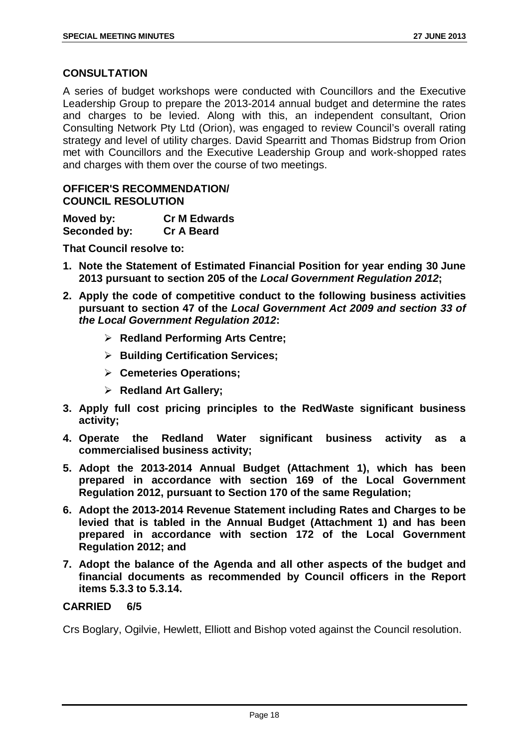## CONSULTATION

A series of budget workshops were conducted with Councillors and the Executive Leadership Group to prepare the 2013-2014 annual budget and determine the rates and charges to be levied. Along with this, an independent consultant, Orion Consulting Network Pty Ltd (Orion), was engaged to review Council's overall rating strategy and level of utility charges. David Spearritt and Thomas Bidstrup from Orion met with Councillors and the Executive Leadership Group and work-shopped rates and charges with them over the course of two meetings.

## OFFICER'S RECOMMENDATION/ COUNCIL RESOLUTION

**Moved by:** **Cr M Edwards**
**Seconded by:** **Cr A Beard**

**That Council resolve to:**

1. **Note the Statement of Estimated Financial Position for year ending 30 June 2013 pursuant to section 205 of the *Local Government Regulation 2012*;**
2. **Apply the code of competitive conduct to the following business activities pursuant to section 47 of the *Local Government Act 2009 and section 33 of the Local Government Regulation 2012*:**
   - **Redland Performing Arts Centre;**
   - **Building Certification Services;**
   - **Cemeteries Operations;**
   - **Redland Art Gallery;**
3. **Apply full cost pricing principles to the RedWaste significant business activity;**
4. **Operate the Redland Water significant business activity as a commercialised business activity;**
5. **Adopt the 2013-2014 Annual Budget (Attachment 1), which has been prepared in accordance with section 169 of the Local Government Regulation 2012, pursuant to Section 170 of the same Regulation;**
6. **Adopt the 2013-2014 Revenue Statement including Rates and Charges to be levied that is tabled in the Annual Budget (Attachment 1) and has been prepared in accordance with section 172 of the Local Government Regulation 2012; and**
7. **Adopt the balance of the Agenda and all other aspects of the budget and financial documents as recommended by Council officers in the Report items 5.3.3 to 5.3.14.**

**CARRIED 6/5**

Crs Boglary, Ogilvie, Hewlett, Elliott and Bishop voted against the Council resolution.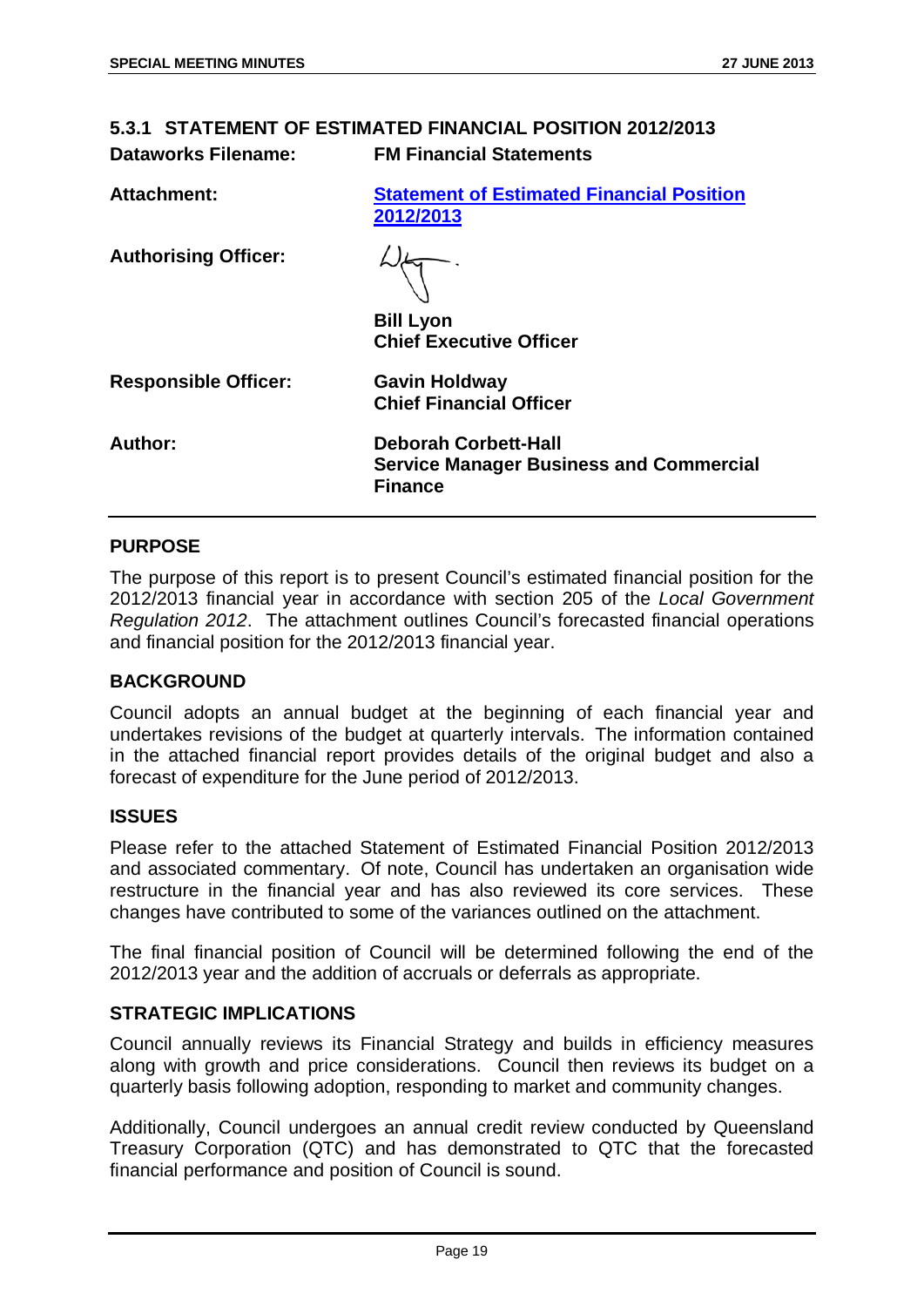### 5.3.1 STATEMENT OF ESTIMATED FINANCIAL POSITION 2012/2013

| | |
|---|---|
| **Dataworks Filename:** | **FM Financial Statements** |
| **Attachment:** | **Statement of Estimated Financial Position 2012/2013** |
| **Authorising Officer:** | **Bill Lyon**<br>**Chief Executive Officer** |
| **Responsible Officer:** | **Gavin Holdway**<br>**Chief Financial Officer** |
| **Author:** | **Deborah Corbett-Hall**<br>**Service Manager Business and Commercial Finance** |

## PURPOSE

The purpose of this report is to present Council's estimated financial position for the 2012/2013 financial year in accordance with section 205 of the *Local Government Regulation 2012*. The attachment outlines Council's forecasted financial operations and financial position for the 2012/2013 financial year.

## BACKGROUND

Council adopts an annual budget at the beginning of each financial year and undertakes revisions of the budget at quarterly intervals. The information contained in the attached financial report provides details of the original budget and also a forecast of expenditure for the June period of 2012/2013.

## ISSUES

Please refer to the attached Statement of Estimated Financial Position 2012/2013 and associated commentary. Of note, Council has undertaken an organisation wide restructure in the financial year and has also reviewed its core services. These changes have contributed to some of the variances outlined on the attachment.

The final financial position of Council will be determined following the end of the 2012/2013 year and the addition of accruals or deferrals as appropriate.

## STRATEGIC IMPLICATIONS

Council annually reviews its Financial Strategy and builds in efficiency measures along with growth and price considerations. Council then reviews its budget on a quarterly basis following adoption, responding to market and community changes.

Additionally, Council undergoes an annual credit review conducted by Queensland Treasury Corporation (QTC) and has demonstrated to QTC that the forecasted financial performance and position of Council is sound.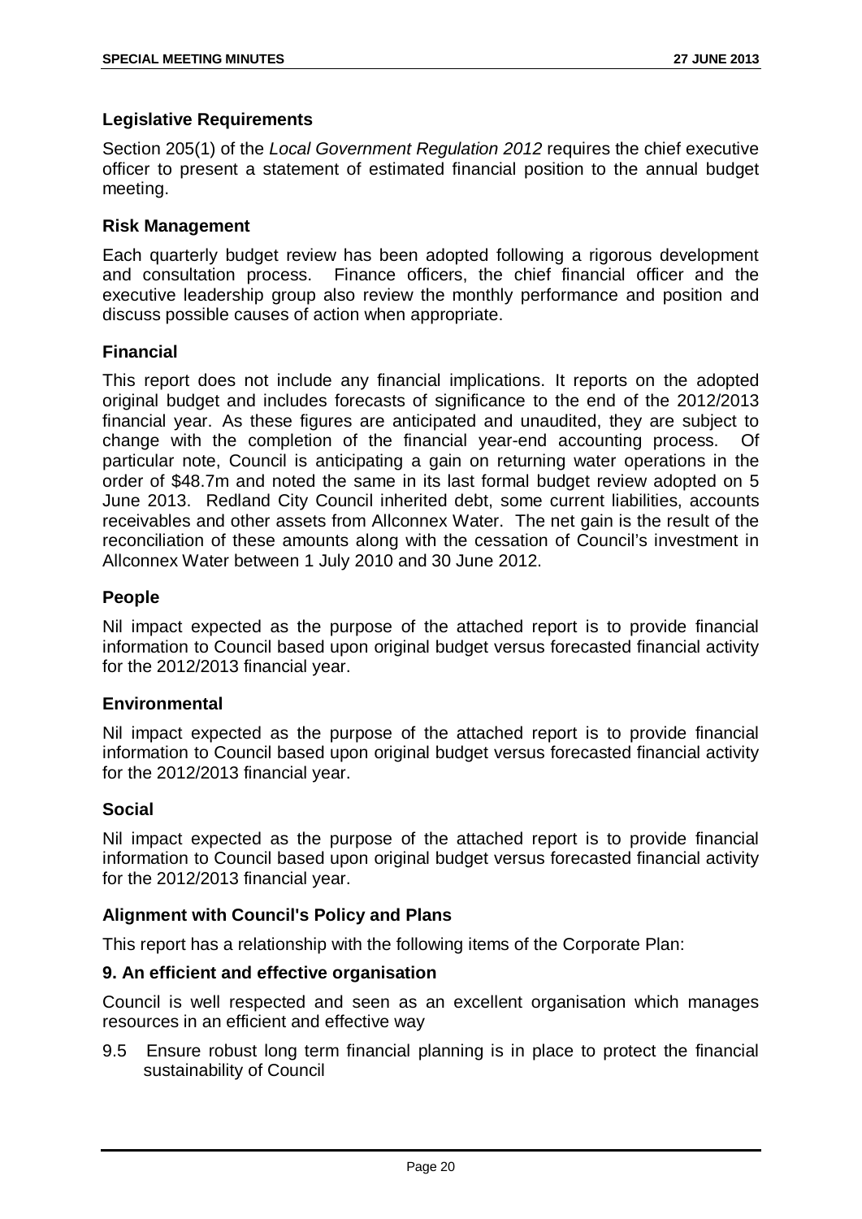**Legislative Requirements**

Section 205(1) of the *Local Government Regulation 2012* requires the chief executive officer to present a statement of estimated financial position to the annual budget meeting.

**Risk Management**

Each quarterly budget review has been adopted following a rigorous development and consultation process. Finance officers, the chief financial officer and the executive leadership group also review the monthly performance and position and discuss possible causes of action when appropriate.

**Financial**

This report does not include any financial implications. It reports on the adopted original budget and includes forecasts of significance to the end of the 2012/2013 financial year. As these figures are anticipated and unaudited, they are subject to change with the completion of the financial year-end accounting process. Of particular note, Council is anticipating a gain on returning water operations in the order of $48.7m and noted the same in its last formal budget review adopted on 5 June 2013. Redland City Council inherited debt, some current liabilities, accounts receivables and other assets from Allconnex Water. The net gain is the result of the reconciliation of these amounts along with the cessation of Council's investment in Allconnex Water between 1 July 2010 and 30 June 2012.

**People**

Nil impact expected as the purpose of the attached report is to provide financial information to Council based upon original budget versus forecasted financial activity for the 2012/2013 financial year.

**Environmental**

Nil impact expected as the purpose of the attached report is to provide financial information to Council based upon original budget versus forecasted financial activity for the 2012/2013 financial year.

**Social**

Nil impact expected as the purpose of the attached report is to provide financial information to Council based upon original budget versus forecasted financial activity for the 2012/2013 financial year.

**Alignment with Council's Policy and Plans**

This report has a relationship with the following items of the Corporate Plan:

**9. An efficient and effective organisation**

Council is well respected and seen as an excellent organisation which manages resources in an efficient and effective way

9.5 Ensure robust long term financial planning is in place to protect the financial sustainability of Council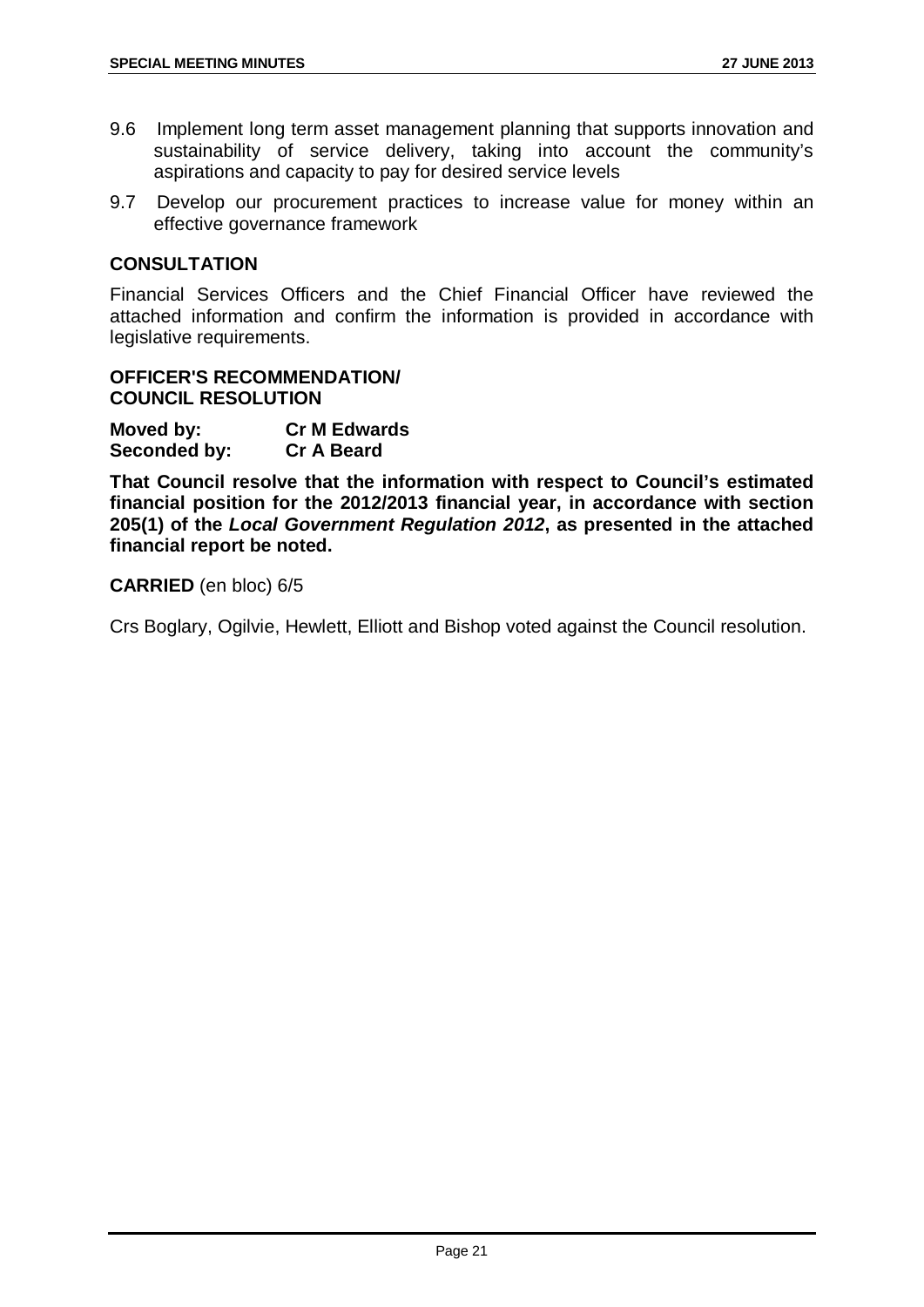9.6 Implement long term asset management planning that supports innovation and sustainability of service delivery, taking into account the community's aspirations and capacity to pay for desired service levels

9.7 Develop our procurement practices to increase value for money within an effective governance framework

## CONSULTATION

Financial Services Officers and the Chief Financial Officer have reviewed the attached information and confirm the information is provided in accordance with legislative requirements.

## OFFICER'S RECOMMENDATION/ COUNCIL RESOLUTION

**Moved by:** **Cr M Edwards**
**Seconded by:** **Cr A Beard**

**That Council resolve that the information with respect to Council's estimated financial position for the 2012/2013 financial year, in accordance with section 205(1) of the *Local Government Regulation 2012*, as presented in the attached financial report be noted.**

**CARRIED** (en bloc) 6/5

Crs Boglary, Ogilvie, Hewlett, Elliott and Bishop voted against the Council resolution.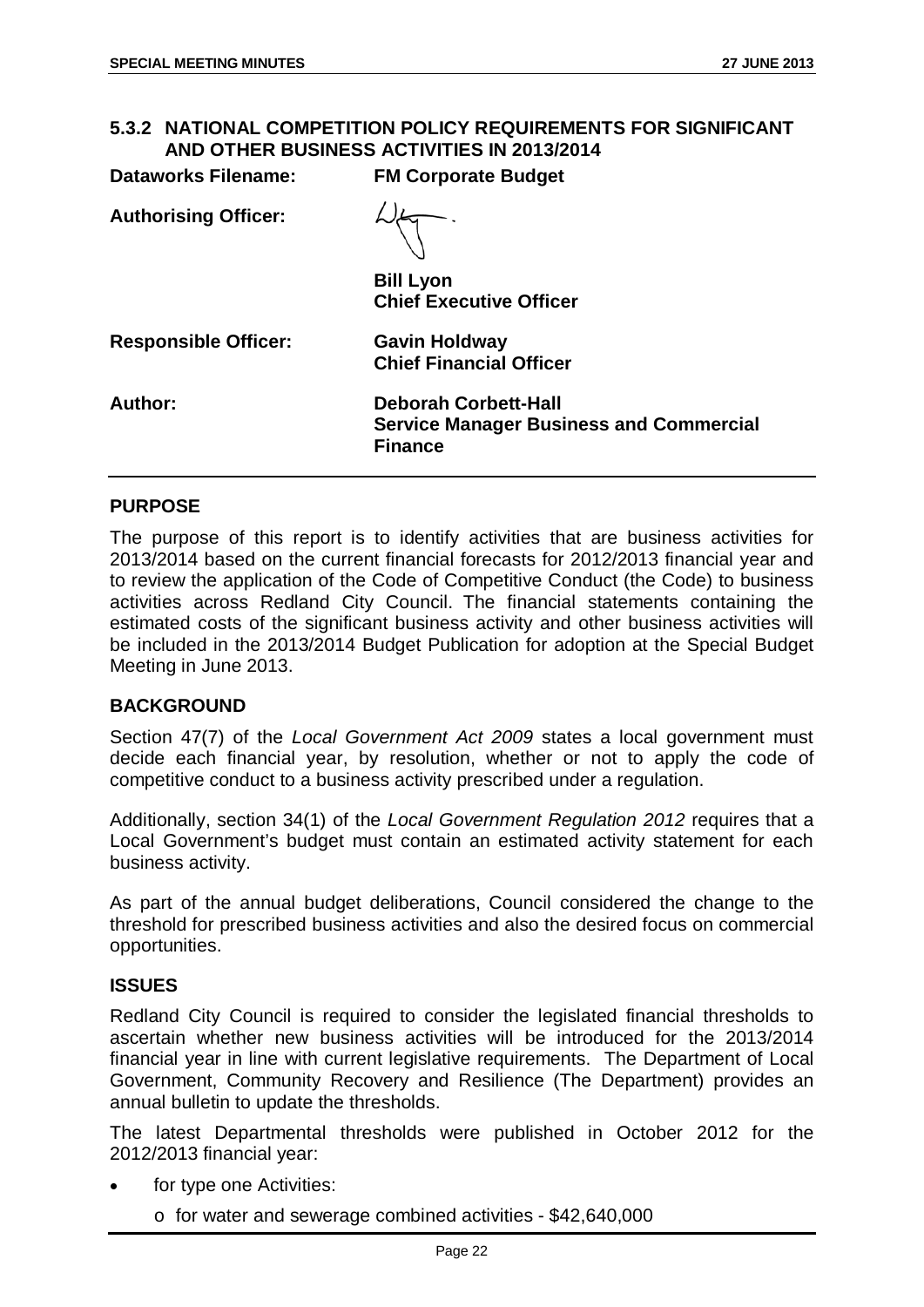## 5.3.2 NATIONAL COMPETITION POLICY REQUIREMENTS FOR SIGNIFICANT AND OTHER BUSINESS ACTIVITIES IN 2013/2014

**Dataworks Filename:** **FM Corporate Budget**

**Authorising Officer:**

**Bill Lyon**
**Chief Executive Officer**

**Responsible Officer:** **Gavin Holdway**
**Chief Financial Officer**

**Author:** **Deborah Corbett-Hall**
**Service Manager Business and Commercial Finance**

### PURPOSE

The purpose of this report is to identify activities that are business activities for 2013/2014 based on the current financial forecasts for 2012/2013 financial year and to review the application of the Code of Competitive Conduct (the Code) to business activities across Redland City Council. The financial statements containing the estimated costs of the significant business activity and other business activities will be included in the 2013/2014 Budget Publication for adoption at the Special Budget Meeting in June 2013.

### BACKGROUND

Section 47(7) of the *Local Government Act 2009* states a local government must decide each financial year, by resolution, whether or not to apply the code of competitive conduct to a business activity prescribed under a regulation.

Additionally, section 34(1) of the *Local Government Regulation 2012* requires that a Local Government's budget must contain an estimated activity statement for each business activity.

As part of the annual budget deliberations, Council considered the change to the threshold for prescribed business activities and also the desired focus on commercial opportunities.

### ISSUES

Redland City Council is required to consider the legislated financial thresholds to ascertain whether new business activities will be introduced for the 2013/2014 financial year in line with current legislative requirements. The Department of Local Government, Community Recovery and Resilience (The Department) provides an annual bulletin to update the thresholds.

The latest Departmental thresholds were published in October 2012 for the 2012/2013 financial year:

- for type one Activities:
  - o for water and sewerage combined activities - $42,640,000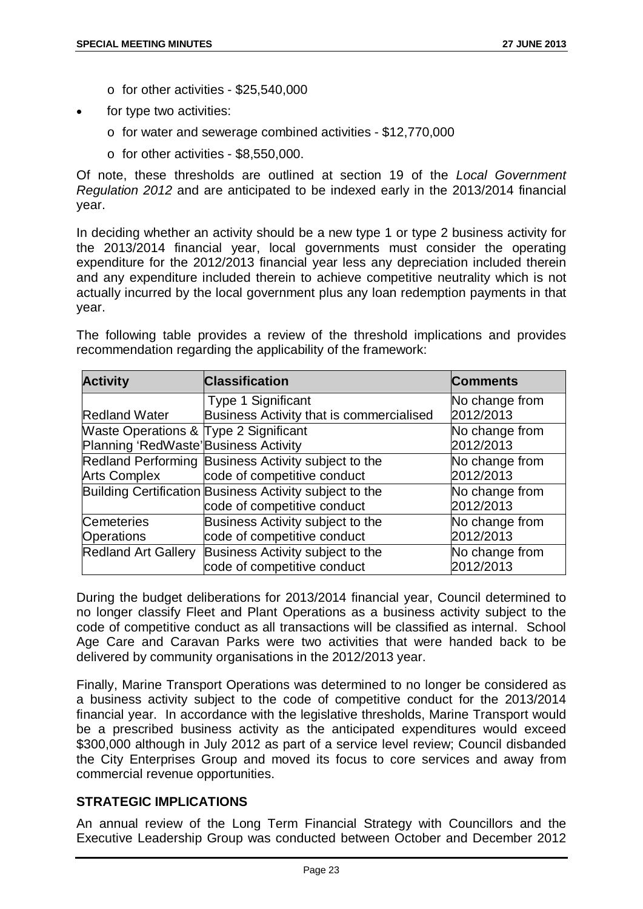- for other activities - $25,540,000
- for type two activities:
  - for water and sewerage combined activities - $12,770,000
  - for other activities - $8,550,000.

Of note, these thresholds are outlined at section 19 of the *Local Government Regulation 2012* and are anticipated to be indexed early in the 2013/2014 financial year.

In deciding whether an activity should be a new type 1 or type 2 business activity for the 2013/2014 financial year, local governments must consider the operating expenditure for the 2012/2013 financial year less any depreciation included therein and any expenditure included therein to achieve competitive neutrality which is not actually incurred by the local government plus any loan redemption payments in that year.

The following table provides a review of the threshold implications and provides recommendation regarding the applicability of the framework:

| Activity | Classification | Comments |
|---|---|---|
| Redland Water | Type 1 Significant Business Activity that is commercialised | No change from 2012/2013 |
| Waste Operations & Planning 'RedWaste' | Type 2 Significant Business Activity | No change from 2012/2013 |
| Redland Performing Arts Complex | Business Activity subject to the code of competitive conduct | No change from 2012/2013 |
| Building Certification | Business Activity subject to the code of competitive conduct | No change from 2012/2013 |
| Cemeteries Operations | Business Activity subject to the code of competitive conduct | No change from 2012/2013 |
| Redland Art Gallery | Business Activity subject to the code of competitive conduct | No change from 2012/2013 |

During the budget deliberations for 2013/2014 financial year, Council determined to no longer classify Fleet and Plant Operations as a business activity subject to the code of competitive conduct as all transactions will be classified as internal. School Age Care and Caravan Parks were two activities that were handed back to be delivered by community organisations in the 2012/2013 year.

Finally, Marine Transport Operations was determined to no longer be considered as a business activity subject to the code of competitive conduct for the 2013/2014 financial year. In accordance with the legislative thresholds, Marine Transport would be a prescribed business activity as the anticipated expenditures would exceed $300,000 although in July 2012 as part of a service level review; Council disbanded the City Enterprises Group and moved its focus to core services and away from commercial revenue opportunities.

**STRATEGIC IMPLICATIONS**

An annual review of the Long Term Financial Strategy with Councillors and the Executive Leadership Group was conducted between October and December 2012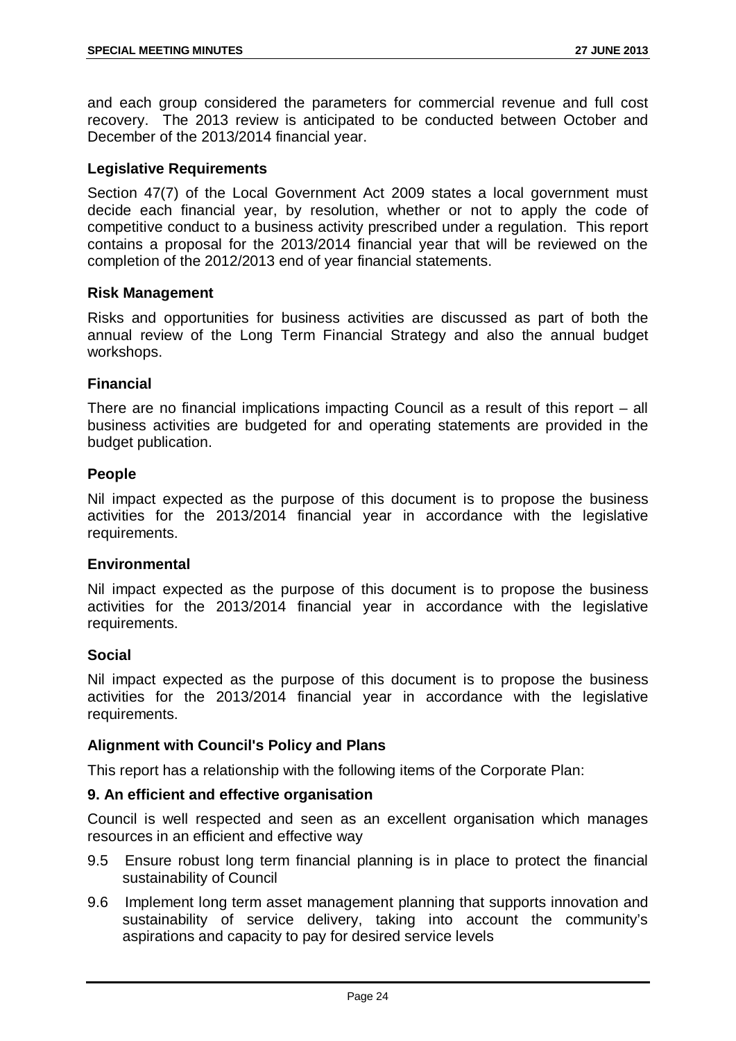and each group considered the parameters for commercial revenue and full cost recovery. The 2013 review is anticipated to be conducted between October and December of the 2013/2014 financial year.

### Legislative Requirements

Section 47(7) of the Local Government Act 2009 states a local government must decide each financial year, by resolution, whether or not to apply the code of competitive conduct to a business activity prescribed under a regulation. This report contains a proposal for the 2013/2014 financial year that will be reviewed on the completion of the 2012/2013 end of year financial statements.

### Risk Management

Risks and opportunities for business activities are discussed as part of both the annual review of the Long Term Financial Strategy and also the annual budget workshops.

### Financial

There are no financial implications impacting Council as a result of this report – all business activities are budgeted for and operating statements are provided in the budget publication.

### People

Nil impact expected as the purpose of this document is to propose the business activities for the 2013/2014 financial year in accordance with the legislative requirements.

### Environmental

Nil impact expected as the purpose of this document is to propose the business activities for the 2013/2014 financial year in accordance with the legislative requirements.

### Social

Nil impact expected as the purpose of this document is to propose the business activities for the 2013/2014 financial year in accordance with the legislative requirements.

### Alignment with Council's Policy and Plans

This report has a relationship with the following items of the Corporate Plan:

**9. An efficient and effective organisation**

Council is well respected and seen as an excellent organisation which manages resources in an efficient and effective way

- 9.5 Ensure robust long term financial planning is in place to protect the financial sustainability of Council
- 9.6 Implement long term asset management planning that supports innovation and sustainability of service delivery, taking into account the community's aspirations and capacity to pay for desired service levels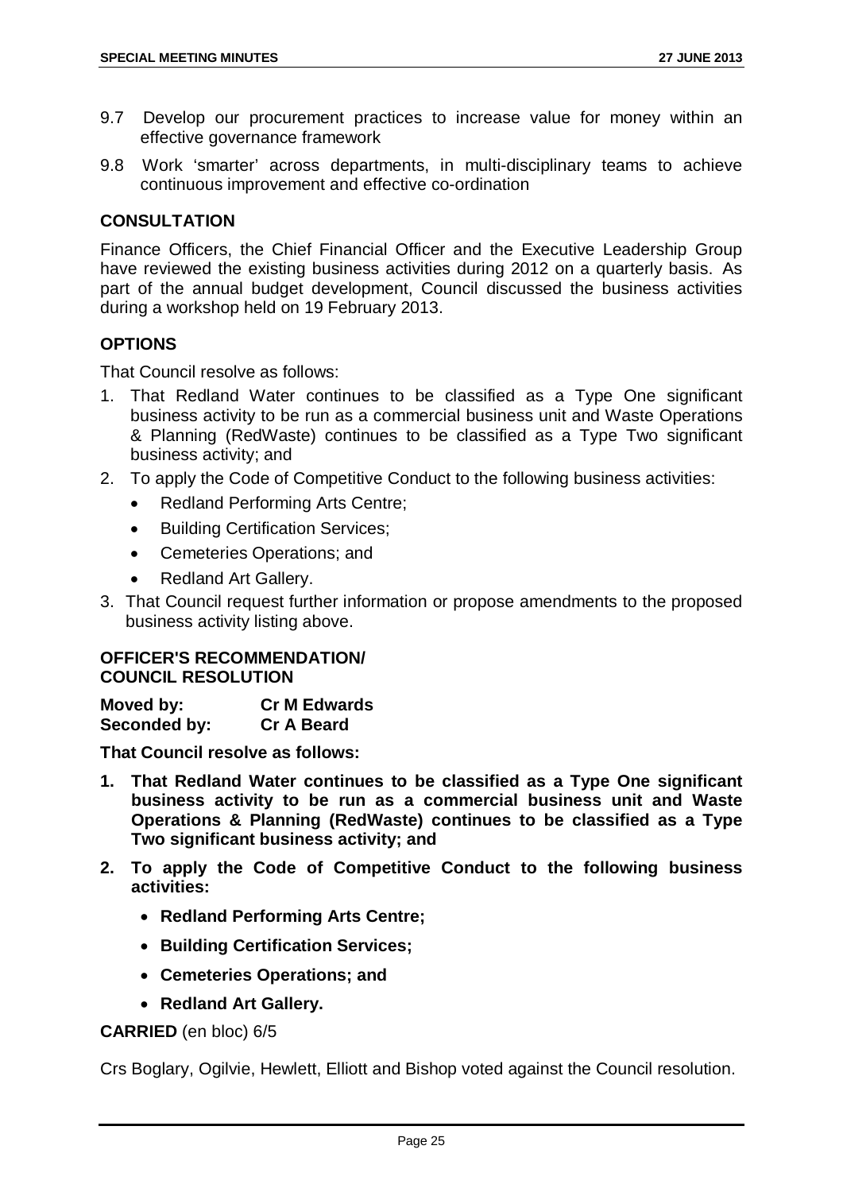9.7 Develop our procurement practices to increase value for money within an effective governance framework

9.8 Work 'smarter' across departments, in multi-disciplinary teams to achieve continuous improvement and effective co-ordination

## CONSULTATION

Finance Officers, the Chief Financial Officer and the Executive Leadership Group have reviewed the existing business activities during 2012 on a quarterly basis. As part of the annual budget development, Council discussed the business activities during a workshop held on 19 February 2013.

## OPTIONS

That Council resolve as follows:

1. That Redland Water continues to be classified as a Type One significant business activity to be run as a commercial business unit and Waste Operations & Planning (RedWaste) continues to be classified as a Type Two significant business activity; and
2. To apply the Code of Competitive Conduct to the following business activities:
   - Redland Performing Arts Centre;
   - Building Certification Services;
   - Cemeteries Operations; and
   - Redland Art Gallery.
3. That Council request further information or propose amendments to the proposed business activity listing above.

## OFFICER'S RECOMMENDATION/ COUNCIL RESOLUTION

**Moved by:** **Cr M Edwards**
**Seconded by:** **Cr A Beard**

**That Council resolve as follows:**

1. **That Redland Water continues to be classified as a Type One significant business activity to be run as a commercial business unit and Waste Operations & Planning (RedWaste) continues to be classified as a Type Two significant business activity; and**
2. **To apply the Code of Competitive Conduct to the following business activities:**
   - **Redland Performing Arts Centre;**
   - **Building Certification Services;**
   - **Cemeteries Operations; and**
   - **Redland Art Gallery.**

**CARRIED** (en bloc) 6/5

Crs Boglary, Ogilvie, Hewlett, Elliott and Bishop voted against the Council resolution.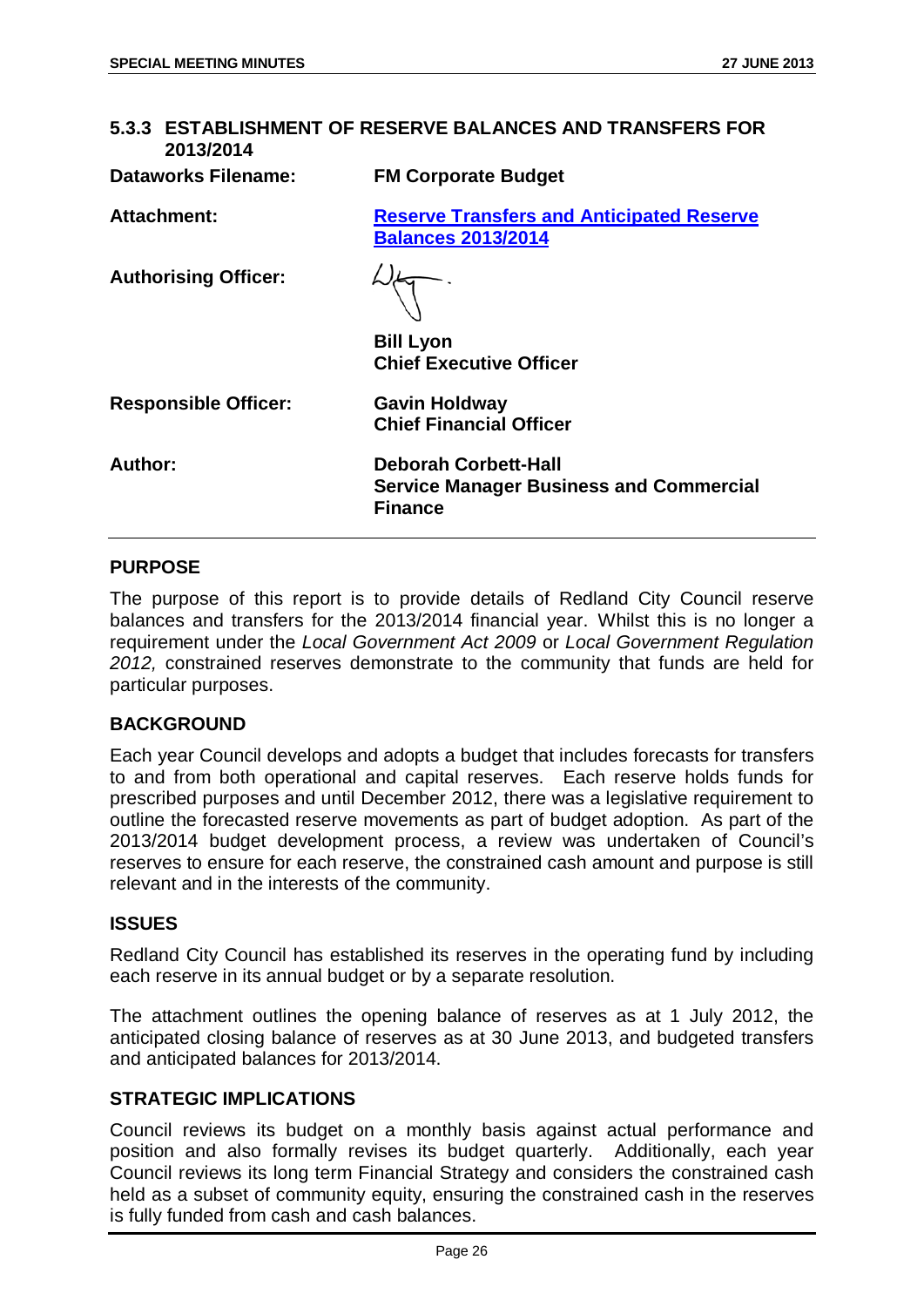### 5.3.3 ESTABLISHMENT OF RESERVE BALANCES AND TRANSFERS FOR 2013/2014

| | |
|---|---|
| **Dataworks Filename:** | **FM Corporate Budget** |
| **Attachment:** | **Reserve Transfers and Anticipated Reserve Balances 2013/2014** |
| **Authorising Officer:** | **Bill Lyon**<br>**Chief Executive Officer** |
| **Responsible Officer:** | **Gavin Holdway**<br>**Chief Financial Officer** |
| **Author:** | **Deborah Corbett-Hall**<br>**Service Manager Business and Commercial Finance** |

## PURPOSE

The purpose of this report is to provide details of Redland City Council reserve balances and transfers for the 2013/2014 financial year. Whilst this is no longer a requirement under the *Local Government Act 2009* or *Local Government Regulation 2012,* constrained reserves demonstrate to the community that funds are held for particular purposes.

## BACKGROUND

Each year Council develops and adopts a budget that includes forecasts for transfers to and from both operational and capital reserves. Each reserve holds funds for prescribed purposes and until December 2012, there was a legislative requirement to outline the forecasted reserve movements as part of budget adoption. As part of the 2013/2014 budget development process, a review was undertaken of Council's reserves to ensure for each reserve, the constrained cash amount and purpose is still relevant and in the interests of the community.

## ISSUES

Redland City Council has established its reserves in the operating fund by including each reserve in its annual budget or by a separate resolution.

The attachment outlines the opening balance of reserves as at 1 July 2012, the anticipated closing balance of reserves as at 30 June 2013, and budgeted transfers and anticipated balances for 2013/2014.

## STRATEGIC IMPLICATIONS

Council reviews its budget on a monthly basis against actual performance and position and also formally revises its budget quarterly. Additionally, each year Council reviews its long term Financial Strategy and considers the constrained cash held as a subset of community equity, ensuring the constrained cash in the reserves is fully funded from cash and cash balances.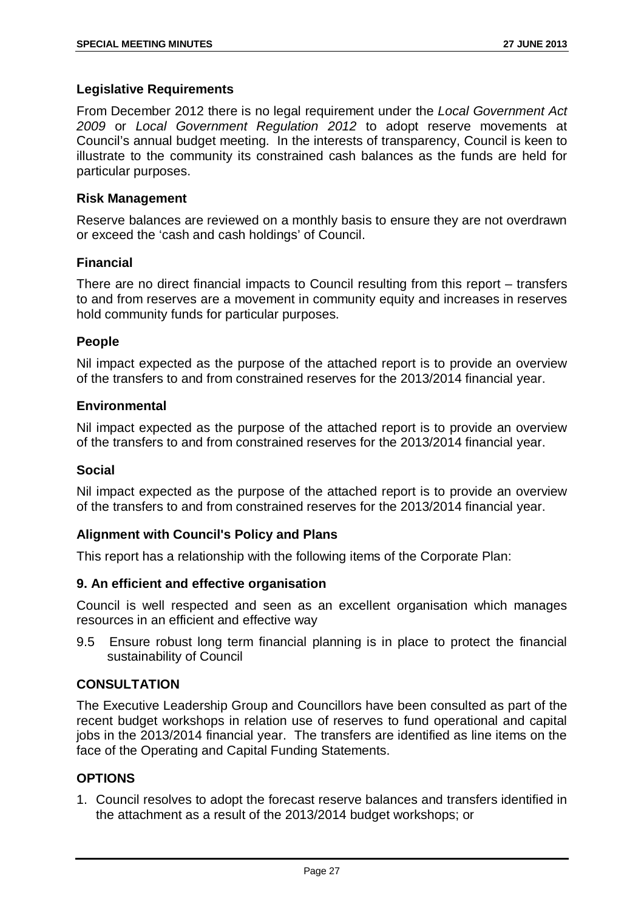### Legislative Requirements

From December 2012 there is no legal requirement under the *Local Government Act 2009* or *Local Government Regulation 2012* to adopt reserve movements at Council's annual budget meeting. In the interests of transparency, Council is keen to illustrate to the community its constrained cash balances as the funds are held for particular purposes.

### Risk Management

Reserve balances are reviewed on a monthly basis to ensure they are not overdrawn or exceed the 'cash and cash holdings' of Council.

### Financial

There are no direct financial impacts to Council resulting from this report – transfers to and from reserves are a movement in community equity and increases in reserves hold community funds for particular purposes.

### People

Nil impact expected as the purpose of the attached report is to provide an overview of the transfers to and from constrained reserves for the 2013/2014 financial year.

### Environmental

Nil impact expected as the purpose of the attached report is to provide an overview of the transfers to and from constrained reserves for the 2013/2014 financial year.

### Social

Nil impact expected as the purpose of the attached report is to provide an overview of the transfers to and from constrained reserves for the 2013/2014 financial year.

### Alignment with Council's Policy and Plans

This report has a relationship with the following items of the Corporate Plan:

### 9. An efficient and effective organisation

Council is well respected and seen as an excellent organisation which manages resources in an efficient and effective way

9.5 Ensure robust long term financial planning is in place to protect the financial sustainability of Council

## CONSULTATION

The Executive Leadership Group and Councillors have been consulted as part of the recent budget workshops in relation use of reserves to fund operational and capital jobs in the 2013/2014 financial year. The transfers are identified as line items on the face of the Operating and Capital Funding Statements.

## OPTIONS

1. Council resolves to adopt the forecast reserve balances and transfers identified in the attachment as a result of the 2013/2014 budget workshops; or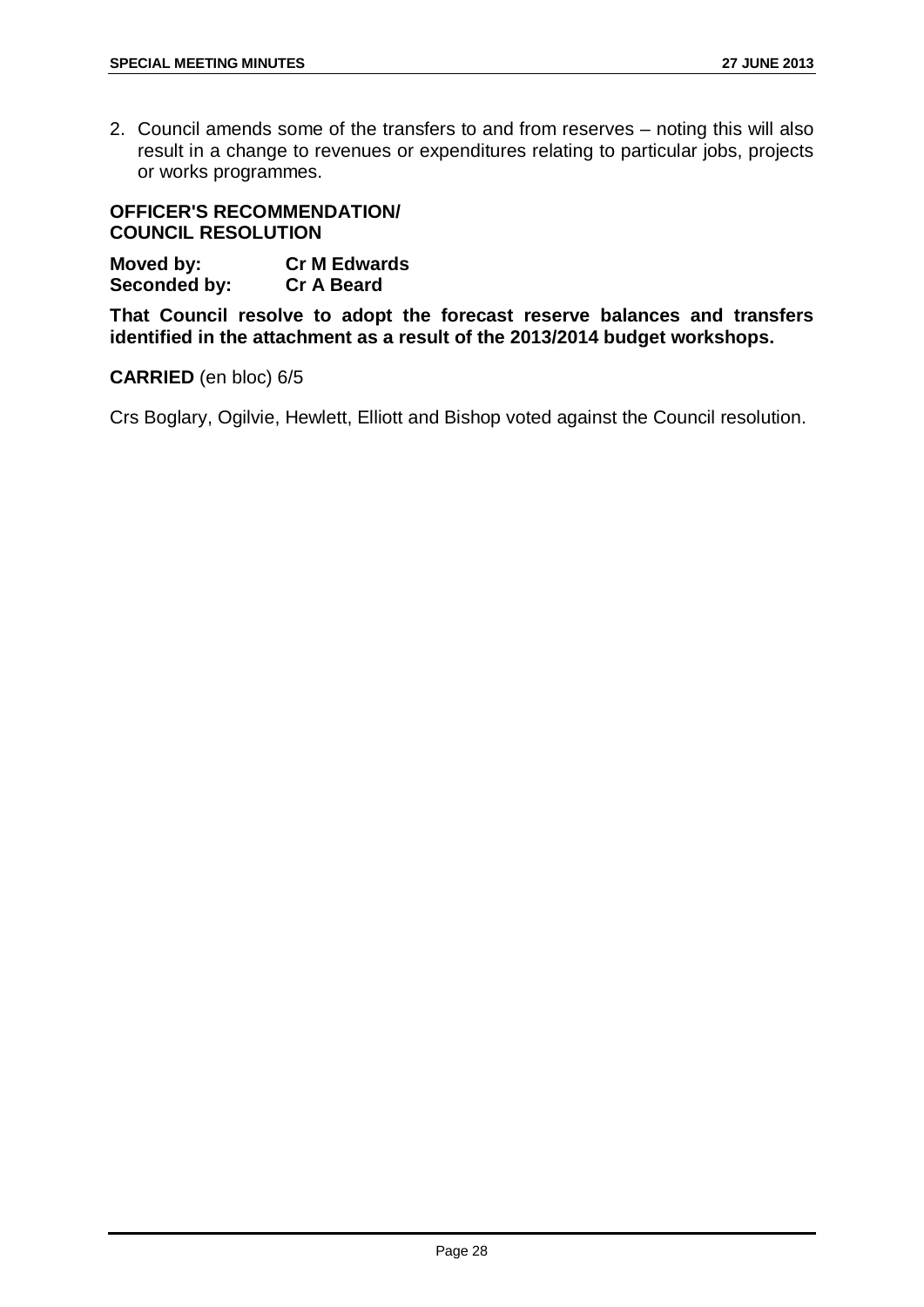2. Council amends some of the transfers to and from reserves – noting this will also result in a change to revenues or expenditures relating to particular jobs, projects or works programmes.

**OFFICER'S RECOMMENDATION/ COUNCIL RESOLUTION**

**Moved by:** **Cr M Edwards**
**Seconded by:** **Cr A Beard**

**That Council resolve to adopt the forecast reserve balances and transfers identified in the attachment as a result of the 2013/2014 budget workshops.**

**CARRIED** (en bloc) 6/5

Crs Boglary, Ogilvie, Hewlett, Elliott and Bishop voted against the Council resolution.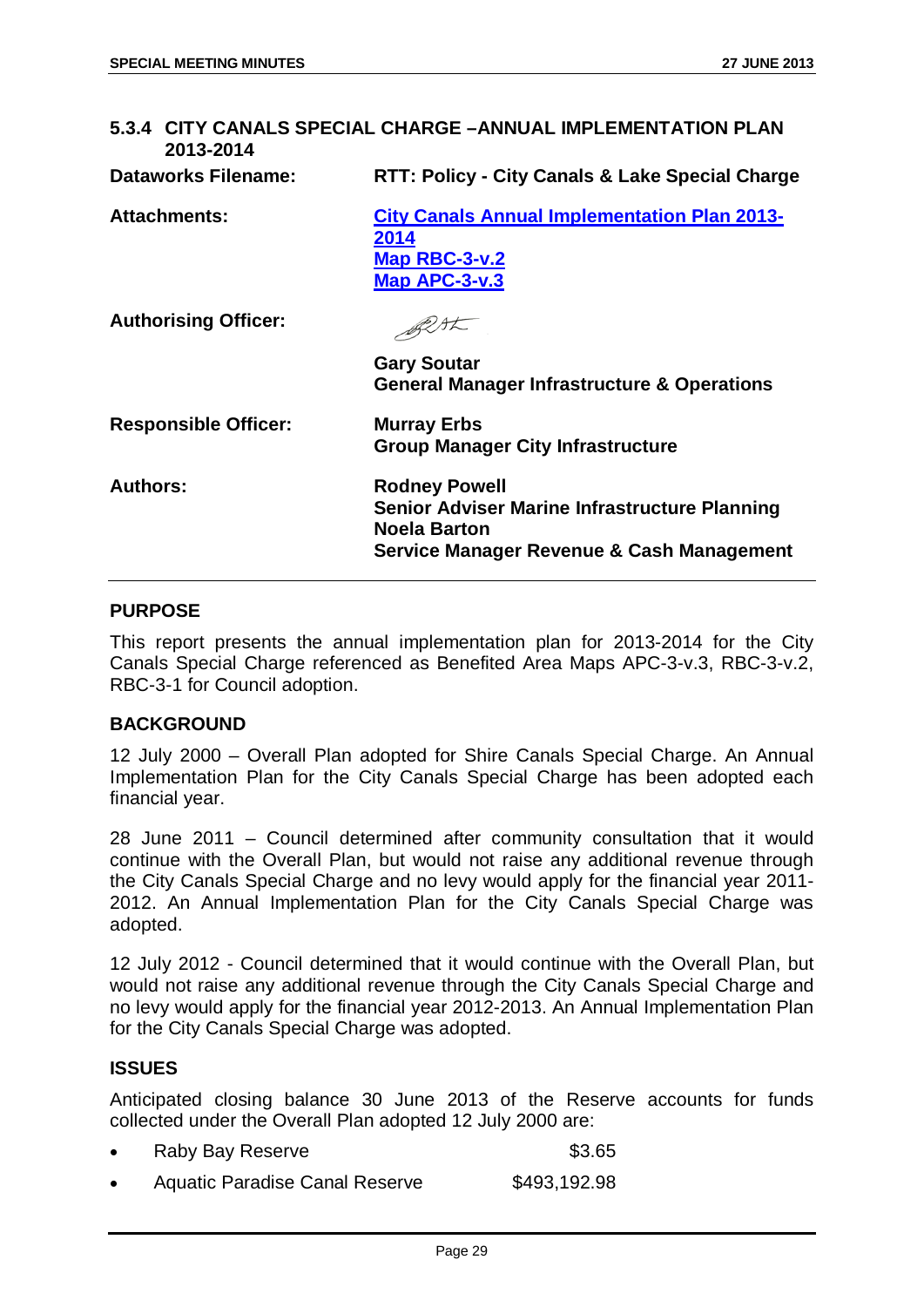## 5.3.4 CITY CANALS SPECIAL CHARGE –ANNUAL IMPLEMENTATION PLAN 2013-2014

| | |
|---|---|
| **Dataworks Filename:** | **RTT: Policy - City Canals & Lake Special Charge** |
| **Attachments:** | **City Canals Annual Implementation Plan 2013-2014**<br>**Map RBC-3-v.2**<br>**Map APC-3-v.3** |
| **Authorising Officer:** | **Gary Soutar**<br>**General Manager Infrastructure & Operations** |
| **Responsible Officer:** | **Murray Erbs**<br>**Group Manager City Infrastructure** |
| **Authors:** | **Rodney Powell**<br>**Senior Adviser Marine Infrastructure Planning**<br>**Noela Barton**<br>**Service Manager Revenue & Cash Management** |

### PURPOSE

This report presents the annual implementation plan for 2013-2014 for the City Canals Special Charge referenced as Benefited Area Maps APC-3-v.3, RBC-3-v.2, RBC-3-1 for Council adoption.

### BACKGROUND

12 July 2000 – Overall Plan adopted for Shire Canals Special Charge. An Annual Implementation Plan for the City Canals Special Charge has been adopted each financial year.

28 June 2011 – Council determined after community consultation that it would continue with the Overall Plan, but would not raise any additional revenue through the City Canals Special Charge and no levy would apply for the financial year 2011-2012. An Annual Implementation Plan for the City Canals Special Charge was adopted.

12 July 2012 - Council determined that it would continue with the Overall Plan, but would not raise any additional revenue through the City Canals Special Charge and no levy would apply for the financial year 2012-2013. An Annual Implementation Plan for the City Canals Special Charge was adopted.

### ISSUES

Anticipated closing balance 30 June 2013 of the Reserve accounts for funds collected under the Overall Plan adopted 12 July 2000 are:

- Raby Bay Reserve $3.65
- Aquatic Paradise Canal Reserve $493,192.98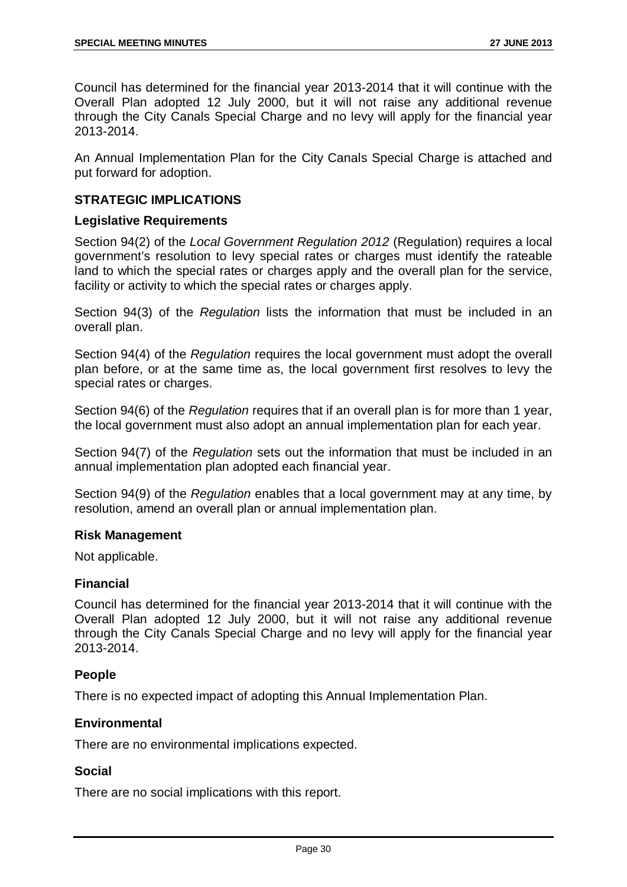Council has determined for the financial year 2013-2014 that it will continue with the Overall Plan adopted 12 July 2000, but it will not raise any additional revenue through the City Canals Special Charge and no levy will apply for the financial year 2013-2014.

An Annual Implementation Plan for the City Canals Special Charge is attached and put forward for adoption.

## STRATEGIC IMPLICATIONS

### Legislative Requirements

Section 94(2) of the *Local Government Regulation 2012* (Regulation) requires a local government's resolution to levy special rates or charges must identify the rateable land to which the special rates or charges apply and the overall plan for the service, facility or activity to which the special rates or charges apply.

Section 94(3) of the *Regulation* lists the information that must be included in an overall plan.

Section 94(4) of the *Regulation* requires the local government must adopt the overall plan before, or at the same time as, the local government first resolves to levy the special rates or charges.

Section 94(6) of the *Regulation* requires that if an overall plan is for more than 1 year, the local government must also adopt an annual implementation plan for each year.

Section 94(7) of the *Regulation* sets out the information that must be included in an annual implementation plan adopted each financial year.

Section 94(9) of the *Regulation* enables that a local government may at any time, by resolution, amend an overall plan or annual implementation plan.

### Risk Management

Not applicable.

### Financial

Council has determined for the financial year 2013-2014 that it will continue with the Overall Plan adopted 12 July 2000, but it will not raise any additional revenue through the City Canals Special Charge and no levy will apply for the financial year 2013-2014.

### People

There is no expected impact of adopting this Annual Implementation Plan.

### Environmental

There are no environmental implications expected.

### Social

There are no social implications with this report.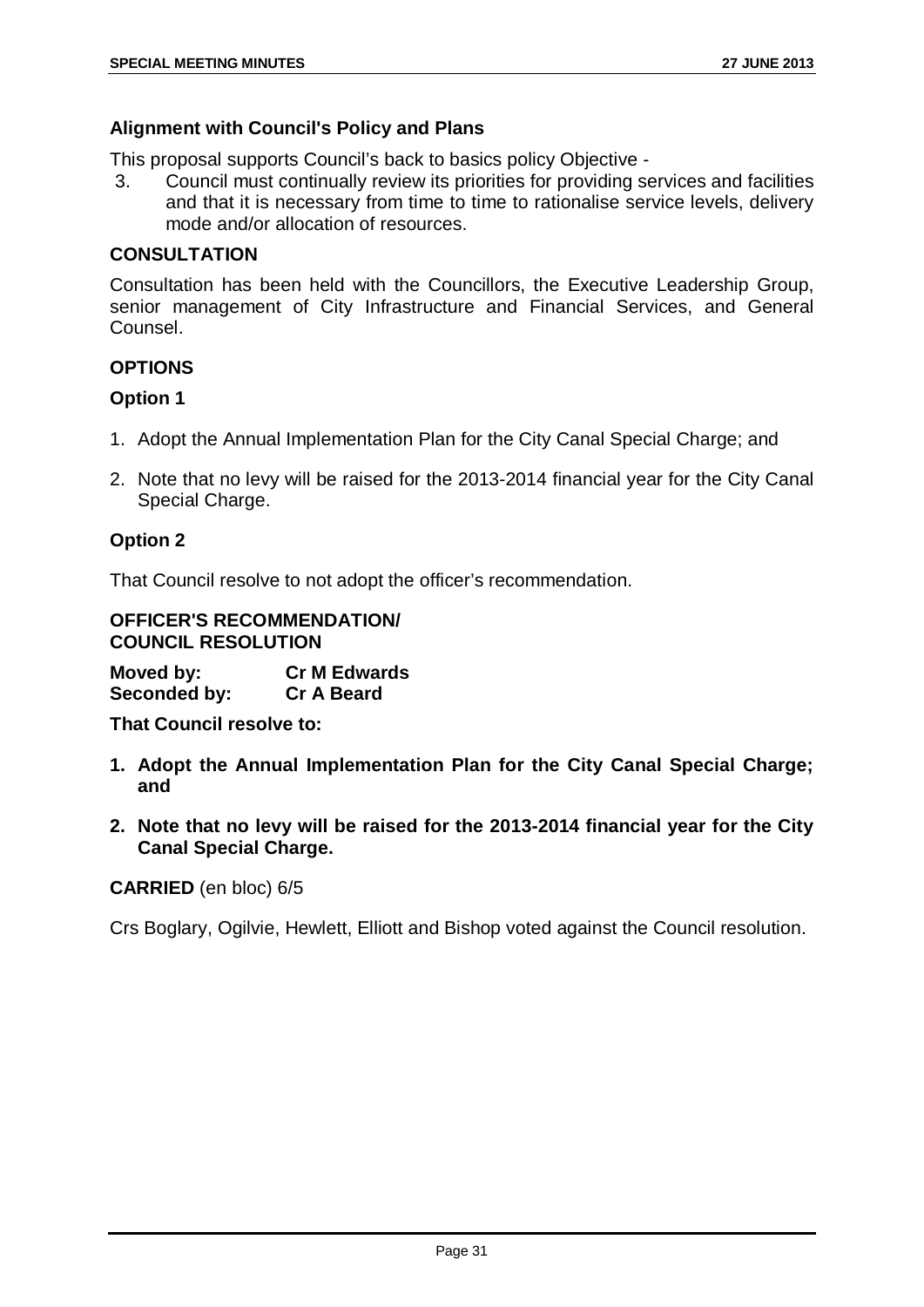### Alignment with Council's Policy and Plans

This proposal supports Council's back to basics policy Objective -

3. Council must continually review its priorities for providing services and facilities and that it is necessary from time to time to rationalise service levels, delivery mode and/or allocation of resources.

### CONSULTATION

Consultation has been held with the Councillors, the Executive Leadership Group, senior management of City Infrastructure and Financial Services, and General Counsel.

### OPTIONS

### Option 1

1. Adopt the Annual Implementation Plan for the City Canal Special Charge; and
2. Note that no levy will be raised for the 2013-2014 financial year for the City Canal Special Charge.

### Option 2

That Council resolve to not adopt the officer's recommendation.

### OFFICER'S RECOMMENDATION/ COUNCIL RESOLUTION

**Moved by:** **Cr M Edwards**
**Seconded by:** **Cr A Beard**

**That Council resolve to:**

1. **Adopt the Annual Implementation Plan for the City Canal Special Charge; and**
2. **Note that no levy will be raised for the 2013-2014 financial year for the City Canal Special Charge.**

**CARRIED** (en bloc) 6/5

Crs Boglary, Ogilvie, Hewlett, Elliott and Bishop voted against the Council resolution.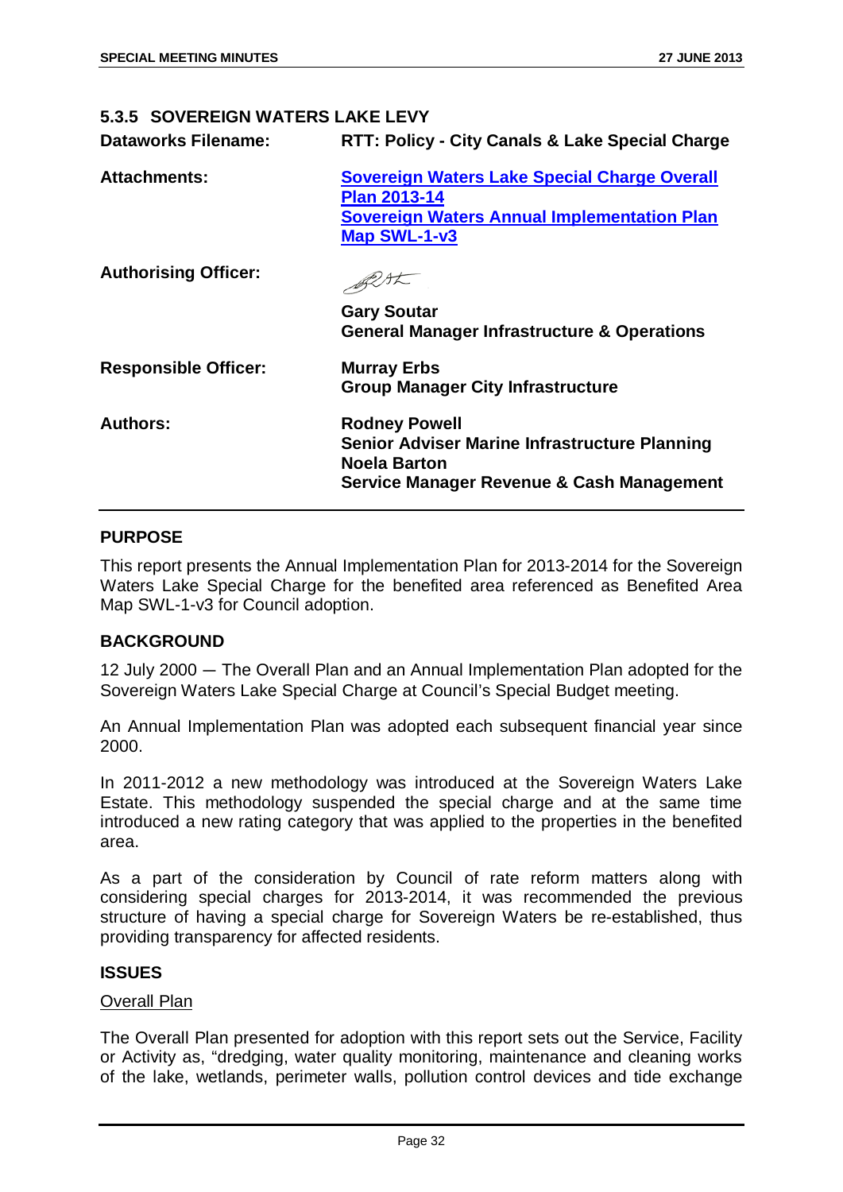### 5.3.5 SOVEREIGN WATERS LAKE LEVY

| | |
|---|---|
| **Dataworks Filename:** | **RTT: Policy - City Canals & Lake Special Charge** |
| **Attachments:** | **Sovereign Waters Lake Special Charge Overall Plan 2013-14**<br>**Sovereign Waters Annual Implementation Plan Map SWL-1-v3** |
| **Authorising Officer:** | **Gary Soutar**<br>**General Manager Infrastructure & Operations** |
| **Responsible Officer:** | **Murray Erbs**<br>**Group Manager City Infrastructure** |
| **Authors:** | **Rodney Powell**<br>**Senior Adviser Marine Infrastructure Planning**<br>**Noela Barton**<br>**Service Manager Revenue & Cash Management** |

#### PURPOSE

This report presents the Annual Implementation Plan for 2013-2014 for the Sovereign Waters Lake Special Charge for the benefited area referenced as Benefited Area Map SWL-1-v3 for Council adoption.

#### BACKGROUND

12 July 2000 — The Overall Plan and an Annual Implementation Plan adopted for the Sovereign Waters Lake Special Charge at Council's Special Budget meeting.

An Annual Implementation Plan was adopted each subsequent financial year since 2000.

In 2011-2012 a new methodology was introduced at the Sovereign Waters Lake Estate. This methodology suspended the special charge and at the same time introduced a new rating category that was applied to the properties in the benefited area.

As a part of the consideration by Council of rate reform matters along with considering special charges for 2013-2014, it was recommended the previous structure of having a special charge for Sovereign Waters be re-established, thus providing transparency for affected residents.

#### ISSUES

Overall Plan

The Overall Plan presented for adoption with this report sets out the Service, Facility or Activity as, "dredging, water quality monitoring, maintenance and cleaning works of the lake, wetlands, perimeter walls, pollution control devices and tide exchange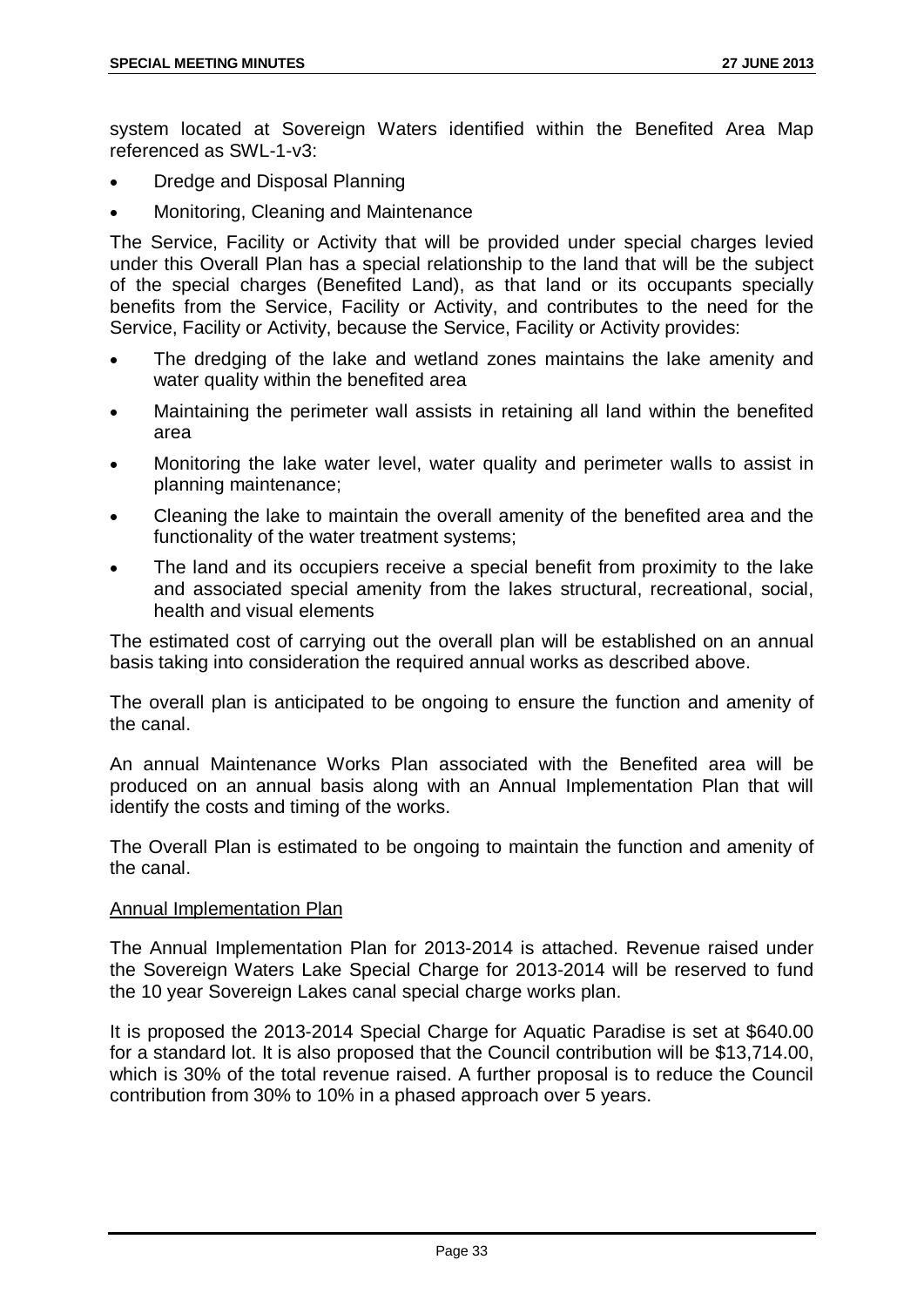system located at Sovereign Waters identified within the Benefited Area Map referenced as SWL-1-v3:

- Dredge and Disposal Planning
- Monitoring, Cleaning and Maintenance

The Service, Facility or Activity that will be provided under special charges levied under this Overall Plan has a special relationship to the land that will be the subject of the special charges (Benefited Land), as that land or its occupants specially benefits from the Service, Facility or Activity, and contributes to the need for the Service, Facility or Activity, because the Service, Facility or Activity provides:

- The dredging of the lake and wetland zones maintains the lake amenity and water quality within the benefited area
- Maintaining the perimeter wall assists in retaining all land within the benefited area
- Monitoring the lake water level, water quality and perimeter walls to assist in planning maintenance;
- Cleaning the lake to maintain the overall amenity of the benefited area and the functionality of the water treatment systems;
- The land and its occupiers receive a special benefit from proximity to the lake and associated special amenity from the lakes structural, recreational, social, health and visual elements

The estimated cost of carrying out the overall plan will be established on an annual basis taking into consideration the required annual works as described above.

The overall plan is anticipated to be ongoing to ensure the function and amenity of the canal.

An annual Maintenance Works Plan associated with the Benefited area will be produced on an annual basis along with an Annual Implementation Plan that will identify the costs and timing of the works.

The Overall Plan is estimated to be ongoing to maintain the function and amenity of the canal.

<u>Annual Implementation Plan</u>

The Annual Implementation Plan for 2013-2014 is attached. Revenue raised under the Sovereign Waters Lake Special Charge for 2013-2014 will be reserved to fund the 10 year Sovereign Lakes canal special charge works plan.

It is proposed the 2013-2014 Special Charge for Aquatic Paradise is set at $640.00 for a standard lot. It is also proposed that the Council contribution will be $13,714.00, which is 30% of the total revenue raised. A further proposal is to reduce the Council contribution from 30% to 10% in a phased approach over 5 years.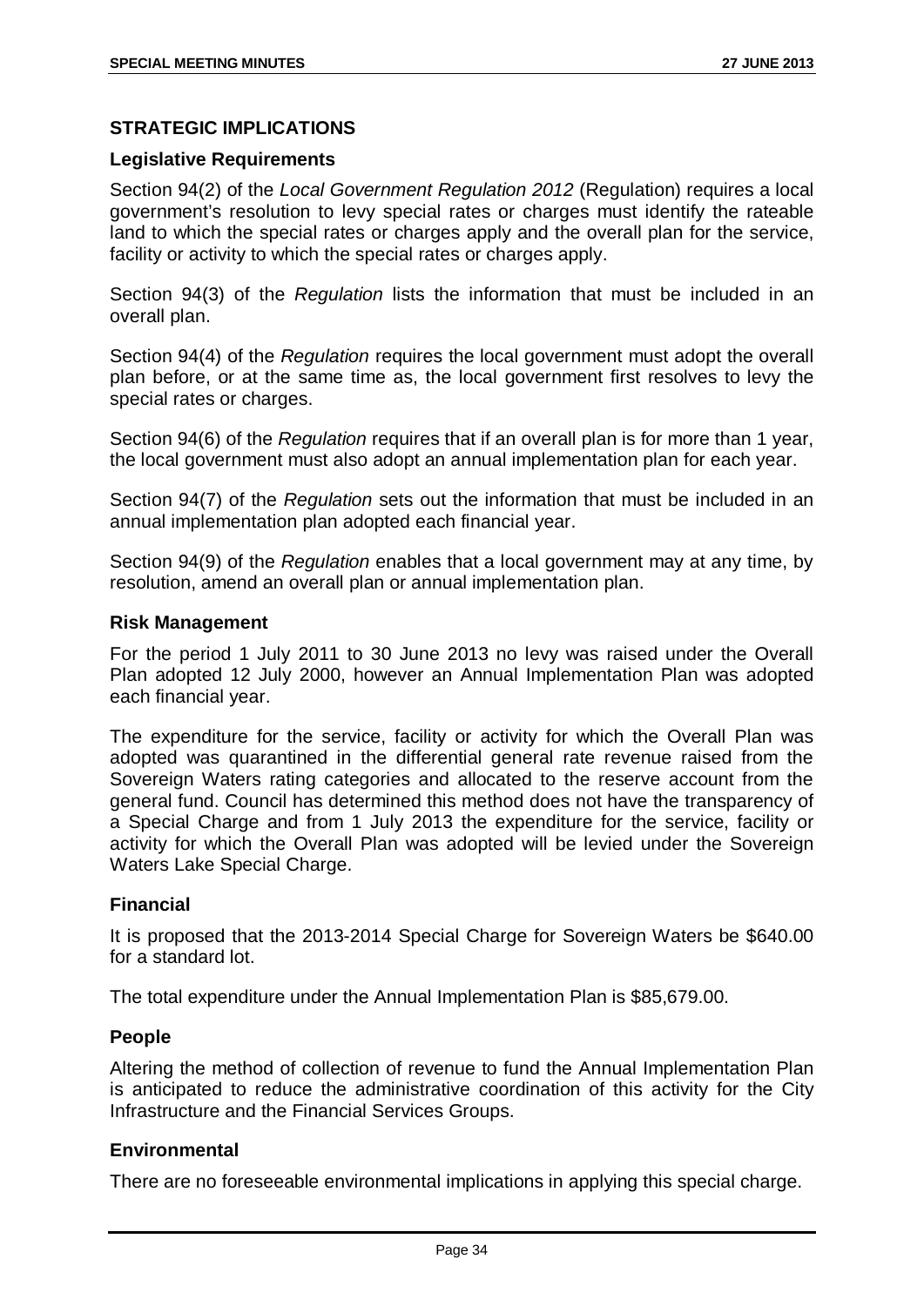## STRATEGIC IMPLICATIONS

### Legislative Requirements

Section 94(2) of the *Local Government Regulation 2012* (Regulation) requires a local government's resolution to levy special rates or charges must identify the rateable land to which the special rates or charges apply and the overall plan for the service, facility or activity to which the special rates or charges apply.

Section 94(3) of the *Regulation* lists the information that must be included in an overall plan.

Section 94(4) of the *Regulation* requires the local government must adopt the overall plan before, or at the same time as, the local government first resolves to levy the special rates or charges.

Section 94(6) of the *Regulation* requires that if an overall plan is for more than 1 year, the local government must also adopt an annual implementation plan for each year.

Section 94(7) of the *Regulation* sets out the information that must be included in an annual implementation plan adopted each financial year.

Section 94(9) of the *Regulation* enables that a local government may at any time, by resolution, amend an overall plan or annual implementation plan.

### Risk Management

For the period 1 July 2011 to 30 June 2013 no levy was raised under the Overall Plan adopted 12 July 2000, however an Annual Implementation Plan was adopted each financial year.

The expenditure for the service, facility or activity for which the Overall Plan was adopted was quarantined in the differential general rate revenue raised from the Sovereign Waters rating categories and allocated to the reserve account from the general fund. Council has determined this method does not have the transparency of a Special Charge and from 1 July 2013 the expenditure for the service, facility or activity for which the Overall Plan was adopted will be levied under the Sovereign Waters Lake Special Charge.

### Financial

It is proposed that the 2013-2014 Special Charge for Sovereign Waters be $640.00 for a standard lot.

The total expenditure under the Annual Implementation Plan is $85,679.00.

### People

Altering the method of collection of revenue to fund the Annual Implementation Plan is anticipated to reduce the administrative coordination of this activity for the City Infrastructure and the Financial Services Groups.

### Environmental

There are no foreseeable environmental implications in applying this special charge.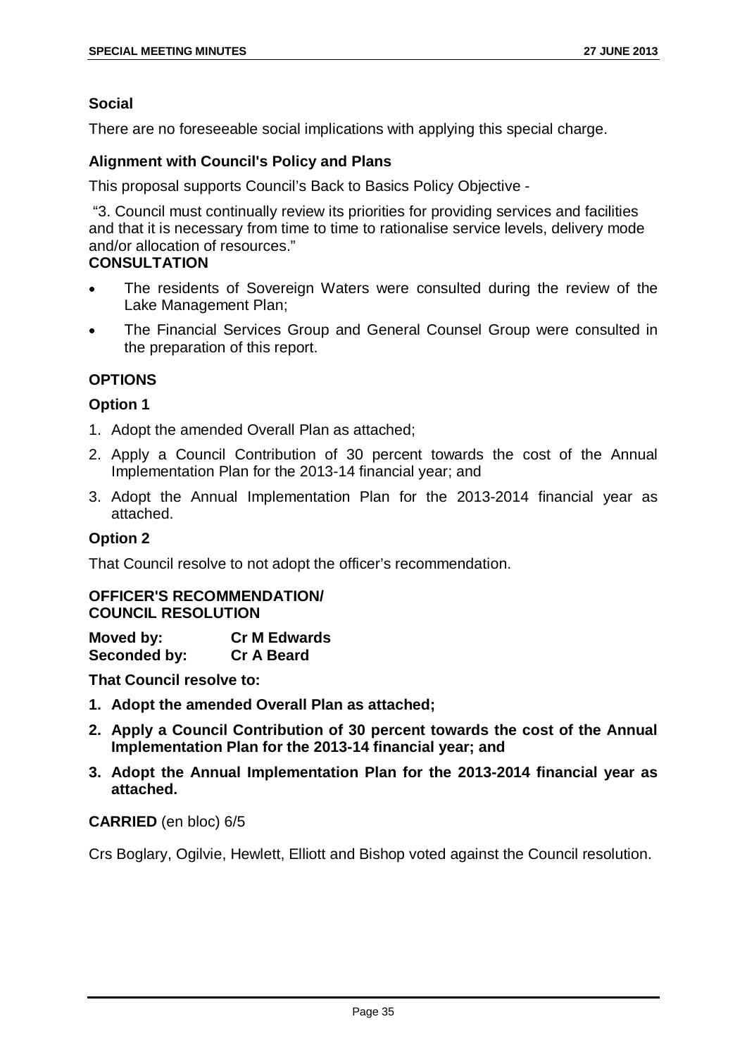**Social**

There are no foreseeable social implications with applying this special charge.

**Alignment with Council's Policy and Plans**

This proposal supports Council's Back to Basics Policy Objective -

"3. Council must continually review its priorities for providing services and facilities and that it is necessary from time to time to rationalise service levels, delivery mode and/or allocation of resources."

**CONSULTATION**

- The residents of Sovereign Waters were consulted during the review of the Lake Management Plan;
- The Financial Services Group and General Counsel Group were consulted in the preparation of this report.

## OPTIONS

**Option 1**

1. Adopt the amended Overall Plan as attached;
2. Apply a Council Contribution of 30 percent towards the cost of the Annual Implementation Plan for the 2013-14 financial year; and
3. Adopt the Annual Implementation Plan for the 2013-2014 financial year as attached.

**Option 2**

That Council resolve to not adopt the officer's recommendation.

**OFFICER'S RECOMMENDATION/
COUNCIL RESOLUTION**

**Moved by:** **Cr M Edwards**
**Seconded by:** **Cr A Beard**

**That Council resolve to:**

1. **Adopt the amended Overall Plan as attached;**
2. **Apply a Council Contribution of 30 percent towards the cost of the Annual Implementation Plan for the 2013-14 financial year; and**
3. **Adopt the Annual Implementation Plan for the 2013-2014 financial year as attached.**

**CARRIED** (en bloc) 6/5

Crs Boglary, Ogilvie, Hewlett, Elliott and Bishop voted against the Council resolution.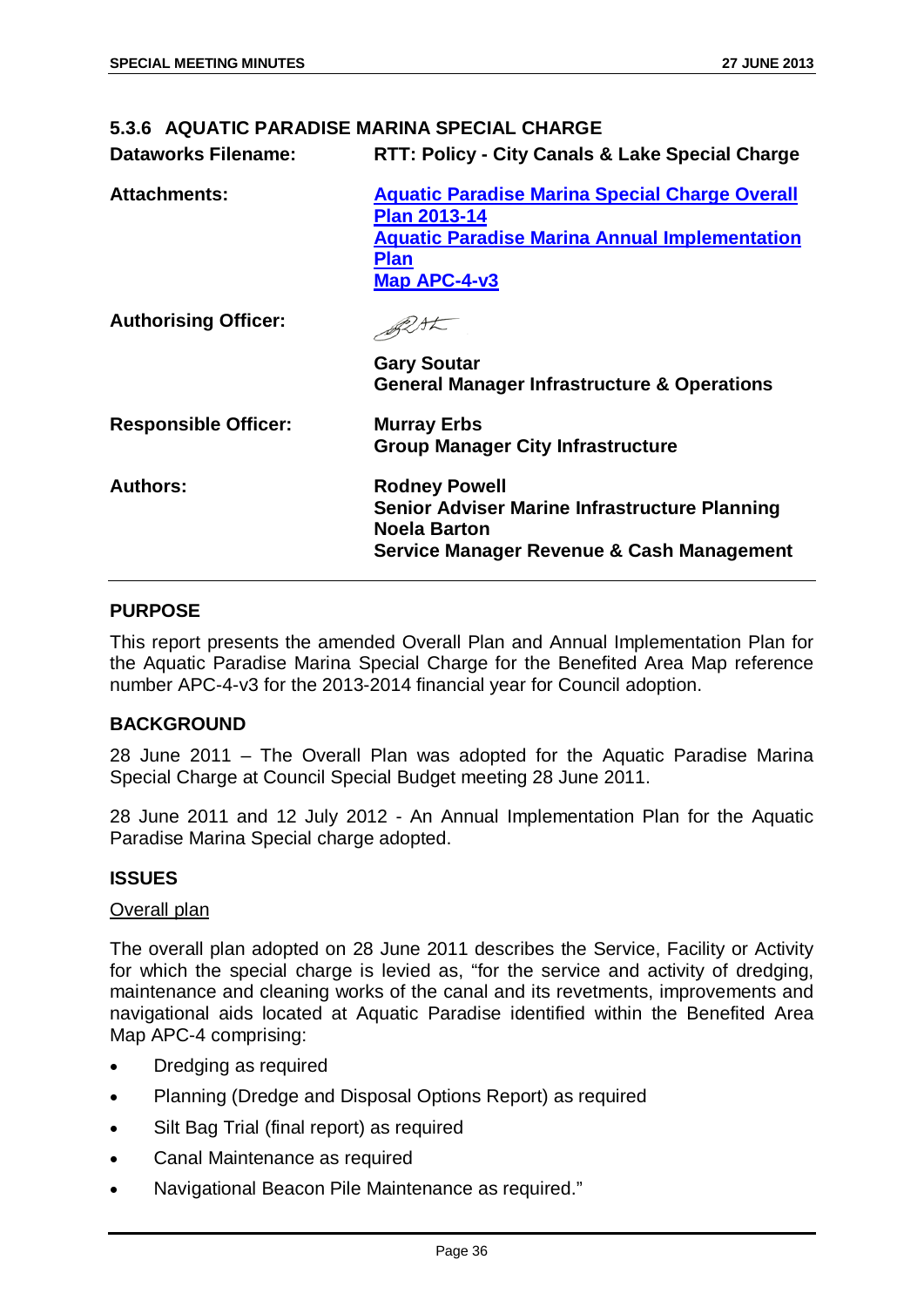### 5.3.6 AQUATIC PARADISE MARINA SPECIAL CHARGE

**Dataworks Filename:** RTT: Policy - City Canals & Lake Special Charge

**Attachments:**
[Aquatic Paradise Marina Special Charge Overall Plan 2013-14]
[Aquatic Paradise Marina Annual Implementation Plan]
[Map APC-4-v3]

**Authorising Officer:**

**Gary Soutar**
**General Manager Infrastructure & Operations**

**Responsible Officer:**
**Murray Erbs**
**Group Manager City Infrastructure**

**Authors:**
**Rodney Powell**
**Senior Adviser Marine Infrastructure Planning**
**Noela Barton**
**Service Manager Revenue & Cash Management**

---

#### PURPOSE

This report presents the amended Overall Plan and Annual Implementation Plan for the Aquatic Paradise Marina Special Charge for the Benefited Area Map reference number APC-4-v3 for the 2013-2014 financial year for Council adoption.

#### BACKGROUND

28 June 2011 – The Overall Plan was adopted for the Aquatic Paradise Marina Special Charge at Council Special Budget meeting 28 June 2011.

28 June 2011 and 12 July 2012 - An Annual Implementation Plan for the Aquatic Paradise Marina Special charge adopted.

#### ISSUES

Overall plan

The overall plan adopted on 28 June 2011 describes the Service, Facility or Activity for which the special charge is levied as, "for the service and activity of dredging, maintenance and cleaning works of the canal and its revetments, improvements and navigational aids located at Aquatic Paradise identified within the Benefited Area Map APC-4 comprising:

- Dredging as required
- Planning (Dredge and Disposal Options Report) as required
- Silt Bag Trial (final report) as required
- Canal Maintenance as required
- Navigational Beacon Pile Maintenance as required."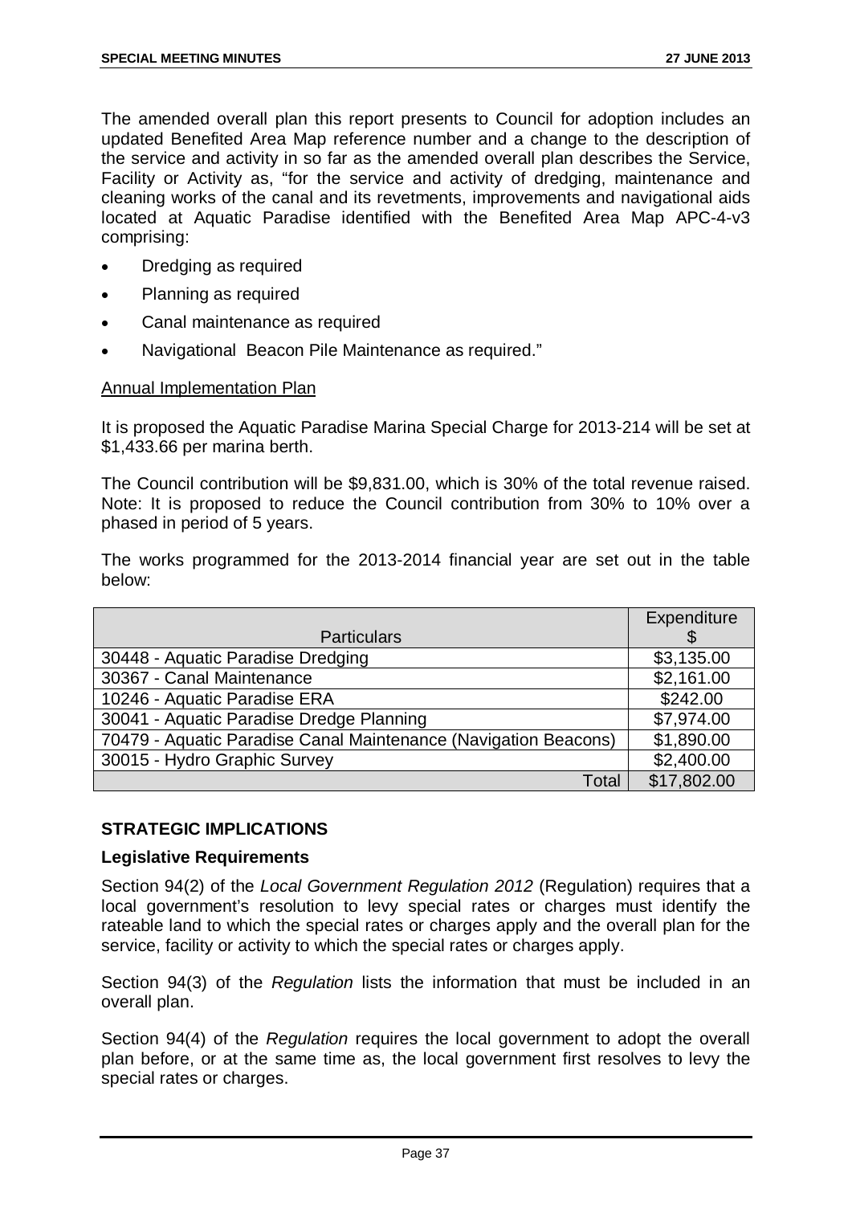The amended overall plan this report presents to Council for adoption includes an updated Benefited Area Map reference number and a change to the description of the service and activity in so far as the amended overall plan describes the Service, Facility or Activity as, "for the service and activity of dredging, maintenance and cleaning works of the canal and its revetments, improvements and navigational aids located at Aquatic Paradise identified with the Benefited Area Map APC-4-v3 comprising:

- Dredging as required
- Planning as required
- Canal maintenance as required
- Navigational Beacon Pile Maintenance as required."

<u>Annual Implementation Plan</u>

It is proposed the Aquatic Paradise Marina Special Charge for 2013-214 will be set at $1,433.66 per marina berth.

The Council contribution will be $9,831.00, which is 30% of the total revenue raised. Note: It is proposed to reduce the Council contribution from 30% to 10% over a phased in period of 5 years.

The works programmed for the 2013-2014 financial year are set out in the table below:

| Particulars | Expenditure $ |
|---|---|
| 30448 - Aquatic Paradise Dredging | $3,135.00 |
| 30367 - Canal Maintenance | $2,161.00 |
| 10246 - Aquatic Paradise ERA | $242.00 |
| 30041 - Aquatic Paradise Dredge Planning | $7,974.00 |
| 70479 - Aquatic Paradise Canal Maintenance (Navigation Beacons) | $1,890.00 |
| 30015 - Hydro Graphic Survey | $2,400.00 |
| Total | $17,802.00 |

## STRATEGIC IMPLICATIONS

### Legislative Requirements

Section 94(2) of the *Local Government Regulation 2012* (Regulation) requires that a local government's resolution to levy special rates or charges must identify the rateable land to which the special rates or charges apply and the overall plan for the service, facility or activity to which the special rates or charges apply.

Section 94(3) of the *Regulation* lists the information that must be included in an overall plan.

Section 94(4) of the *Regulation* requires the local government to adopt the overall plan before, or at the same time as, the local government first resolves to levy the special rates or charges.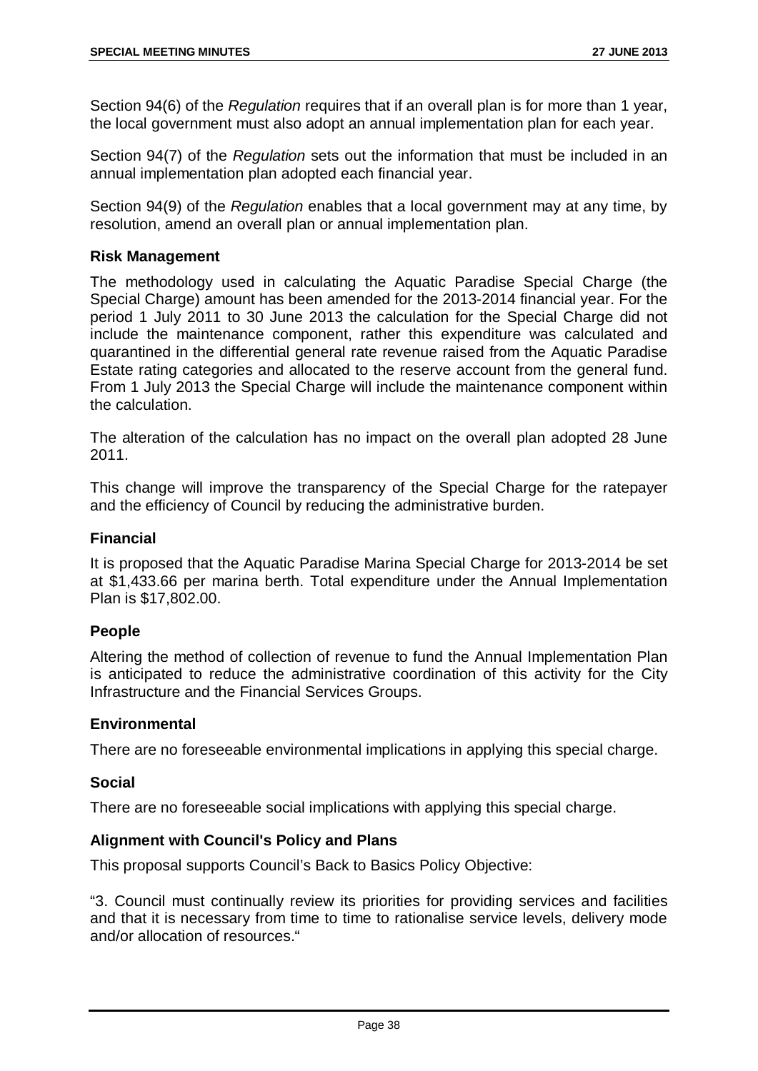Section 94(6) of the *Regulation* requires that if an overall plan is for more than 1 year, the local government must also adopt an annual implementation plan for each year.

Section 94(7) of the *Regulation* sets out the information that must be included in an annual implementation plan adopted each financial year.

Section 94(9) of the *Regulation* enables that a local government may at any time, by resolution, amend an overall plan or annual implementation plan.

### Risk Management

The methodology used in calculating the Aquatic Paradise Special Charge (the Special Charge) amount has been amended for the 2013-2014 financial year. For the period 1 July 2011 to 30 June 2013 the calculation for the Special Charge did not include the maintenance component, rather this expenditure was calculated and quarantined in the differential general rate revenue raised from the Aquatic Paradise Estate rating categories and allocated to the reserve account from the general fund. From 1 July 2013 the Special Charge will include the maintenance component within the calculation.

The alteration of the calculation has no impact on the overall plan adopted 28 June 2011.

This change will improve the transparency of the Special Charge for the ratepayer and the efficiency of Council by reducing the administrative burden.

### Financial

It is proposed that the Aquatic Paradise Marina Special Charge for 2013-2014 be set at $1,433.66 per marina berth. Total expenditure under the Annual Implementation Plan is $17,802.00.

### People

Altering the method of collection of revenue to fund the Annual Implementation Plan is anticipated to reduce the administrative coordination of this activity for the City Infrastructure and the Financial Services Groups.

### Environmental

There are no foreseeable environmental implications in applying this special charge.

### Social

There are no foreseeable social implications with applying this special charge.

### Alignment with Council's Policy and Plans

This proposal supports Council's Back to Basics Policy Objective:

"3. Council must continually review its priorities for providing services and facilities and that it is necessary from time to time to rationalise service levels, delivery mode and/or allocation of resources."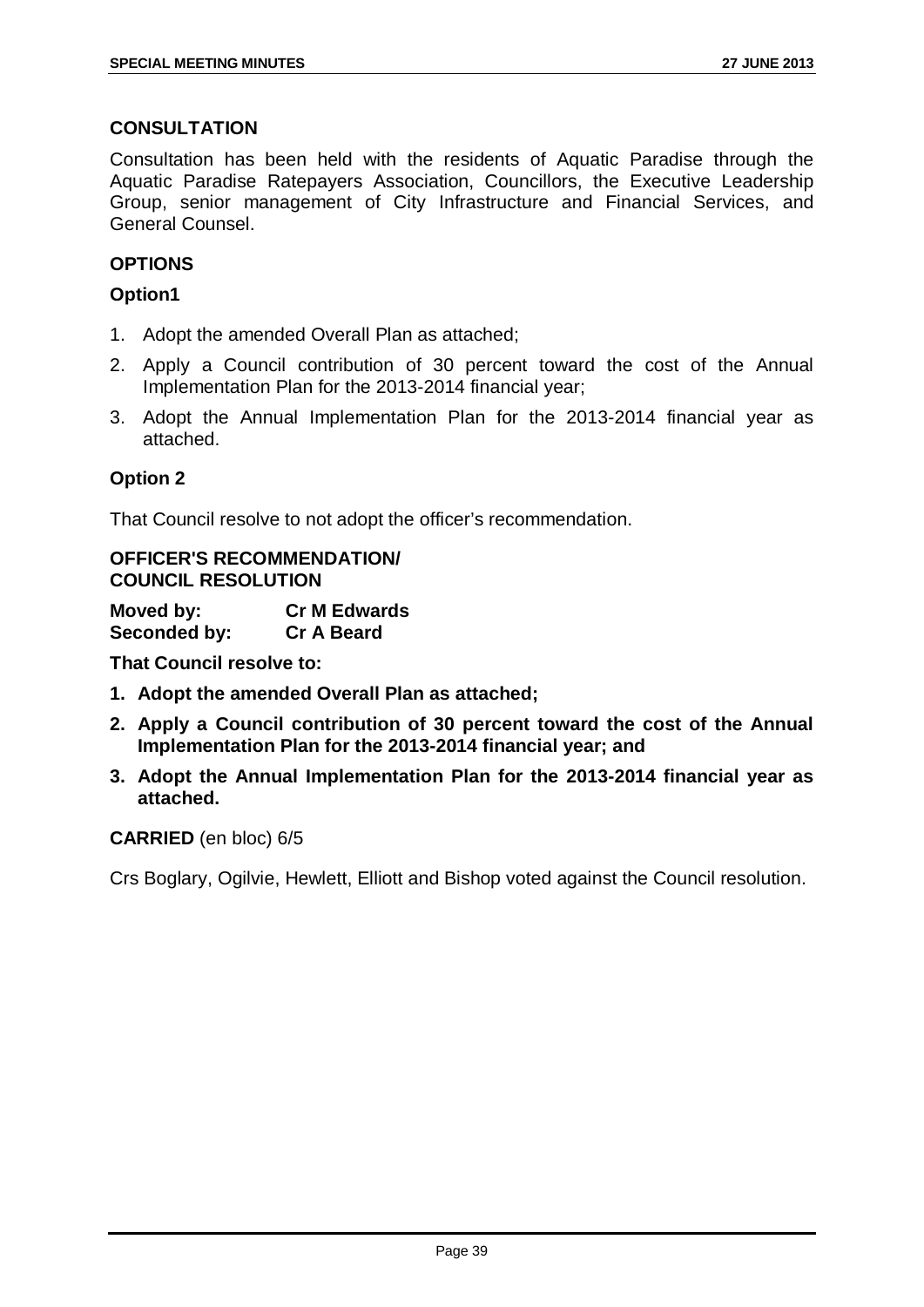## CONSULTATION

Consultation has been held with the residents of Aquatic Paradise through the Aquatic Paradise Ratepayers Association, Councillors, the Executive Leadership Group, senior management of City Infrastructure and Financial Services, and General Counsel.

## OPTIONS

### Option1

1. Adopt the amended Overall Plan as attached;
2. Apply a Council contribution of 30 percent toward the cost of the Annual Implementation Plan for the 2013-2014 financial year;
3. Adopt the Annual Implementation Plan for the 2013-2014 financial year as attached.

### Option 2

That Council resolve to not adopt the officer's recommendation.

**OFFICER'S RECOMMENDATION/**
**COUNCIL RESOLUTION**

**Moved by: Cr M Edwards**
**Seconded by: Cr A Beard**

**That Council resolve to:**

1. **Adopt the amended Overall Plan as attached;**
2. **Apply a Council contribution of 30 percent toward the cost of the Annual Implementation Plan for the 2013-2014 financial year; and**
3. **Adopt the Annual Implementation Plan for the 2013-2014 financial year as attached.**

**CARRIED** (en bloc) 6/5

Crs Boglary, Ogilvie, Hewlett, Elliott and Bishop voted against the Council resolution.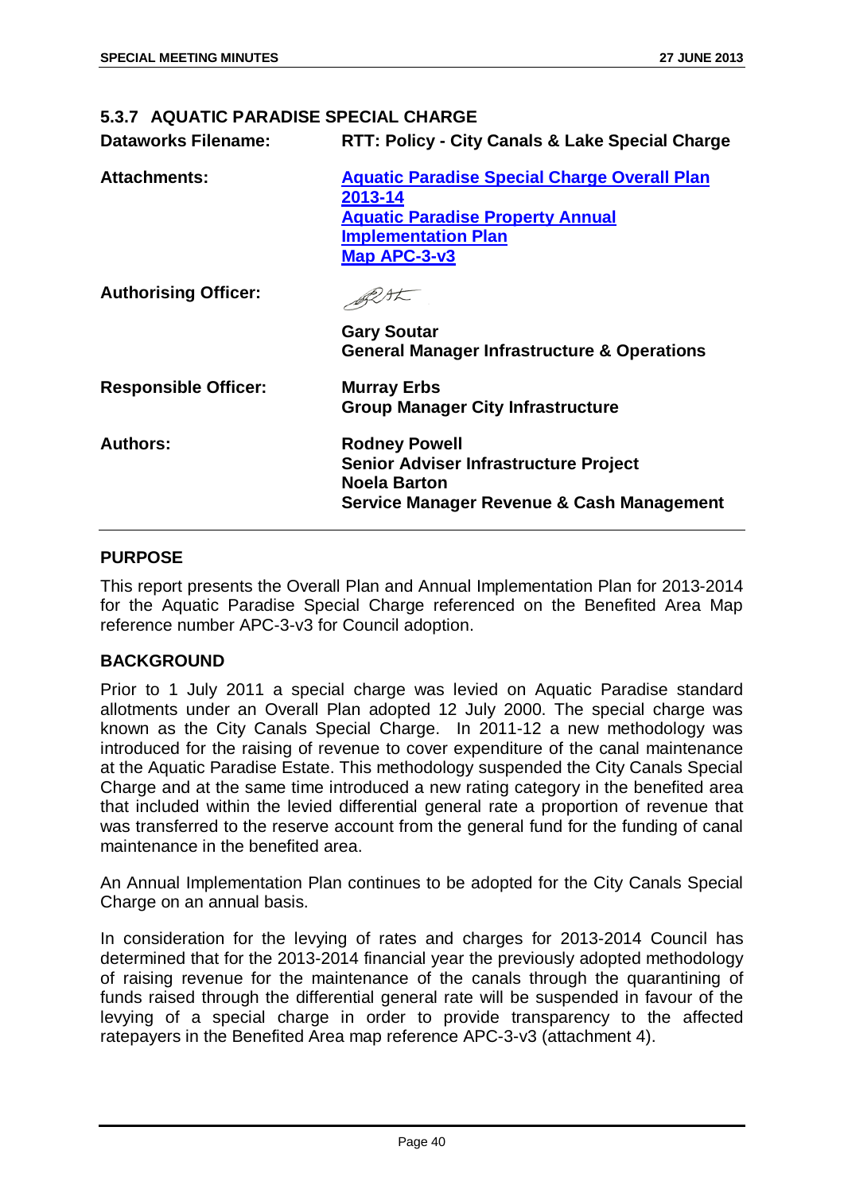### 5.3.7 AQUATIC PARADISE SPECIAL CHARGE

**Dataworks Filename:** RTT: Policy - City Canals & Lake Special Charge

**Attachments:** Aquatic Paradise Special Charge Overall Plan 2013-14
Aquatic Paradise Property Annual Implementation Plan
Map APC-3-v3

**Authorising Officer:**

**Gary Soutar**
**General Manager Infrastructure & Operations**

**Responsible Officer:** **Murray Erbs**
**Group Manager City Infrastructure**

**Authors:** **Rodney Powell**
**Senior Adviser Infrastructure Project**
**Noela Barton**
**Service Manager Revenue & Cash Management**

## PURPOSE

This report presents the Overall Plan and Annual Implementation Plan for 2013-2014 for the Aquatic Paradise Special Charge referenced on the Benefited Area Map reference number APC-3-v3 for Council adoption.

## BACKGROUND

Prior to 1 July 2011 a special charge was levied on Aquatic Paradise standard allotments under an Overall Plan adopted 12 July 2000. The special charge was known as the City Canals Special Charge. In 2011-12 a new methodology was introduced for the raising of revenue to cover expenditure of the canal maintenance at the Aquatic Paradise Estate. This methodology suspended the City Canals Special Charge and at the same time introduced a new rating category in the benefited area that included within the levied differential general rate a proportion of revenue that was transferred to the reserve account from the general fund for the funding of canal maintenance in the benefited area.

An Annual Implementation Plan continues to be adopted for the City Canals Special Charge on an annual basis.

In consideration for the levying of rates and charges for 2013-2014 Council has determined that for the 2013-2014 financial year the previously adopted methodology of raising revenue for the maintenance of the canals through the quarantining of funds raised through the differential general rate will be suspended in favour of the levying of a special charge in order to provide transparency to the affected ratepayers in the Benefited Area map reference APC-3-v3 (attachment 4).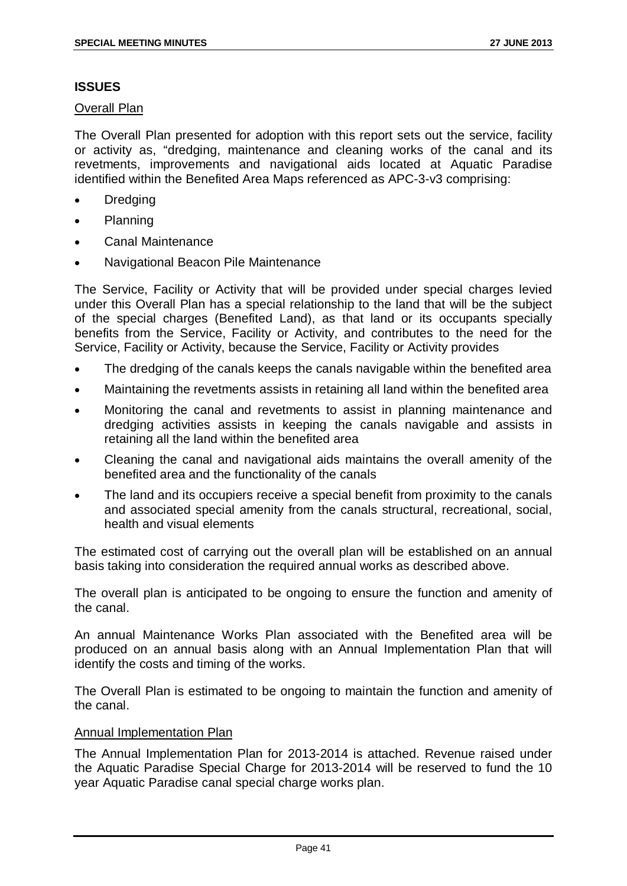## ISSUES

Overall Plan

The Overall Plan presented for adoption with this report sets out the service, facility or activity as, "dredging, maintenance and cleaning works of the canal and its revetments, improvements and navigational aids located at Aquatic Paradise identified within the Benefited Area Maps referenced as APC-3-v3 comprising:

- Dredging
- Planning
- Canal Maintenance
- Navigational Beacon Pile Maintenance

The Service, Facility or Activity that will be provided under special charges levied under this Overall Plan has a special relationship to the land that will be the subject of the special charges (Benefited Land), as that land or its occupants specially benefits from the Service, Facility or Activity, and contributes to the need for the Service, Facility or Activity, because the Service, Facility or Activity provides

- The dredging of the canals keeps the canals navigable within the benefited area
- Maintaining the revetments assists in retaining all land within the benefited area
- Monitoring the canal and revetments to assist in planning maintenance and dredging activities assists in keeping the canals navigable and assists in retaining all the land within the benefited area
- Cleaning the canal and navigational aids maintains the overall amenity of the benefited area and the functionality of the canals
- The land and its occupiers receive a special benefit from proximity to the canals and associated special amenity from the canals structural, recreational, social, health and visual elements

The estimated cost of carrying out the overall plan will be established on an annual basis taking into consideration the required annual works as described above.

The overall plan is anticipated to be ongoing to ensure the function and amenity of the canal.

An annual Maintenance Works Plan associated with the Benefited area will be produced on an annual basis along with an Annual Implementation Plan that will identify the costs and timing of the works.

The Overall Plan is estimated to be ongoing to maintain the function and amenity of the canal.

Annual Implementation Plan

The Annual Implementation Plan for 2013-2014 is attached. Revenue raised under the Aquatic Paradise Special Charge for 2013-2014 will be reserved to fund the 10 year Aquatic Paradise canal special charge works plan.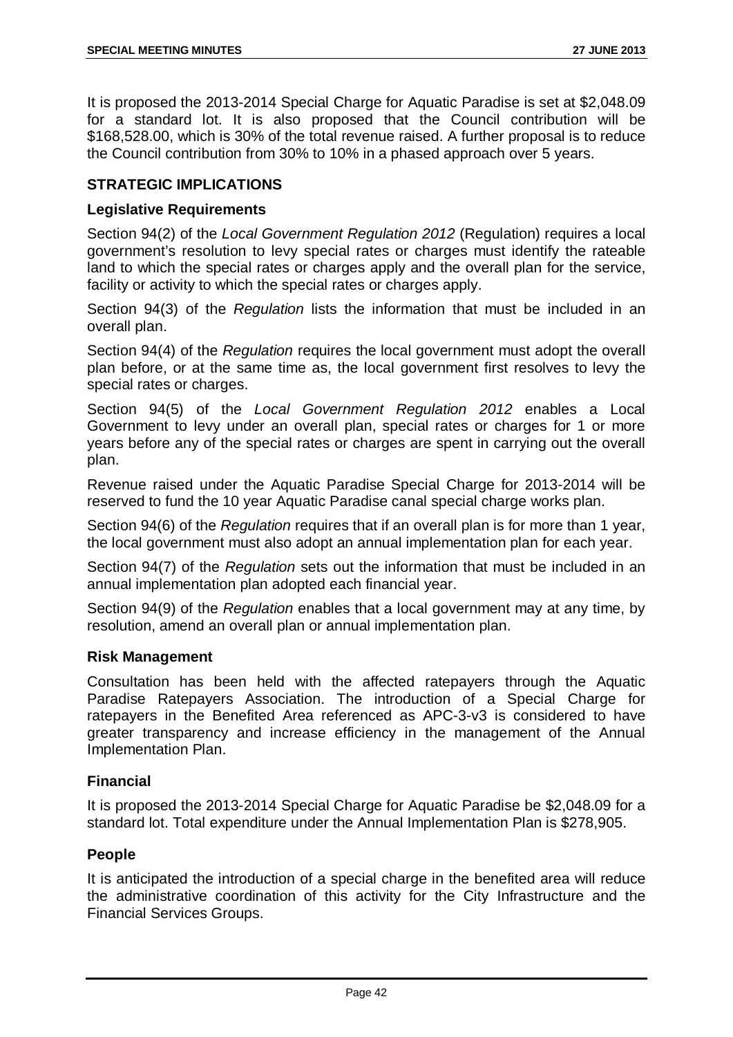It is proposed the 2013-2014 Special Charge for Aquatic Paradise is set at $2,048.09 for a standard lot. It is also proposed that the Council contribution will be $168,528.00, which is 30% of the total revenue raised. A further proposal is to reduce the Council contribution from 30% to 10% in a phased approach over 5 years.

## STRATEGIC IMPLICATIONS

### Legislative Requirements

Section 94(2) of the *Local Government Regulation 2012* (Regulation) requires a local government's resolution to levy special rates or charges must identify the rateable land to which the special rates or charges apply and the overall plan for the service, facility or activity to which the special rates or charges apply.

Section 94(3) of the *Regulation* lists the information that must be included in an overall plan.

Section 94(4) of the *Regulation* requires the local government must adopt the overall plan before, or at the same time as, the local government first resolves to levy the special rates or charges.

Section 94(5) of the *Local Government Regulation 2012* enables a Local Government to levy under an overall plan, special rates or charges for 1 or more years before any of the special rates or charges are spent in carrying out the overall plan.

Revenue raised under the Aquatic Paradise Special Charge for 2013-2014 will be reserved to fund the 10 year Aquatic Paradise canal special charge works plan.

Section 94(6) of the *Regulation* requires that if an overall plan is for more than 1 year, the local government must also adopt an annual implementation plan for each year.

Section 94(7) of the *Regulation* sets out the information that must be included in an annual implementation plan adopted each financial year.

Section 94(9) of the *Regulation* enables that a local government may at any time, by resolution, amend an overall plan or annual implementation plan.

### Risk Management

Consultation has been held with the affected ratepayers through the Aquatic Paradise Ratepayers Association. The introduction of a Special Charge for ratepayers in the Benefited Area referenced as APC-3-v3 is considered to have greater transparency and increase efficiency in the management of the Annual Implementation Plan.

### Financial

It is proposed the 2013-2014 Special Charge for Aquatic Paradise be $2,048.09 for a standard lot. Total expenditure under the Annual Implementation Plan is $278,905.

### People

It is anticipated the introduction of a special charge in the benefited area will reduce the administrative coordination of this activity for the City Infrastructure and the Financial Services Groups.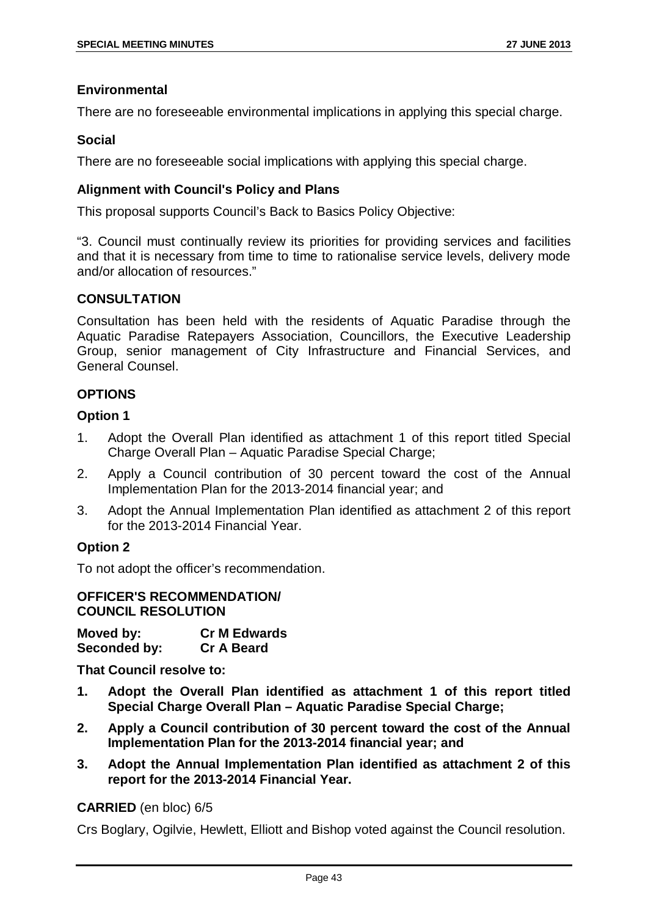### Environmental

There are no foreseeable environmental implications in applying this special charge.

### Social

There are no foreseeable social implications with applying this special charge.

### Alignment with Council's Policy and Plans

This proposal supports Council's Back to Basics Policy Objective:

"3. Council must continually review its priorities for providing services and facilities and that it is necessary from time to time to rationalise service levels, delivery mode and/or allocation of resources."

## CONSULTATION

Consultation has been held with the residents of Aquatic Paradise through the Aquatic Paradise Ratepayers Association, Councillors, the Executive Leadership Group, senior management of City Infrastructure and Financial Services, and General Counsel.

## OPTIONS

### Option 1

1. Adopt the Overall Plan identified as attachment 1 of this report titled Special Charge Overall Plan – Aquatic Paradise Special Charge;
2. Apply a Council contribution of 30 percent toward the cost of the Annual Implementation Plan for the 2013-2014 financial year; and
3. Adopt the Annual Implementation Plan identified as attachment 2 of this report for the 2013-2014 Financial Year.

### Option 2

To not adopt the officer's recommendation.

## OFFICER'S RECOMMENDATION/ COUNCIL RESOLUTION

**Moved by:** **Cr M Edwards**
**Seconded by:** **Cr A Beard**

**That Council resolve to:**

1. **Adopt the Overall Plan identified as attachment 1 of this report titled Special Charge Overall Plan – Aquatic Paradise Special Charge;**
2. **Apply a Council contribution of 30 percent toward the cost of the Annual Implementation Plan for the 2013-2014 financial year; and**
3. **Adopt the Annual Implementation Plan identified as attachment 2 of this report for the 2013-2014 Financial Year.**

**CARRIED** (en bloc) 6/5

Crs Boglary, Ogilvie, Hewlett, Elliott and Bishop voted against the Council resolution.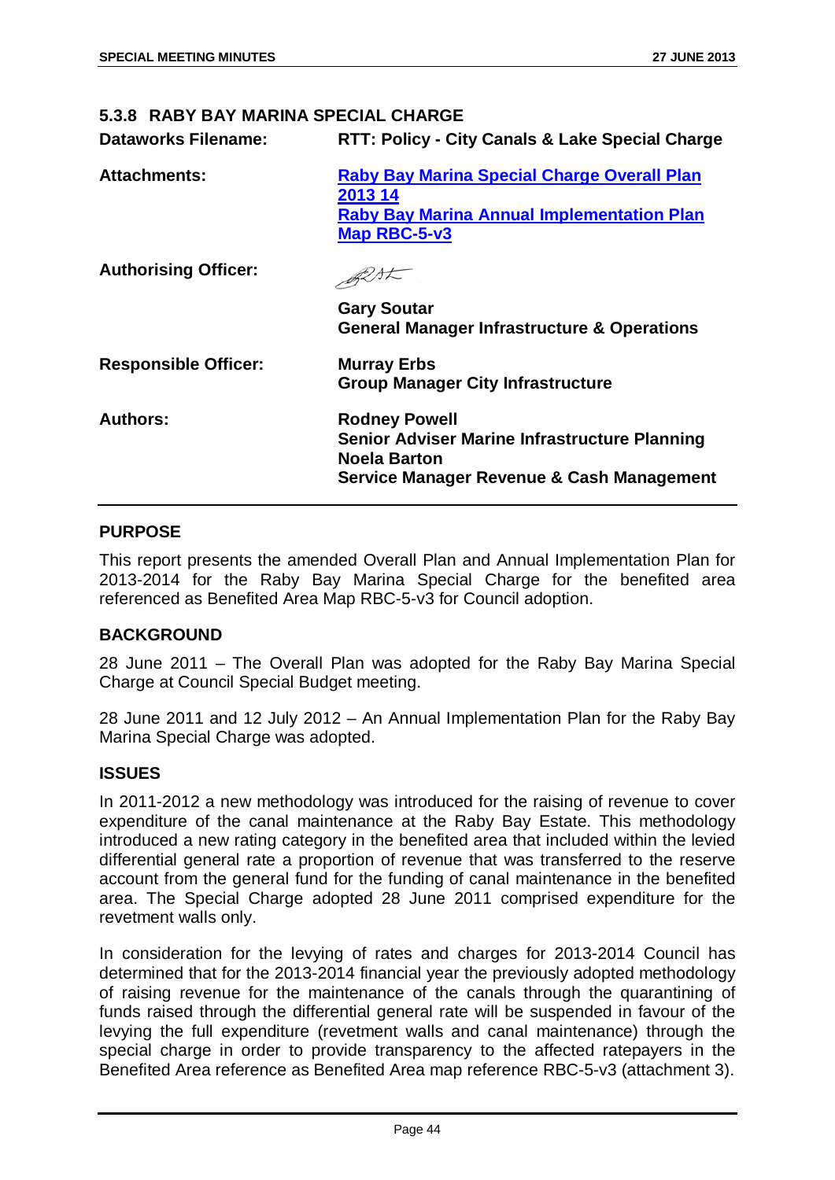### 5.3.8 RABY BAY MARINA SPECIAL CHARGE

**Dataworks Filename:** **RTT: Policy - City Canals & Lake Special Charge**

**Attachments:** **Raby Bay Marina Special Charge Overall Plan 2013 14**
**Raby Bay Marina Annual Implementation Plan**
**Map RBC-5-v3**

**Authorising Officer:**
**Gary Soutar**
**General Manager Infrastructure & Operations**

**Responsible Officer:** **Murray Erbs**
**Group Manager City Infrastructure**

**Authors:** **Rodney Powell**
**Senior Adviser Marine Infrastructure Planning**
**Noela Barton**
**Service Manager Revenue & Cash Management**

## PURPOSE

This report presents the amended Overall Plan and Annual Implementation Plan for 2013-2014 for the Raby Bay Marina Special Charge for the benefited area referenced as Benefited Area Map RBC-5-v3 for Council adoption.

## BACKGROUND

28 June 2011 – The Overall Plan was adopted for the Raby Bay Marina Special Charge at Council Special Budget meeting.

28 June 2011 and 12 July 2012 – An Annual Implementation Plan for the Raby Bay Marina Special Charge was adopted.

## ISSUES

In 2011-2012 a new methodology was introduced for the raising of revenue to cover expenditure of the canal maintenance at the Raby Bay Estate. This methodology introduced a new rating category in the benefited area that included within the levied differential general rate a proportion of revenue that was transferred to the reserve account from the general fund for the funding of canal maintenance in the benefited area. The Special Charge adopted 28 June 2011 comprised expenditure for the revetment walls only.

In consideration for the levying of rates and charges for 2013-2014 Council has determined that for the 2013-2014 financial year the previously adopted methodology of raising revenue for the maintenance of the canals through the quarantining of funds raised through the differential general rate will be suspended in favour of the levying the full expenditure (revetment walls and canal maintenance) through the special charge in order to provide transparency to the affected ratepayers in the Benefited Area reference as Benefited Area map reference RBC-5-v3 (attachment 3).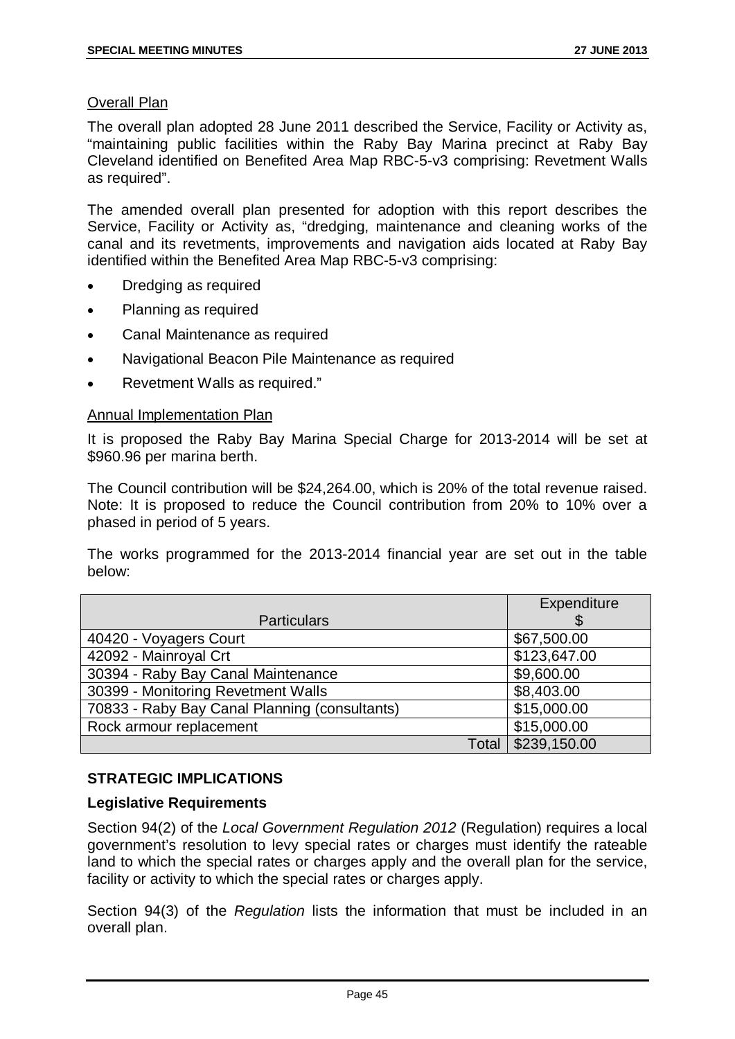Overall Plan

The overall plan adopted 28 June 2011 described the Service, Facility or Activity as, "maintaining public facilities within the Raby Bay Marina precinct at Raby Bay Cleveland identified on Benefited Area Map RBC-5-v3 comprising: Revetment Walls as required".

The amended overall plan presented for adoption with this report describes the Service, Facility or Activity as, "dredging, maintenance and cleaning works of the canal and its revetments, improvements and navigation aids located at Raby Bay identified within the Benefited Area Map RBC-5-v3 comprising:

- Dredging as required
- Planning as required
- Canal Maintenance as required
- Navigational Beacon Pile Maintenance as required
- Revetment Walls as required."

Annual Implementation Plan

It is proposed the Raby Bay Marina Special Charge for 2013-2014 will be set at $960.96 per marina berth.

The Council contribution will be $24,264.00, which is 20% of the total revenue raised. Note: It is proposed to reduce the Council contribution from 20% to 10% over a phased in period of 5 years.

The works programmed for the 2013-2014 financial year are set out in the table below:

| Particulars | Expenditure $ |
|---|---|
| 40420 - Voyagers Court | $67,500.00 |
| 42092 - Mainroyal Crt | $123,647.00 |
| 30394 - Raby Bay Canal Maintenance | $9,600.00 |
| 30399 - Monitoring Revetment Walls | $8,403.00 |
| 70833 - Raby Bay Canal Planning (consultants) | $15,000.00 |
| Rock armour replacement | $15,000.00 |
| Total | $239,150.00 |

## STRATEGIC IMPLICATIONS

### Legislative Requirements

Section 94(2) of the *Local Government Regulation 2012* (Regulation) requires a local government's resolution to levy special rates or charges must identify the rateable land to which the special rates or charges apply and the overall plan for the service, facility or activity to which the special rates or charges apply.

Section 94(3) of the *Regulation* lists the information that must be included in an overall plan.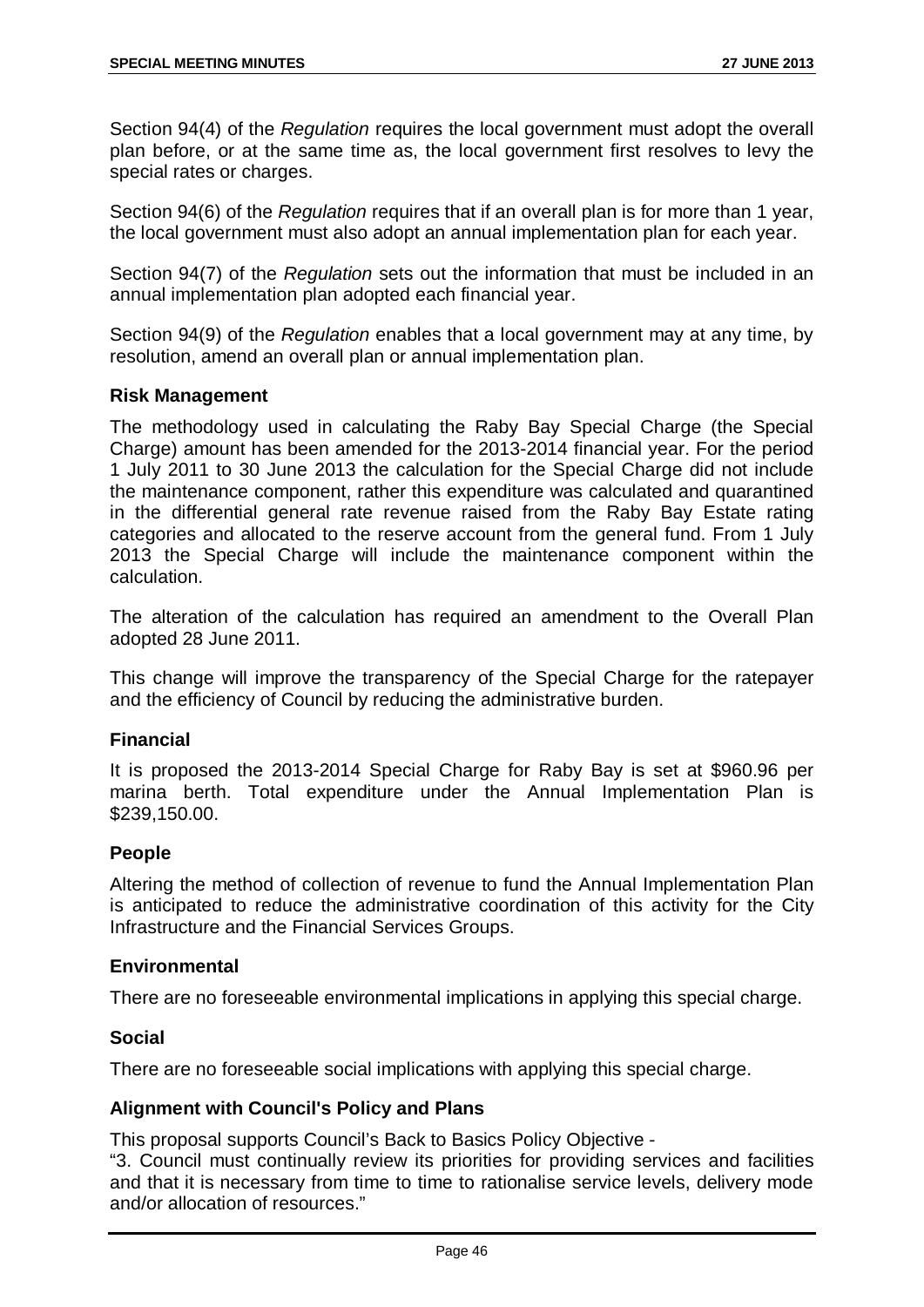Section 94(4) of the *Regulation* requires the local government must adopt the overall plan before, or at the same time as, the local government first resolves to levy the special rates or charges.

Section 94(6) of the *Regulation* requires that if an overall plan is for more than 1 year, the local government must also adopt an annual implementation plan for each year.

Section 94(7) of the *Regulation* sets out the information that must be included in an annual implementation plan adopted each financial year.

Section 94(9) of the *Regulation* enables that a local government may at any time, by resolution, amend an overall plan or annual implementation plan.

### Risk Management

The methodology used in calculating the Raby Bay Special Charge (the Special Charge) amount has been amended for the 2013-2014 financial year. For the period 1 July 2011 to 30 June 2013 the calculation for the Special Charge did not include the maintenance component, rather this expenditure was calculated and quarantined in the differential general rate revenue raised from the Raby Bay Estate rating categories and allocated to the reserve account from the general fund. From 1 July 2013 the Special Charge will include the maintenance component within the calculation.

The alteration of the calculation has required an amendment to the Overall Plan adopted 28 June 2011.

This change will improve the transparency of the Special Charge for the ratepayer and the efficiency of Council by reducing the administrative burden.

### Financial

It is proposed the 2013-2014 Special Charge for Raby Bay is set at $960.96 per marina berth. Total expenditure under the Annual Implementation Plan is $239,150.00.

### People

Altering the method of collection of revenue to fund the Annual Implementation Plan is anticipated to reduce the administrative coordination of this activity for the City Infrastructure and the Financial Services Groups.

### Environmental

There are no foreseeable environmental implications in applying this special charge.

### Social

There are no foreseeable social implications with applying this special charge.

### Alignment with Council's Policy and Plans

This proposal supports Council's Back to Basics Policy Objective -
"3. Council must continually review its priorities for providing services and facilities and that it is necessary from time to time to rationalise service levels, delivery mode and/or allocation of resources."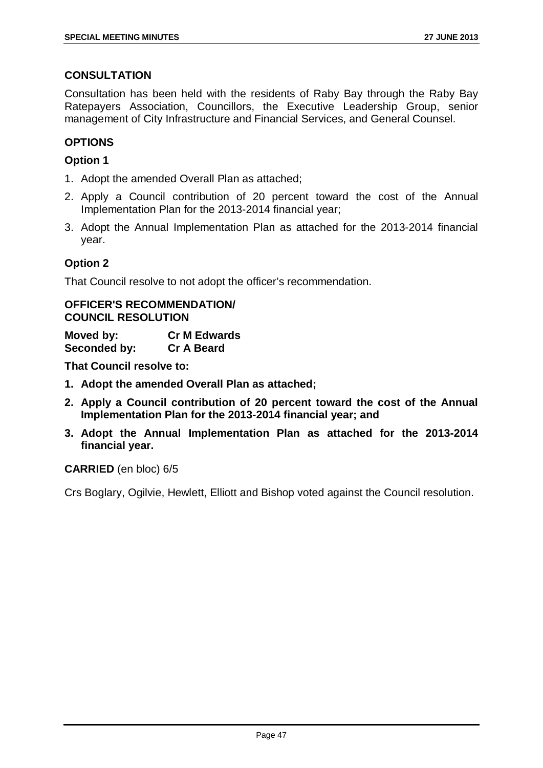## CONSULTATION

Consultation has been held with the residents of Raby Bay through the Raby Bay Ratepayers Association, Councillors, the Executive Leadership Group, senior management of City Infrastructure and Financial Services, and General Counsel.

## OPTIONS

### Option 1

1. Adopt the amended Overall Plan as attached;
2. Apply a Council contribution of 20 percent toward the cost of the Annual Implementation Plan for the 2013-2014 financial year;
3. Adopt the Annual Implementation Plan as attached for the 2013-2014 financial year.

### Option 2

That Council resolve to not adopt the officer's recommendation.

## OFFICER'S RECOMMENDATION/ COUNCIL RESOLUTION

**Moved by:** **Cr M Edwards**
**Seconded by:** **Cr A Beard**

**That Council resolve to:**

1. **Adopt the amended Overall Plan as attached;**
2. **Apply a Council contribution of 20 percent toward the cost of the Annual Implementation Plan for the 2013-2014 financial year; and**
3. **Adopt the Annual Implementation Plan as attached for the 2013-2014 financial year.**

**CARRIED** (en bloc) 6/5

Crs Boglary, Ogilvie, Hewlett, Elliott and Bishop voted against the Council resolution.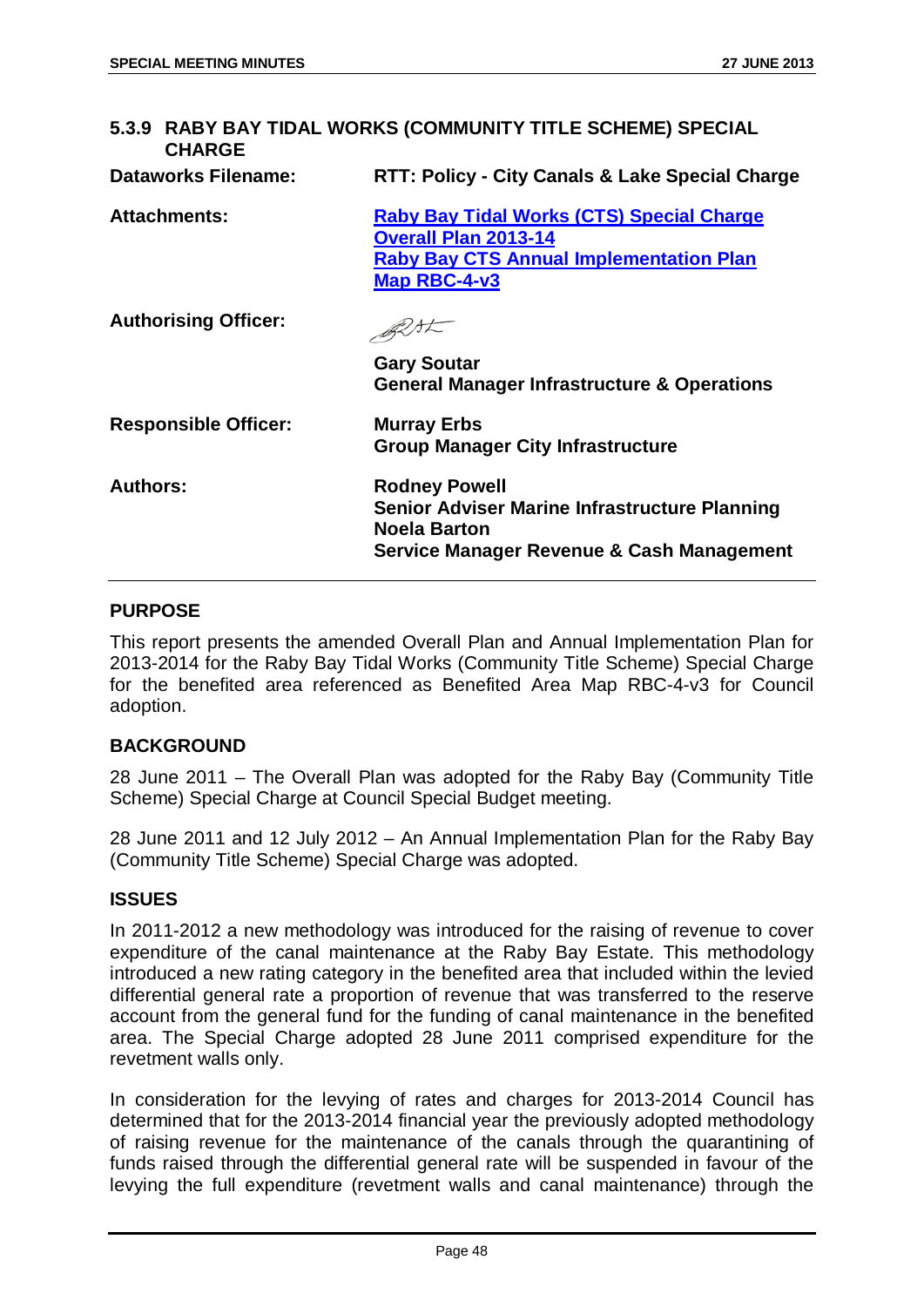### 5.3.9 RABY BAY TIDAL WORKS (COMMUNITY TITLE SCHEME) SPECIAL CHARGE

| | |
|---|---|
| **Dataworks Filename:** | **RTT: Policy - City Canals & Lake Special Charge** |
| **Attachments:** | **Raby Bay Tidal Works (CTS) Special Charge Overall Plan 2013-14**<br>**Raby Bay CTS Annual Implementation Plan**<br>**Map RBC-4-v3** |
| **Authorising Officer:** | **Gary Soutar**<br>**General Manager Infrastructure & Operations** |
| **Responsible Officer:** | **Murray Erbs**<br>**Group Manager City Infrastructure** |
| **Authors:** | **Rodney Powell**<br>**Senior Adviser Marine Infrastructure Planning**<br>**Noela Barton**<br>**Service Manager Revenue & Cash Management** |

## PURPOSE

This report presents the amended Overall Plan and Annual Implementation Plan for 2013-2014 for the Raby Bay Tidal Works (Community Title Scheme) Special Charge for the benefited area referenced as Benefited Area Map RBC-4-v3 for Council adoption.

## BACKGROUND

28 June 2011 – The Overall Plan was adopted for the Raby Bay (Community Title Scheme) Special Charge at Council Special Budget meeting.

28 June 2011 and 12 July 2012 – An Annual Implementation Plan for the Raby Bay (Community Title Scheme) Special Charge was adopted.

## ISSUES

In 2011-2012 a new methodology was introduced for the raising of revenue to cover expenditure of the canal maintenance at the Raby Bay Estate. This methodology introduced a new rating category in the benefited area that included within the levied differential general rate a proportion of revenue that was transferred to the reserve account from the general fund for the funding of canal maintenance in the benefited area. The Special Charge adopted 28 June 2011 comprised expenditure for the revetment walls only.

In consideration for the levying of rates and charges for 2013-2014 Council has determined that for the 2013-2014 financial year the previously adopted methodology of raising revenue for the maintenance of the canals through the quarantining of funds raised through the differential general rate will be suspended in favour of the levying the full expenditure (revetment walls and canal maintenance) through the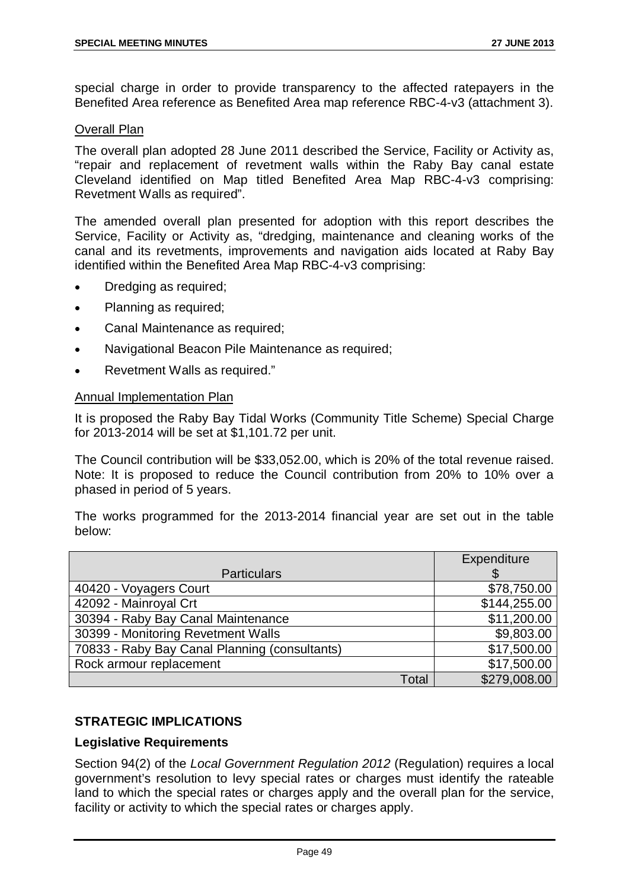special charge in order to provide transparency to the affected ratepayers in the Benefited Area reference as Benefited Area map reference RBC-4-v3 (attachment 3).

Overall Plan

The overall plan adopted 28 June 2011 described the Service, Facility or Activity as, "repair and replacement of revetment walls within the Raby Bay canal estate Cleveland identified on Map titled Benefited Area Map RBC-4-v3 comprising: Revetment Walls as required".

The amended overall plan presented for adoption with this report describes the Service, Facility or Activity as, "dredging, maintenance and cleaning works of the canal and its revetments, improvements and navigation aids located at Raby Bay identified within the Benefited Area Map RBC-4-v3 comprising:

- Dredging as required;
- Planning as required;
- Canal Maintenance as required;
- Navigational Beacon Pile Maintenance as required;
- Revetment Walls as required."

Annual Implementation Plan

It is proposed the Raby Bay Tidal Works (Community Title Scheme) Special Charge for 2013-2014 will be set at $1,101.72 per unit.

The Council contribution will be $33,052.00, which is 20% of the total revenue raised. Note: It is proposed to reduce the Council contribution from 20% to 10% over a phased in period of 5 years.

The works programmed for the 2013-2014 financial year are set out in the table below:

| Particulars | Expenditure $ |
|---|---|
| 40420 - Voyagers Court | $78,750.00 |
| 42092 - Mainroyal Crt | $144,255.00 |
| 30394 - Raby Bay Canal Maintenance | $11,200.00 |
| 30399 - Monitoring Revetment Walls | $9,803.00 |
| 70833 - Raby Bay Canal Planning (consultants) | $17,500.00 |
| Rock armour replacement | $17,500.00 |
| Total | $279,008.00 |

## STRATEGIC IMPLICATIONS

### Legislative Requirements

Section 94(2) of the *Local Government Regulation 2012* (Regulation) requires a local government's resolution to levy special rates or charges must identify the rateable land to which the special rates or charges apply and the overall plan for the service, facility or activity to which the special rates or charges apply.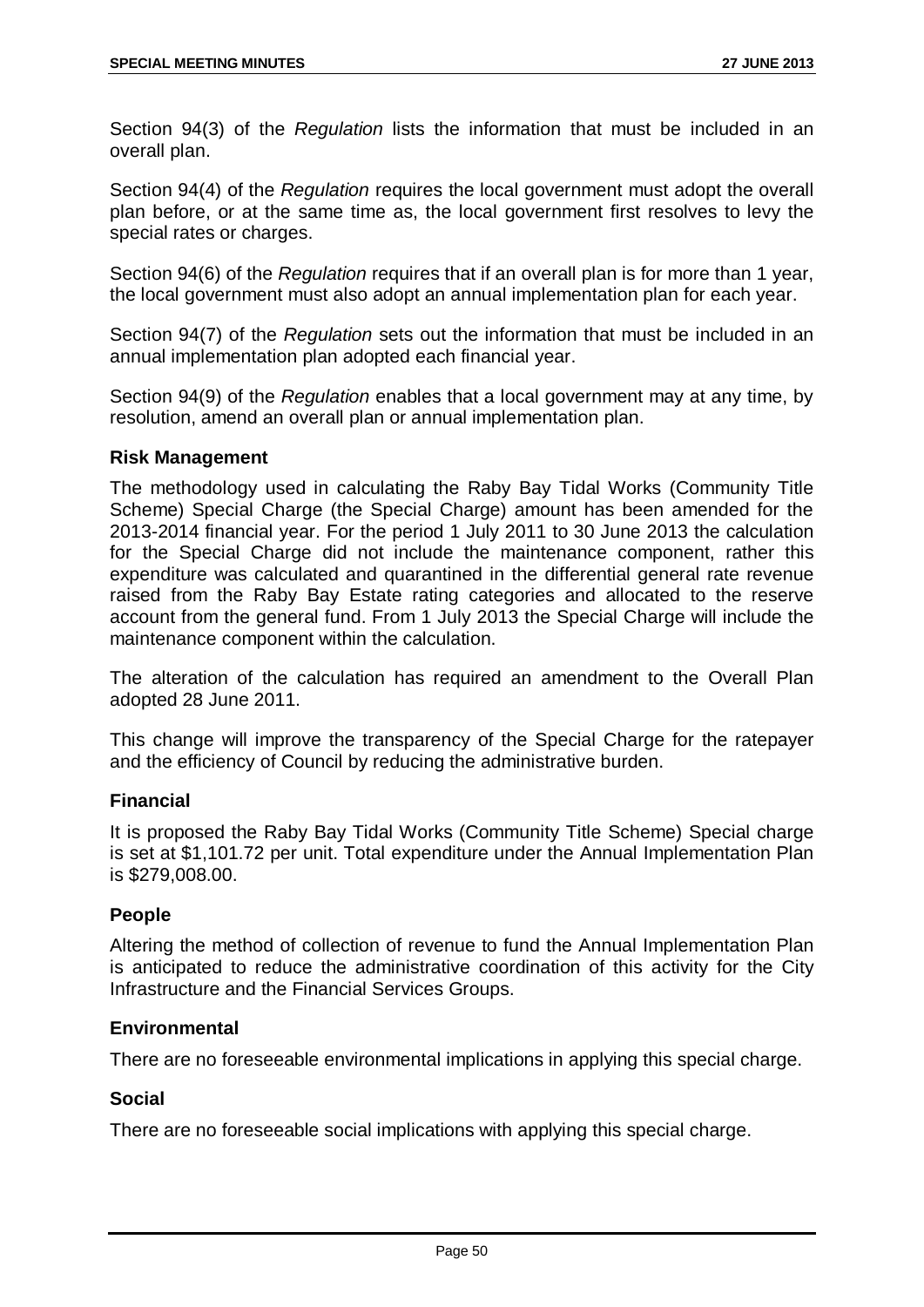Section 94(3) of the *Regulation* lists the information that must be included in an overall plan.

Section 94(4) of the *Regulation* requires the local government must adopt the overall plan before, or at the same time as, the local government first resolves to levy the special rates or charges.

Section 94(6) of the *Regulation* requires that if an overall plan is for more than 1 year, the local government must also adopt an annual implementation plan for each year.

Section 94(7) of the *Regulation* sets out the information that must be included in an annual implementation plan adopted each financial year.

Section 94(9) of the *Regulation* enables that a local government may at any time, by resolution, amend an overall plan or annual implementation plan.

**Risk Management**

The methodology used in calculating the Raby Bay Tidal Works (Community Title Scheme) Special Charge (the Special Charge) amount has been amended for the 2013-2014 financial year. For the period 1 July 2011 to 30 June 2013 the calculation for the Special Charge did not include the maintenance component, rather this expenditure was calculated and quarantined in the differential general rate revenue raised from the Raby Bay Estate rating categories and allocated to the reserve account from the general fund. From 1 July 2013 the Special Charge will include the maintenance component within the calculation.

The alteration of the calculation has required an amendment to the Overall Plan adopted 28 June 2011.

This change will improve the transparency of the Special Charge for the ratepayer and the efficiency of Council by reducing the administrative burden.

**Financial**

It is proposed the Raby Bay Tidal Works (Community Title Scheme) Special charge is set at $1,101.72 per unit. Total expenditure under the Annual Implementation Plan is $279,008.00.

**People**

Altering the method of collection of revenue to fund the Annual Implementation Plan is anticipated to reduce the administrative coordination of this activity for the City Infrastructure and the Financial Services Groups.

**Environmental**

There are no foreseeable environmental implications in applying this special charge.

**Social**

There are no foreseeable social implications with applying this special charge.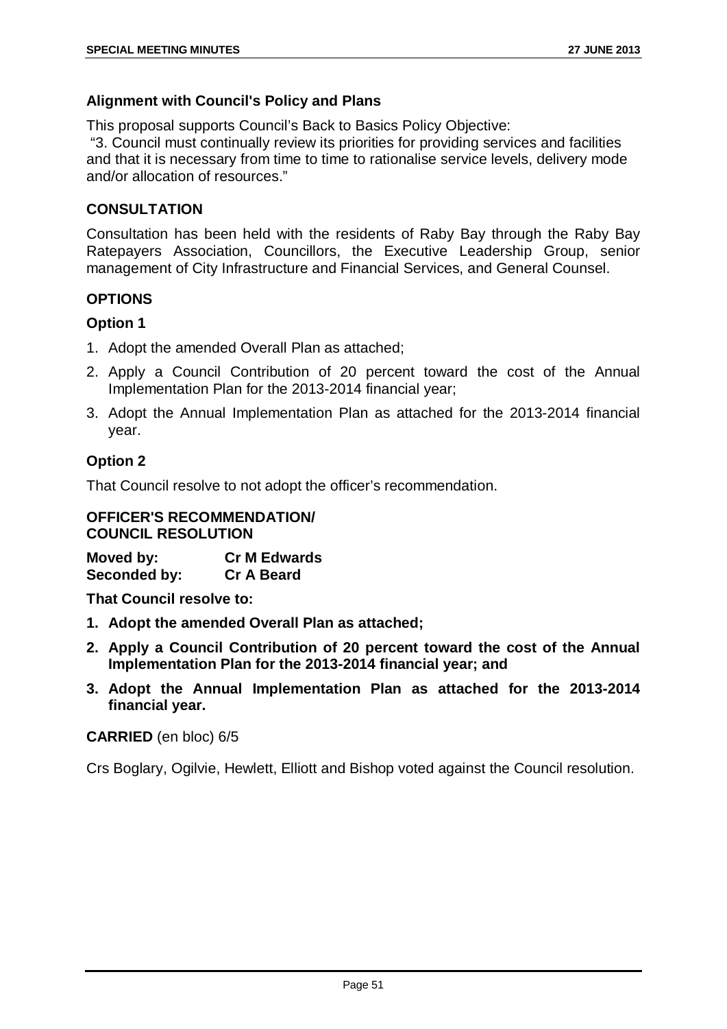### Alignment with Council's Policy and Plans

This proposal supports Council's Back to Basics Policy Objective:

"3. Council must continually review its priorities for providing services and facilities and that it is necessary from time to time to rationalise service levels, delivery mode and/or allocation of resources."

### CONSULTATION

Consultation has been held with the residents of Raby Bay through the Raby Bay Ratepayers Association, Councillors, the Executive Leadership Group, senior management of City Infrastructure and Financial Services, and General Counsel.

### OPTIONS

#### Option 1

1. Adopt the amended Overall Plan as attached;
2. Apply a Council Contribution of 20 percent toward the cost of the Annual Implementation Plan for the 2013-2014 financial year;
3. Adopt the Annual Implementation Plan as attached for the 2013-2014 financial year.

#### Option 2

That Council resolve to not adopt the officer's recommendation.

### OFFICER'S RECOMMENDATION/ COUNCIL RESOLUTION

**Moved by:** **Cr M Edwards**
**Seconded by:** **Cr A Beard**

**That Council resolve to:**

1. **Adopt the amended Overall Plan as attached;**
2. **Apply a Council Contribution of 20 percent toward the cost of the Annual Implementation Plan for the 2013-2014 financial year; and**
3. **Adopt the Annual Implementation Plan as attached for the 2013-2014 financial year.**

**CARRIED** (en bloc) 6/5

Crs Boglary, Ogilvie, Hewlett, Elliott and Bishop voted against the Council resolution.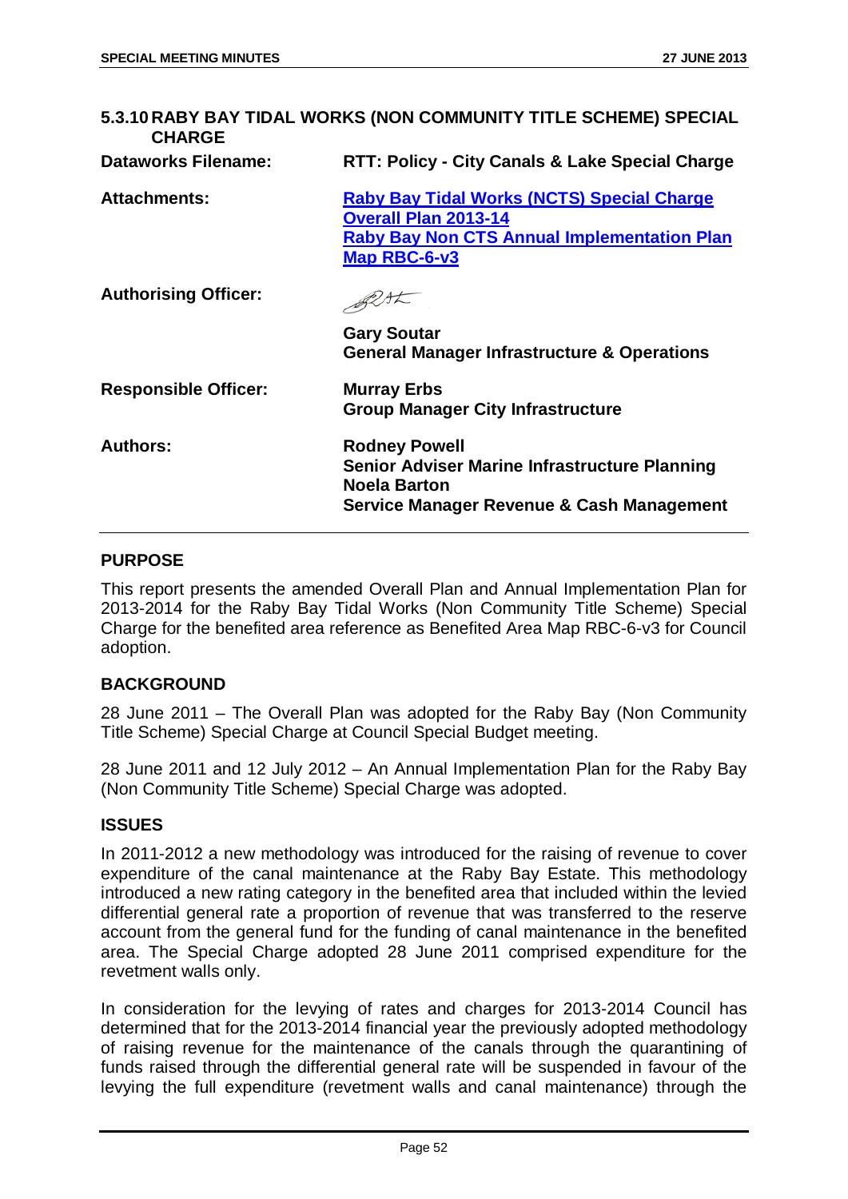## 5.3.10 RABY BAY TIDAL WORKS (NON COMMUNITY TITLE SCHEME) SPECIAL CHARGE

| | |
|---|---|
| **Dataworks Filename:** | **RTT: Policy - City Canals & Lake Special Charge** |
| **Attachments:** | **Raby Bay Tidal Works (NCTS) Special Charge Overall Plan 2013-14**<br>**Raby Bay Non CTS Annual Implementation Plan**<br>**Map RBC-6-v3** |
| **Authorising Officer:** | **Gary Soutar**<br>**General Manager Infrastructure & Operations** |
| **Responsible Officer:** | **Murray Erbs**<br>**Group Manager City Infrastructure** |
| **Authors:** | **Rodney Powell**<br>**Senior Adviser Marine Infrastructure Planning**<br>**Noela Barton**<br>**Service Manager Revenue & Cash Management** |

### PURPOSE

This report presents the amended Overall Plan and Annual Implementation Plan for 2013-2014 for the Raby Bay Tidal Works (Non Community Title Scheme) Special Charge for the benefited area reference as Benefited Area Map RBC-6-v3 for Council adoption.

### BACKGROUND

28 June 2011 – The Overall Plan was adopted for the Raby Bay (Non Community Title Scheme) Special Charge at Council Special Budget meeting.

28 June 2011 and 12 July 2012 – An Annual Implementation Plan for the Raby Bay (Non Community Title Scheme) Special Charge was adopted.

### ISSUES

In 2011-2012 a new methodology was introduced for the raising of revenue to cover expenditure of the canal maintenance at the Raby Bay Estate. This methodology introduced a new rating category in the benefited area that included within the levied differential general rate a proportion of revenue that was transferred to the reserve account from the general fund for the funding of canal maintenance in the benefited area. The Special Charge adopted 28 June 2011 comprised expenditure for the revetment walls only.

In consideration for the levying of rates and charges for 2013-2014 Council has determined that for the 2013-2014 financial year the previously adopted methodology of raising revenue for the maintenance of the canals through the quarantining of funds raised through the differential general rate will be suspended in favour of the levying the full expenditure (revetment walls and canal maintenance) through the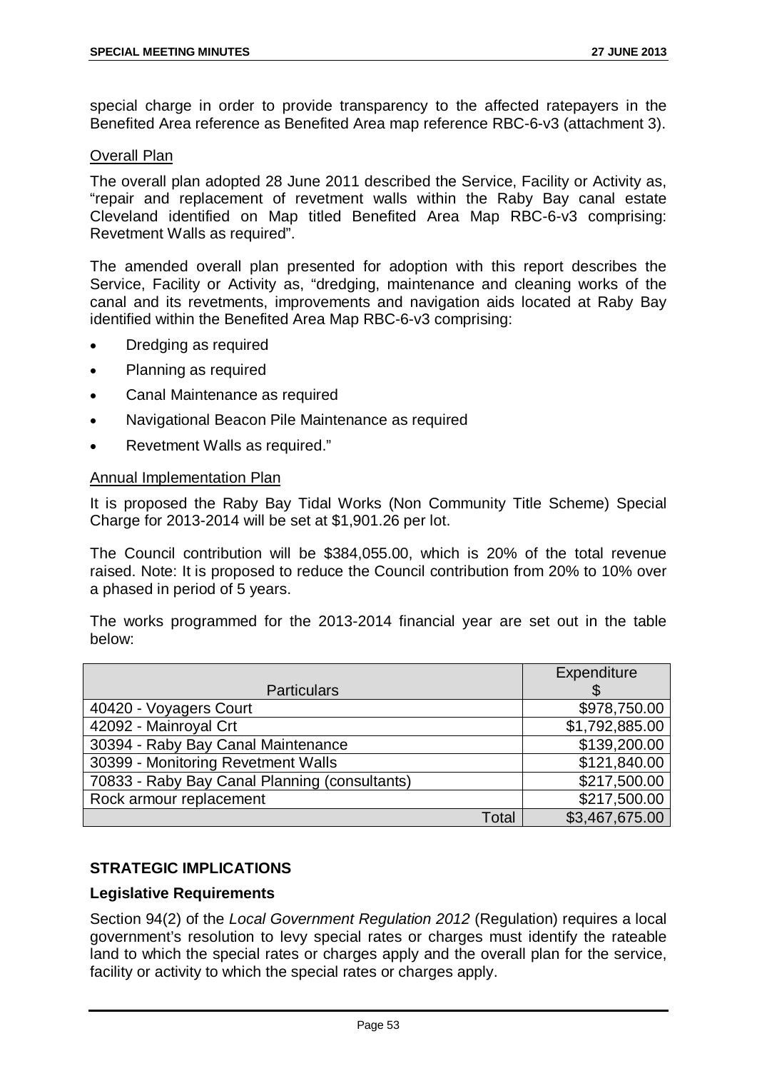special charge in order to provide transparency to the affected ratepayers in the Benefited Area reference as Benefited Area map reference RBC-6-v3 (attachment 3).

Overall Plan

The overall plan adopted 28 June 2011 described the Service, Facility or Activity as, "repair and replacement of revetment walls within the Raby Bay canal estate Cleveland identified on Map titled Benefited Area Map RBC-6-v3 comprising: Revetment Walls as required".

The amended overall plan presented for adoption with this report describes the Service, Facility or Activity as, "dredging, maintenance and cleaning works of the canal and its revetments, improvements and navigation aids located at Raby Bay identified within the Benefited Area Map RBC-6-v3 comprising:

- Dredging as required
- Planning as required
- Canal Maintenance as required
- Navigational Beacon Pile Maintenance as required
- Revetment Walls as required."

Annual Implementation Plan

It is proposed the Raby Bay Tidal Works (Non Community Title Scheme) Special Charge for 2013-2014 will be set at $1,901.26 per lot.

The Council contribution will be $384,055.00, which is 20% of the total revenue raised. Note: It is proposed to reduce the Council contribution from 20% to 10% over a phased in period of 5 years.

The works programmed for the 2013-2014 financial year are set out in the table below:

| Particulars | Expenditure $ |
|---|---|
| 40420 - Voyagers Court | $978,750.00 |
| 42092 - Mainroyal Crt | $1,792,885.00 |
| 30394 - Raby Bay Canal Maintenance | $139,200.00 |
| 30399 - Monitoring Revetment Walls | $121,840.00 |
| 70833 - Raby Bay Canal Planning (consultants) | $217,500.00 |
| Rock armour replacement | $217,500.00 |
| Total | $3,467,675.00 |

## STRATEGIC IMPLICATIONS

### Legislative Requirements

Section 94(2) of the *Local Government Regulation 2012* (Regulation) requires a local government's resolution to levy special rates or charges must identify the rateable land to which the special rates or charges apply and the overall plan for the service, facility or activity to which the special rates or charges apply.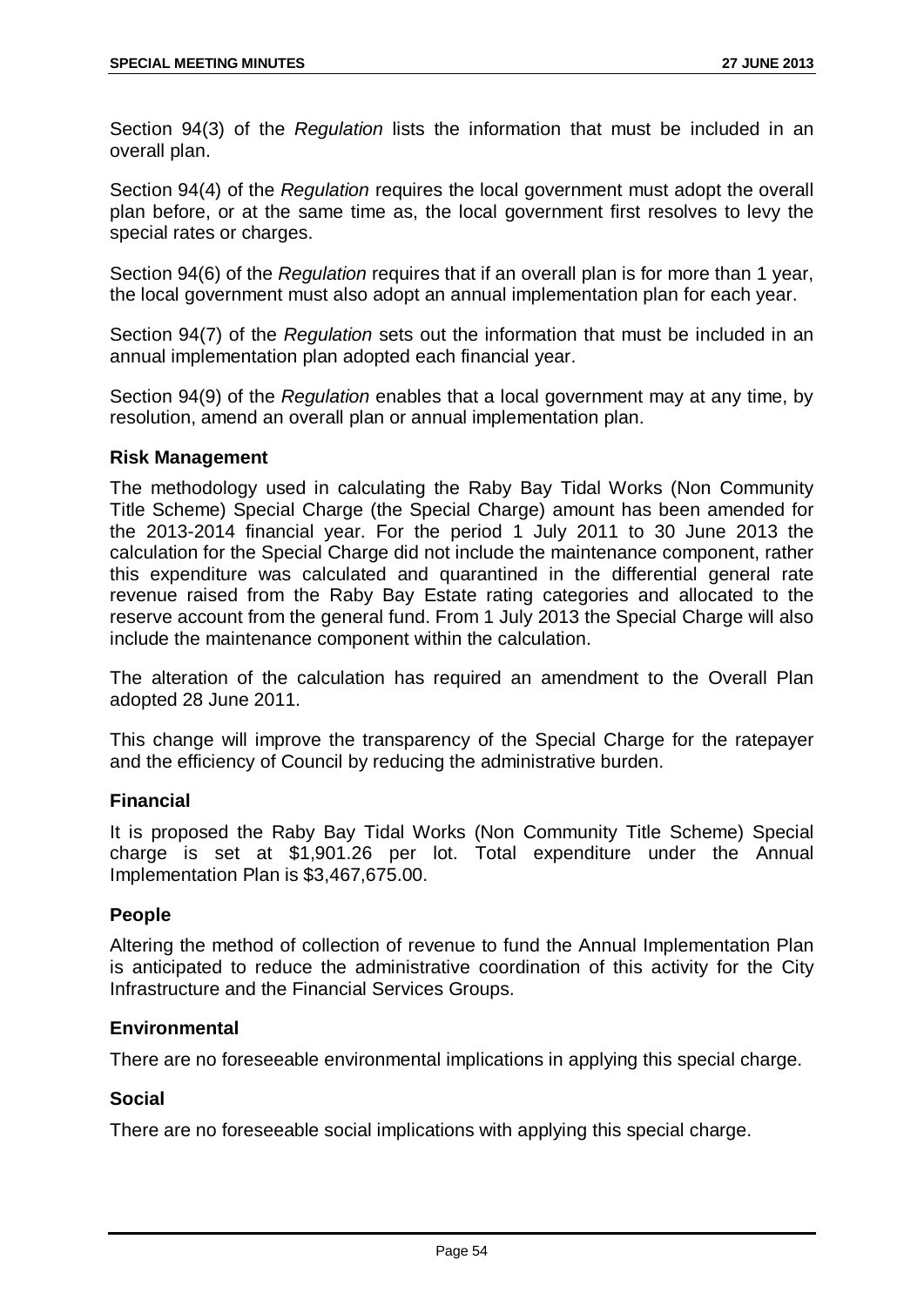Section 94(3) of the *Regulation* lists the information that must be included in an overall plan.

Section 94(4) of the *Regulation* requires the local government must adopt the overall plan before, or at the same time as, the local government first resolves to levy the special rates or charges.

Section 94(6) of the *Regulation* requires that if an overall plan is for more than 1 year, the local government must also adopt an annual implementation plan for each year.

Section 94(7) of the *Regulation* sets out the information that must be included in an annual implementation plan adopted each financial year.

Section 94(9) of the *Regulation* enables that a local government may at any time, by resolution, amend an overall plan or annual implementation plan.

### Risk Management

The methodology used in calculating the Raby Bay Tidal Works (Non Community Title Scheme) Special Charge (the Special Charge) amount has been amended for the 2013-2014 financial year. For the period 1 July 2011 to 30 June 2013 the calculation for the Special Charge did not include the maintenance component, rather this expenditure was calculated and quarantined in the differential general rate revenue raised from the Raby Bay Estate rating categories and allocated to the reserve account from the general fund. From 1 July 2013 the Special Charge will also include the maintenance component within the calculation.

The alteration of the calculation has required an amendment to the Overall Plan adopted 28 June 2011.

This change will improve the transparency of the Special Charge for the ratepayer and the efficiency of Council by reducing the administrative burden.

### Financial

It is proposed the Raby Bay Tidal Works (Non Community Title Scheme) Special charge is set at $1,901.26 per lot. Total expenditure under the Annual Implementation Plan is $3,467,675.00.

### People

Altering the method of collection of revenue to fund the Annual Implementation Plan is anticipated to reduce the administrative coordination of this activity for the City Infrastructure and the Financial Services Groups.

### Environmental

There are no foreseeable environmental implications in applying this special charge.

### Social

There are no foreseeable social implications with applying this special charge.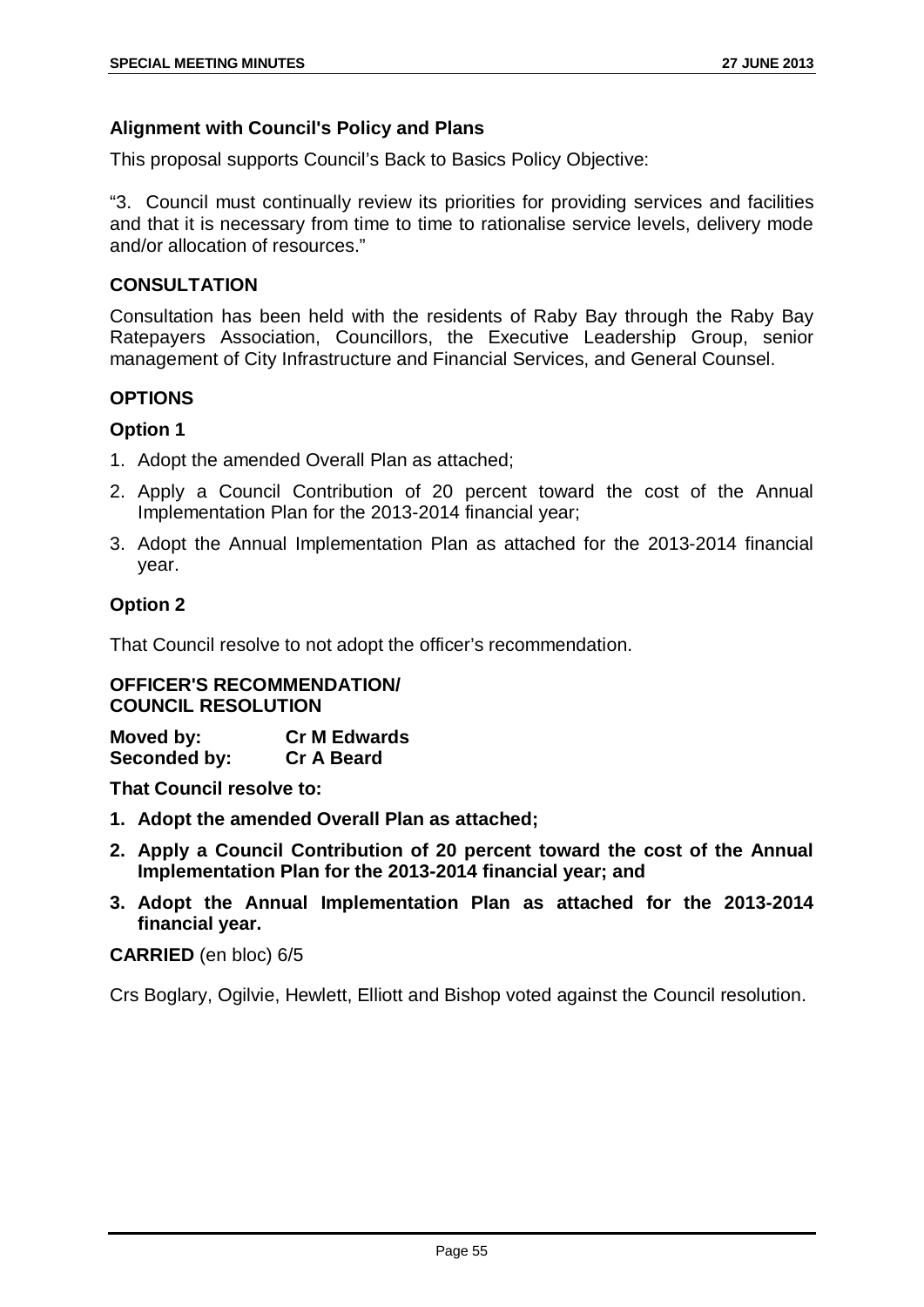### Alignment with Council's Policy and Plans

This proposal supports Council's Back to Basics Policy Objective:

"3. Council must continually review its priorities for providing services and facilities and that it is necessary from time to time to rationalise service levels, delivery mode and/or allocation of resources."

### CONSULTATION

Consultation has been held with the residents of Raby Bay through the Raby Bay Ratepayers Association, Councillors, the Executive Leadership Group, senior management of City Infrastructure and Financial Services, and General Counsel.

### OPTIONS

#### Option 1

1. Adopt the amended Overall Plan as attached;
2. Apply a Council Contribution of 20 percent toward the cost of the Annual Implementation Plan for the 2013-2014 financial year;
3. Adopt the Annual Implementation Plan as attached for the 2013-2014 financial year.

#### Option 2

That Council resolve to not adopt the officer's recommendation.

### OFFICER'S RECOMMENDATION/ COUNCIL RESOLUTION

**Moved by:** **Cr M Edwards**
**Seconded by:** **Cr A Beard**

**That Council resolve to:**

1. **Adopt the amended Overall Plan as attached;**
2. **Apply a Council Contribution of 20 percent toward the cost of the Annual Implementation Plan for the 2013-2014 financial year; and**
3. **Adopt the Annual Implementation Plan as attached for the 2013-2014 financial year.**

**CARRIED** (en bloc) 6/5

Crs Boglary, Ogilvie, Hewlett, Elliott and Bishop voted against the Council resolution.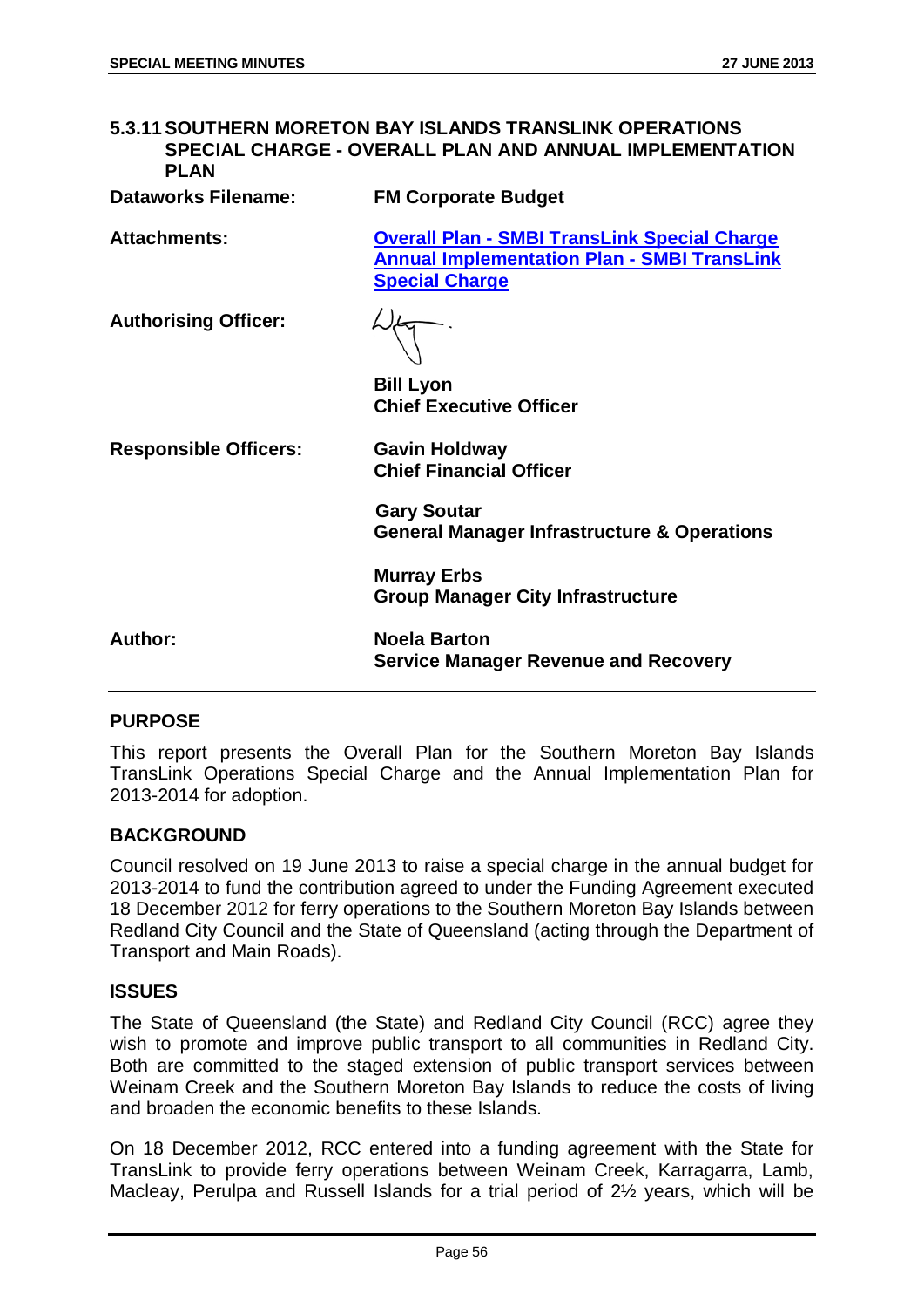## 5.3.11 SOUTHERN MORETON BAY ISLANDS TRANSLINK OPERATIONS SPECIAL CHARGE - OVERALL PLAN AND ANNUAL IMPLEMENTATION PLAN

| | |
|---|---|
| **Dataworks Filename:** | **FM Corporate Budget** |
| **Attachments:** | **Overall Plan - SMBI TransLink Special Charge**<br>**Annual Implementation Plan - SMBI TransLink Special Charge** |
| **Authorising Officer:** | **Bill Lyon**<br>**Chief Executive Officer** |
| **Responsible Officers:** | **Gavin Holdway**<br>**Chief Financial Officer**<br><br>**Gary Soutar**<br>**General Manager Infrastructure & Operations**<br><br>**Murray Erbs**<br>**Group Manager City Infrastructure** |
| **Author:** | **Noela Barton**<br>**Service Manager Revenue and Recovery** |

### PURPOSE

This report presents the Overall Plan for the Southern Moreton Bay Islands TransLink Operations Special Charge and the Annual Implementation Plan for 2013-2014 for adoption.

### BACKGROUND

Council resolved on 19 June 2013 to raise a special charge in the annual budget for 2013-2014 to fund the contribution agreed to under the Funding Agreement executed 18 December 2012 for ferry operations to the Southern Moreton Bay Islands between Redland City Council and the State of Queensland (acting through the Department of Transport and Main Roads).

### ISSUES

The State of Queensland (the State) and Redland City Council (RCC) agree they wish to promote and improve public transport to all communities in Redland City. Both are committed to the staged extension of public transport services between Weinam Creek and the Southern Moreton Bay Islands to reduce the costs of living and broaden the economic benefits to these Islands.

On 18 December 2012, RCC entered into a funding agreement with the State for TransLink to provide ferry operations between Weinam Creek, Karragarra, Lamb, Macleay, Perulpa and Russell Islands for a trial period of 2½ years, which will be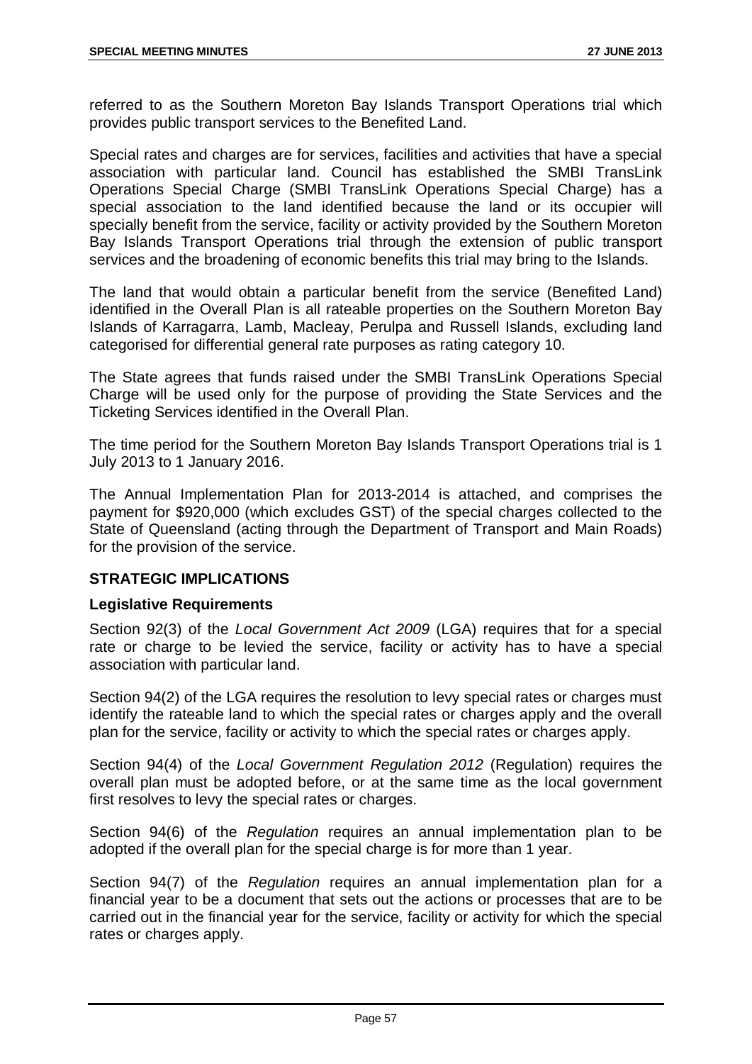referred to as the Southern Moreton Bay Islands Transport Operations trial which provides public transport services to the Benefited Land.

Special rates and charges are for services, facilities and activities that have a special association with particular land. Council has established the SMBI TransLink Operations Special Charge (SMBI TransLink Operations Special Charge) has a special association to the land identified because the land or its occupier will specially benefit from the service, facility or activity provided by the Southern Moreton Bay Islands Transport Operations trial through the extension of public transport services and the broadening of economic benefits this trial may bring to the Islands.

The land that would obtain a particular benefit from the service (Benefited Land) identified in the Overall Plan is all rateable properties on the Southern Moreton Bay Islands of Karragarra, Lamb, Macleay, Perulpa and Russell Islands, excluding land categorised for differential general rate purposes as rating category 10.

The State agrees that funds raised under the SMBI TransLink Operations Special Charge will be used only for the purpose of providing the State Services and the Ticketing Services identified in the Overall Plan.

The time period for the Southern Moreton Bay Islands Transport Operations trial is 1 July 2013 to 1 January 2016.

The Annual Implementation Plan for 2013-2014 is attached, and comprises the payment for $920,000 (which excludes GST) of the special charges collected to the State of Queensland (acting through the Department of Transport and Main Roads) for the provision of the service.

## STRATEGIC IMPLICATIONS

### Legislative Requirements

Section 92(3) of the *Local Government Act 2009* (LGA) requires that for a special rate or charge to be levied the service, facility or activity has to have a special association with particular land.

Section 94(2) of the LGA requires the resolution to levy special rates or charges must identify the rateable land to which the special rates or charges apply and the overall plan for the service, facility or activity to which the special rates or charges apply.

Section 94(4) of the *Local Government Regulation 2012* (Regulation) requires the overall plan must be adopted before, or at the same time as the local government first resolves to levy the special rates or charges.

Section 94(6) of the *Regulation* requires an annual implementation plan to be adopted if the overall plan for the special charge is for more than 1 year.

Section 94(7) of the *Regulation* requires an annual implementation plan for a financial year to be a document that sets out the actions or processes that are to be carried out in the financial year for the service, facility or activity for which the special rates or charges apply.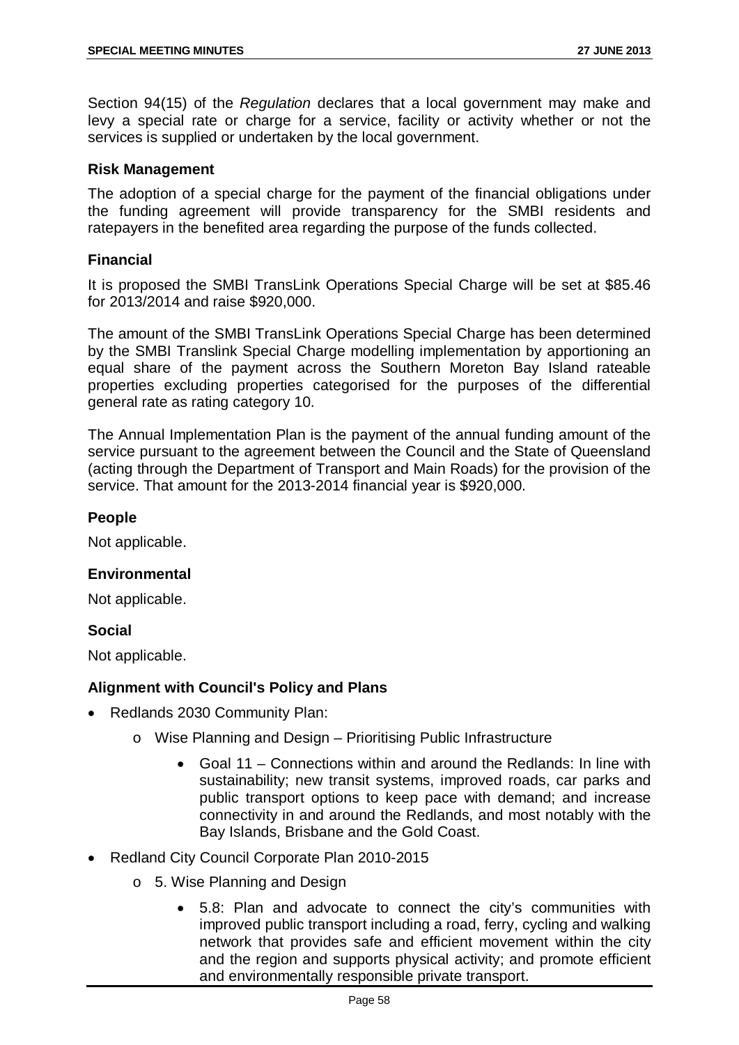Section 94(15) of the *Regulation* declares that a local government may make and levy a special rate or charge for a service, facility or activity whether or not the services is supplied or undertaken by the local government.

### Risk Management

The adoption of a special charge for the payment of the financial obligations under the funding agreement will provide transparency for the SMBI residents and ratepayers in the benefited area regarding the purpose of the funds collected.

### Financial

It is proposed the SMBI TransLink Operations Special Charge will be set at $85.46 for 2013/2014 and raise $920,000.

The amount of the SMBI TransLink Operations Special Charge has been determined by the SMBI Translink Special Charge modelling implementation by apportioning an equal share of the payment across the Southern Moreton Bay Island rateable properties excluding properties categorised for the purposes of the differential general rate as rating category 10.

The Annual Implementation Plan is the payment of the annual funding amount of the service pursuant to the agreement between the Council and the State of Queensland (acting through the Department of Transport and Main Roads) for the provision of the service. That amount for the 2013-2014 financial year is $920,000.

### People

Not applicable.

### Environmental

Not applicable.

### Social

Not applicable.

### Alignment with Council's Policy and Plans

- Redlands 2030 Community Plan:
  - Wise Planning and Design – Prioritising Public Infrastructure
    - Goal 11 – Connections within and around the Redlands: In line with sustainability; new transit systems, improved roads, car parks and public transport options to keep pace with demand; and increase connectivity in and around the Redlands, and most notably with the Bay Islands, Brisbane and the Gold Coast.
- Redland City Council Corporate Plan 2010-2015
  - 5. Wise Planning and Design
    - 5.8: Plan and advocate to connect the city's communities with improved public transport including a road, ferry, cycling and walking network that provides safe and efficient movement within the city and the region and supports physical activity; and promote efficient and environmentally responsible private transport.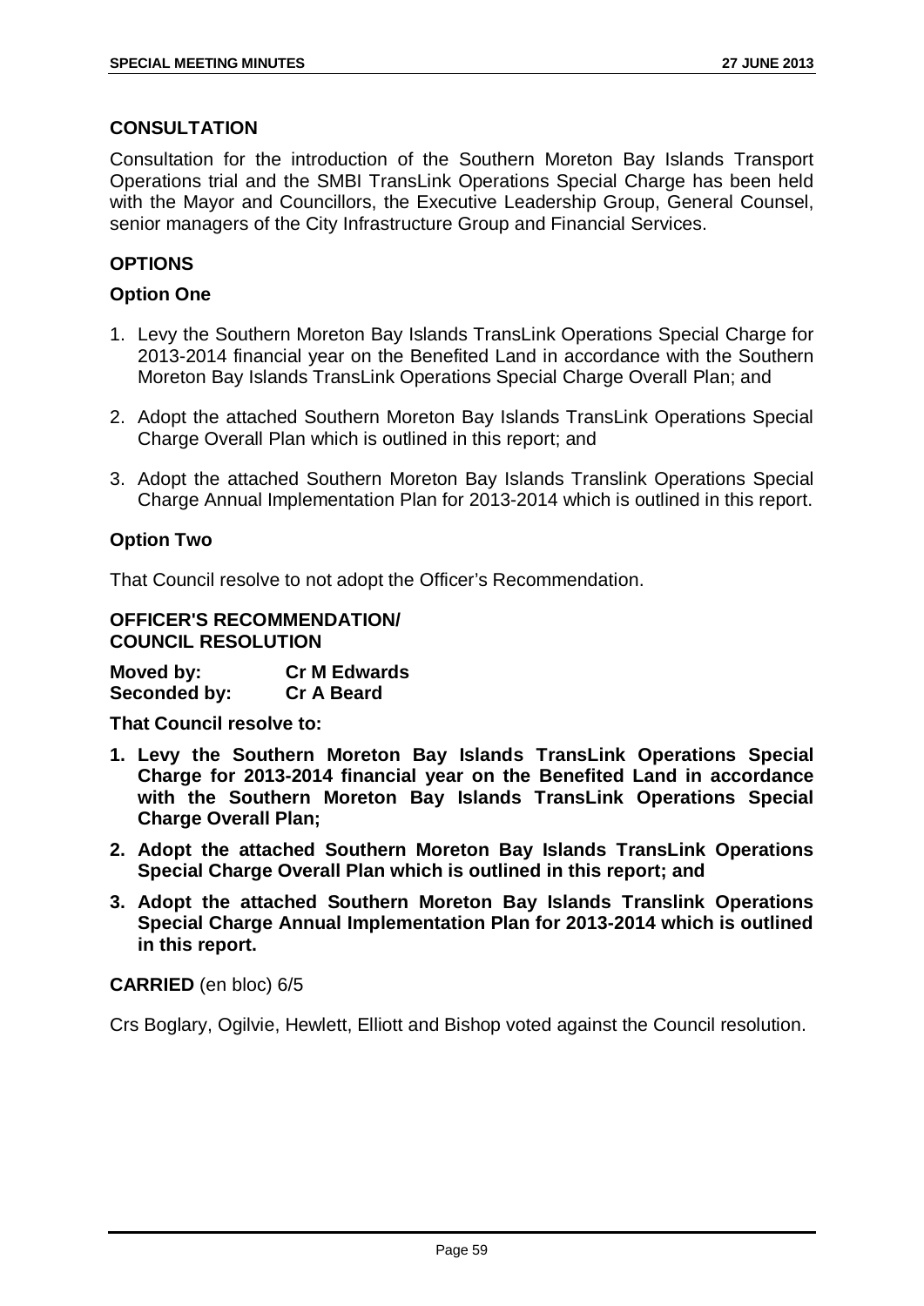## CONSULTATION

Consultation for the introduction of the Southern Moreton Bay Islands Transport Operations trial and the SMBI TransLink Operations Special Charge has been held with the Mayor and Councillors, the Executive Leadership Group, General Counsel, senior managers of the City Infrastructure Group and Financial Services.

## OPTIONS

### Option One

1. Levy the Southern Moreton Bay Islands TransLink Operations Special Charge for 2013-2014 financial year on the Benefited Land in accordance with the Southern Moreton Bay Islands TransLink Operations Special Charge Overall Plan; and
2. Adopt the attached Southern Moreton Bay Islands TransLink Operations Special Charge Overall Plan which is outlined in this report; and
3. Adopt the attached Southern Moreton Bay Islands Translink Operations Special Charge Annual Implementation Plan for 2013-2014 which is outlined in this report.

### Option Two

That Council resolve to not adopt the Officer's Recommendation.

## OFFICER'S RECOMMENDATION/ COUNCIL RESOLUTION

**Moved by:** **Cr M Edwards**
**Seconded by:** **Cr A Beard**

**That Council resolve to:**

1. **Levy the Southern Moreton Bay Islands TransLink Operations Special Charge for 2013-2014 financial year on the Benefited Land in accordance with the Southern Moreton Bay Islands TransLink Operations Special Charge Overall Plan;**
2. **Adopt the attached Southern Moreton Bay Islands TransLink Operations Special Charge Overall Plan which is outlined in this report; and**
3. **Adopt the attached Southern Moreton Bay Islands Translink Operations Special Charge Annual Implementation Plan for 2013-2014 which is outlined in this report.**

**CARRIED** (en bloc) 6/5

Crs Boglary, Ogilvie, Hewlett, Elliott and Bishop voted against the Council resolution.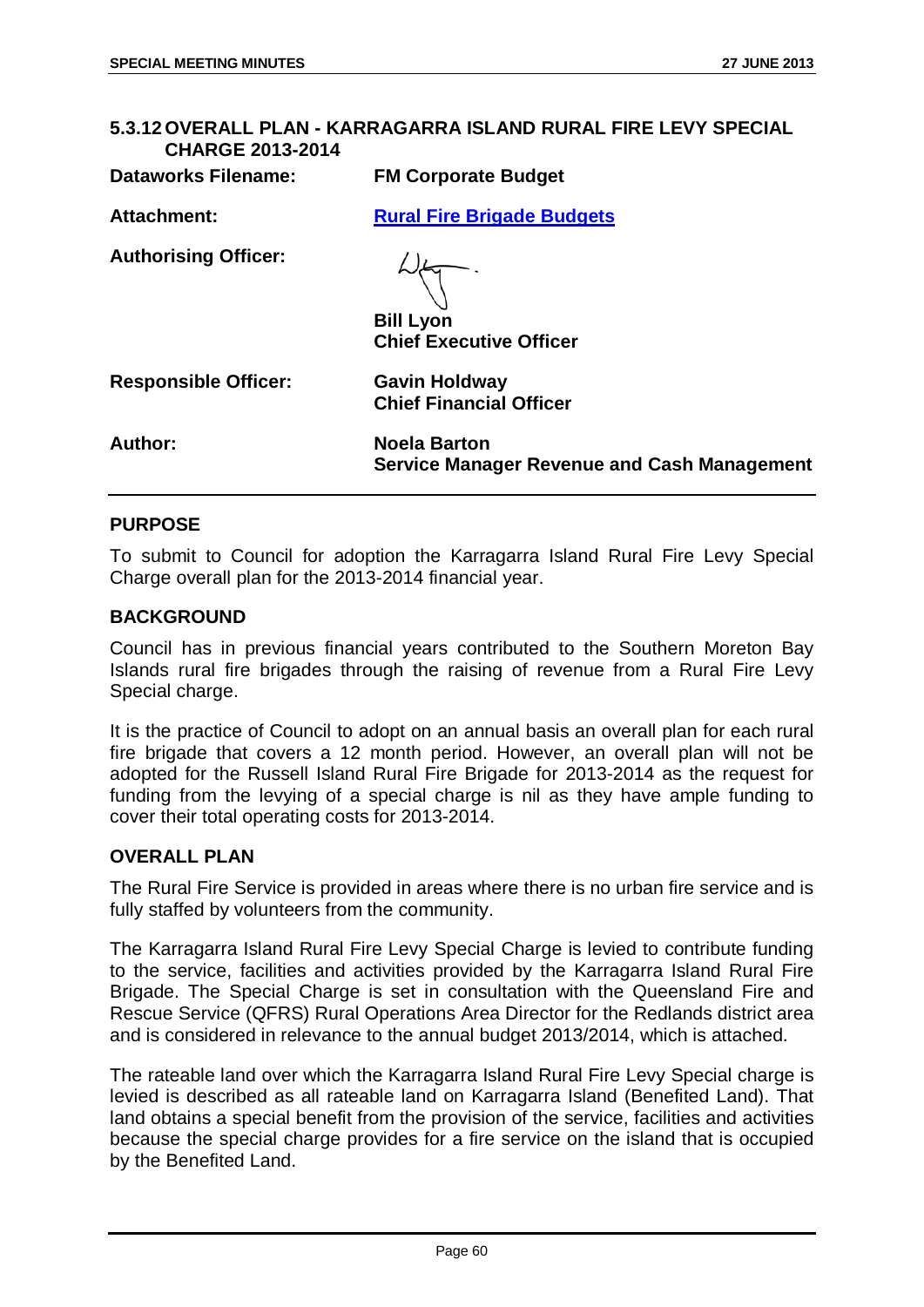## 5.3.12 OVERALL PLAN - KARRAGARRA ISLAND RURAL FIRE LEVY SPECIAL CHARGE 2013-2014

**Dataworks Filename:** FM Corporate Budget

**Attachment:** [Rural Fire Brigade Budgets]

**Authorising Officer:**

**Bill Lyon**
**Chief Executive Officer**

**Responsible Officer:** **Gavin Holdway**
**Chief Financial Officer**

**Author:** **Noela Barton**
**Service Manager Revenue and Cash Management**

### PURPOSE

To submit to Council for adoption the Karragarra Island Rural Fire Levy Special Charge overall plan for the 2013-2014 financial year.

### BACKGROUND

Council has in previous financial years contributed to the Southern Moreton Bay Islands rural fire brigades through the raising of revenue from a Rural Fire Levy Special charge.

It is the practice of Council to adopt on an annual basis an overall plan for each rural fire brigade that covers a 12 month period. However, an overall plan will not be adopted for the Russell Island Rural Fire Brigade for 2013-2014 as the request for funding from the levying of a special charge is nil as they have ample funding to cover their total operating costs for 2013-2014.

### OVERALL PLAN

The Rural Fire Service is provided in areas where there is no urban fire service and is fully staffed by volunteers from the community.

The Karragarra Island Rural Fire Levy Special Charge is levied to contribute funding to the service, facilities and activities provided by the Karragarra Island Rural Fire Brigade. The Special Charge is set in consultation with the Queensland Fire and Rescue Service (QFRS) Rural Operations Area Director for the Redlands district area and is considered in relevance to the annual budget 2013/2014, which is attached.

The rateable land over which the Karragarra Island Rural Fire Levy Special charge is levied is described as all rateable land on Karragarra Island (Benefited Land). That land obtains a special benefit from the provision of the service, facilities and activities because the special charge provides for a fire service on the island that is occupied by the Benefited Land.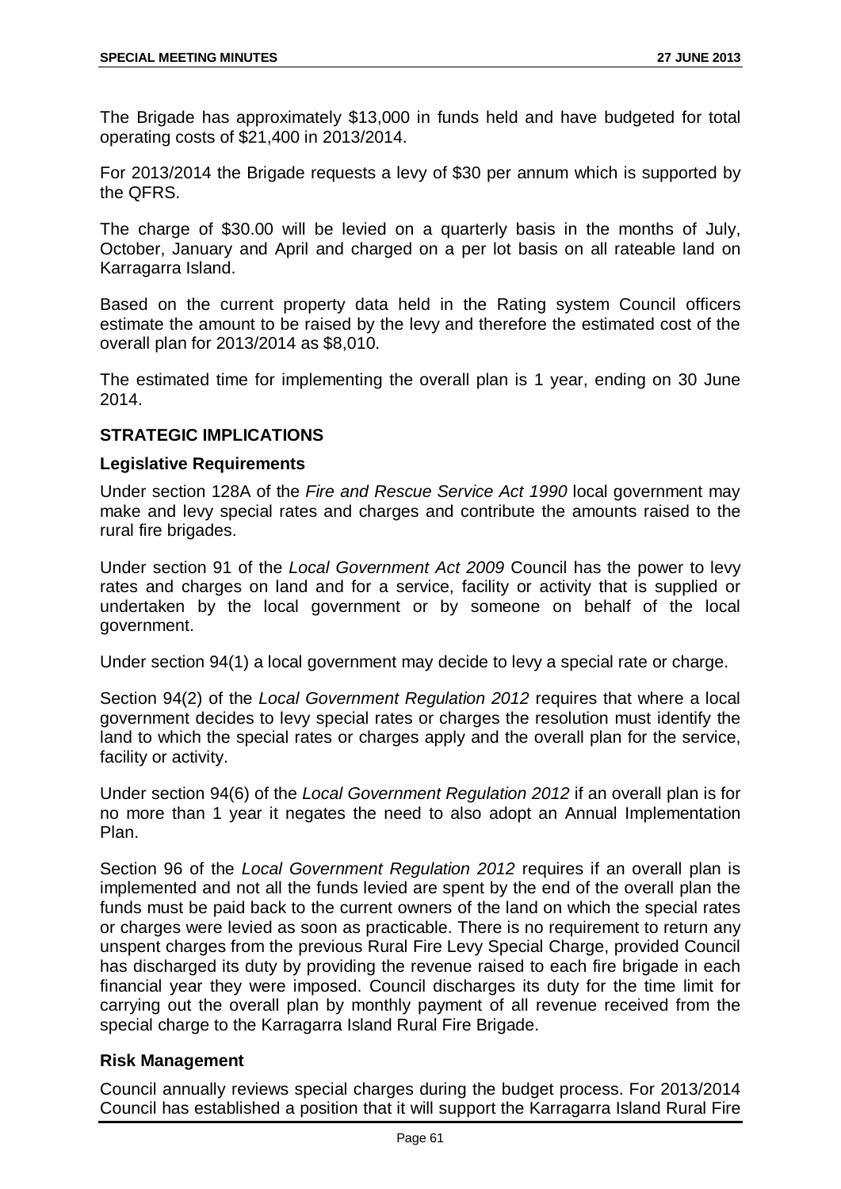The Brigade has approximately $13,000 in funds held and have budgeted for total operating costs of $21,400 in 2013/2014.

For 2013/2014 the Brigade requests a levy of $30 per annum which is supported by the QFRS.

The charge of $30.00 will be levied on a quarterly basis in the months of July, October, January and April and charged on a per lot basis on all rateable land on Karragarra Island.

Based on the current property data held in the Rating system Council officers estimate the amount to be raised by the levy and therefore the estimated cost of the overall plan for 2013/2014 as $8,010.

The estimated time for implementing the overall plan is 1 year, ending on 30 June 2014.

## STRATEGIC IMPLICATIONS

### Legislative Requirements

Under section 128A of the *Fire and Rescue Service Act 1990* local government may make and levy special rates and charges and contribute the amounts raised to the rural fire brigades.

Under section 91 of the *Local Government Act 2009* Council has the power to levy rates and charges on land and for a service, facility or activity that is supplied or undertaken by the local government or by someone on behalf of the local government.

Under section 94(1) a local government may decide to levy a special rate or charge.

Section 94(2) of the *Local Government Regulation 2012* requires that where a local government decides to levy special rates or charges the resolution must identify the land to which the special rates or charges apply and the overall plan for the service, facility or activity.

Under section 94(6) of the *Local Government Regulation 2012* if an overall plan is for no more than 1 year it negates the need to also adopt an Annual Implementation Plan.

Section 96 of the *Local Government Regulation 2012* requires if an overall plan is implemented and not all the funds levied are spent by the end of the overall plan the funds must be paid back to the current owners of the land on which the special rates or charges were levied as soon as practicable. There is no requirement to return any unspent charges from the previous Rural Fire Levy Special Charge, provided Council has discharged its duty by providing the revenue raised to each fire brigade in each financial year they were imposed. Council discharges its duty for the time limit for carrying out the overall plan by monthly payment of all revenue received from the special charge to the Karragarra Island Rural Fire Brigade.

### Risk Management

Council annually reviews special charges during the budget process. For 2013/2014 Council has established a position that it will support the Karragarra Island Rural Fire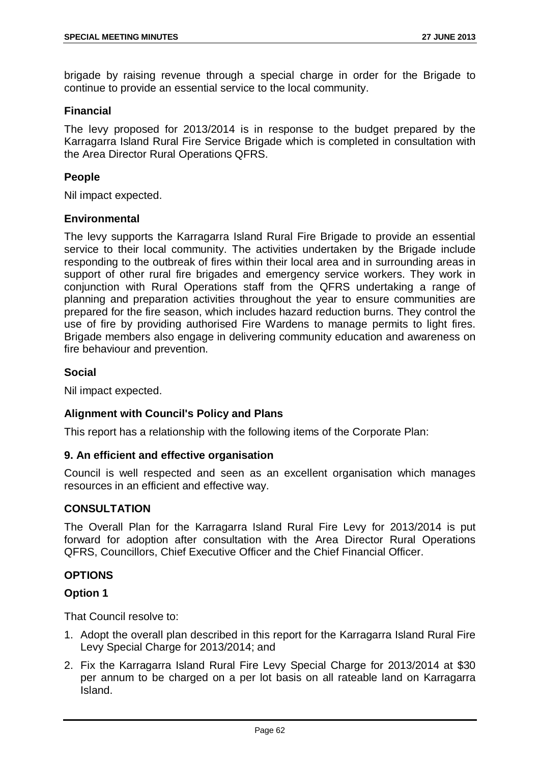brigade by raising revenue through a special charge in order for the Brigade to continue to provide an essential service to the local community.

### Financial

The levy proposed for 2013/2014 is in response to the budget prepared by the Karragarra Island Rural Fire Service Brigade which is completed in consultation with the Area Director Rural Operations QFRS.

### People

Nil impact expected.

### Environmental

The levy supports the Karragarra Island Rural Fire Brigade to provide an essential service to their local community. The activities undertaken by the Brigade include responding to the outbreak of fires within their local area and in surrounding areas in support of other rural fire brigades and emergency service workers. They work in conjunction with Rural Operations staff from the QFRS undertaking a range of planning and preparation activities throughout the year to ensure communities are prepared for the fire season, which includes hazard reduction burns. They control the use of fire by providing authorised Fire Wardens to manage permits to light fires. Brigade members also engage in delivering community education and awareness on fire behaviour and prevention.

### Social

Nil impact expected.

### Alignment with Council's Policy and Plans

This report has a relationship with the following items of the Corporate Plan:

### 9. An efficient and effective organisation

Council is well respected and seen as an excellent organisation which manages resources in an efficient and effective way.

## CONSULTATION

The Overall Plan for the Karragarra Island Rural Fire Levy for 2013/2014 is put forward for adoption after consultation with the Area Director Rural Operations QFRS, Councillors, Chief Executive Officer and the Chief Financial Officer.

## OPTIONS

### Option 1

That Council resolve to:

1. Adopt the overall plan described in this report for the Karragarra Island Rural Fire Levy Special Charge for 2013/2014; and
2. Fix the Karragarra Island Rural Fire Levy Special Charge for 2013/2014 at $30 per annum to be charged on a per lot basis on all rateable land on Karragarra Island.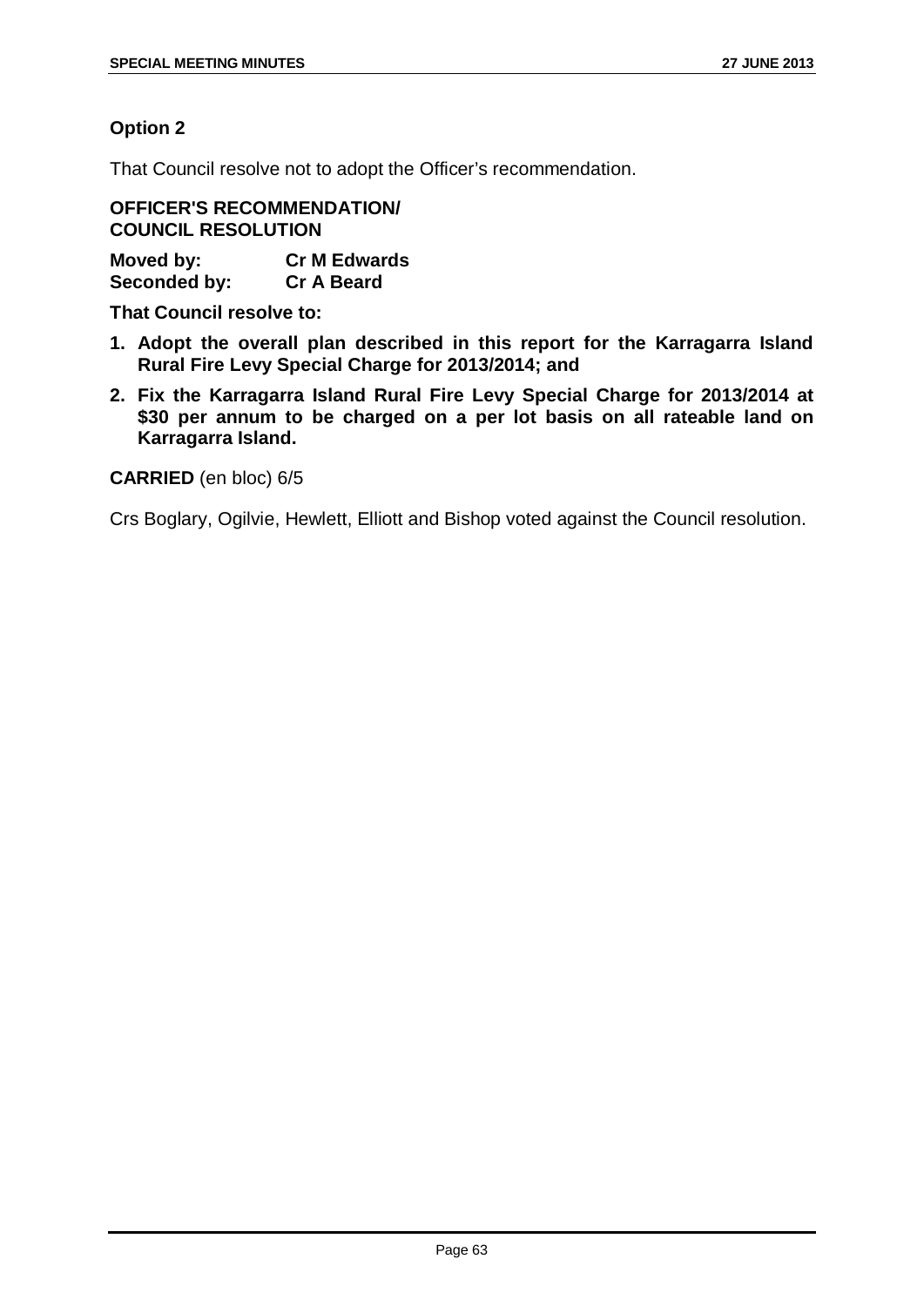**Option 2**

That Council resolve not to adopt the Officer's recommendation.

**OFFICER'S RECOMMENDATION/**
**COUNCIL RESOLUTION**

**Moved by:** **Cr M Edwards**
**Seconded by:** **Cr A Beard**

**That Council resolve to:**

1. **Adopt the overall plan described in this report for the Karragarra Island Rural Fire Levy Special Charge for 2013/2014; and**
2. **Fix the Karragarra Island Rural Fire Levy Special Charge for 2013/2014 at \$30 per annum to be charged on a per lot basis on all rateable land on Karragarra Island.**

**CARRIED** (en bloc) 6/5

Crs Boglary, Ogilvie, Hewlett, Elliott and Bishop voted against the Council resolution.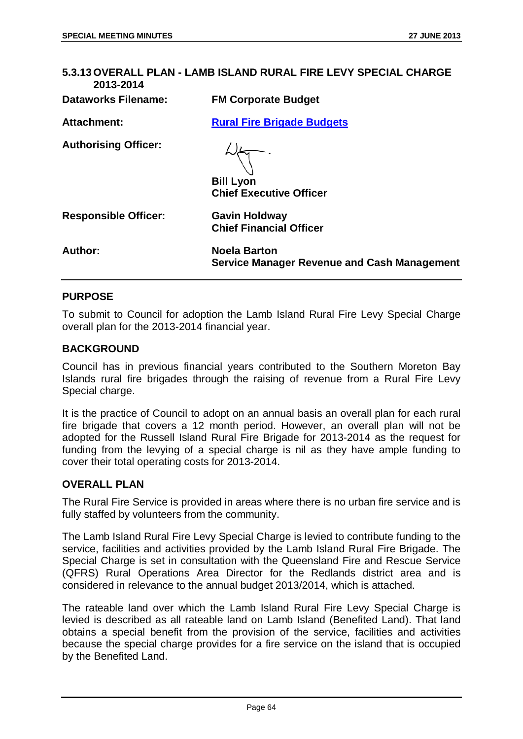## 5.3.13 OVERALL PLAN - LAMB ISLAND RURAL FIRE LEVY SPECIAL CHARGE 2013-2014

**Dataworks Filename:** FM Corporate Budget

**Attachment:** Rural Fire Brigade Budgets

**Authorising Officer:**

**Bill Lyon**
**Chief Executive Officer**

**Responsible Officer:** **Gavin Holdway**
**Chief Financial Officer**

**Author:** **Noela Barton**
**Service Manager Revenue and Cash Management**

---

### PURPOSE

To submit to Council for adoption the Lamb Island Rural Fire Levy Special Charge overall plan for the 2013-2014 financial year.

### BACKGROUND

Council has in previous financial years contributed to the Southern Moreton Bay Islands rural fire brigades through the raising of revenue from a Rural Fire Levy Special charge.

It is the practice of Council to adopt on an annual basis an overall plan for each rural fire brigade that covers a 12 month period. However, an overall plan will not be adopted for the Russell Island Rural Fire Brigade for 2013-2014 as the request for funding from the levying of a special charge is nil as they have ample funding to cover their total operating costs for 2013-2014.

### OVERALL PLAN

The Rural Fire Service is provided in areas where there is no urban fire service and is fully staffed by volunteers from the community.

The Lamb Island Rural Fire Levy Special Charge is levied to contribute funding to the service, facilities and activities provided by the Lamb Island Rural Fire Brigade. The Special Charge is set in consultation with the Queensland Fire and Rescue Service (QFRS) Rural Operations Area Director for the Redlands district area and is considered in relevance to the annual budget 2013/2014, which is attached.

The rateable land over which the Lamb Island Rural Fire Levy Special Charge is levied is described as all rateable land on Lamb Island (Benefited Land). That land obtains a special benefit from the provision of the service, facilities and activities because the special charge provides for a fire service on the island that is occupied by the Benefited Land.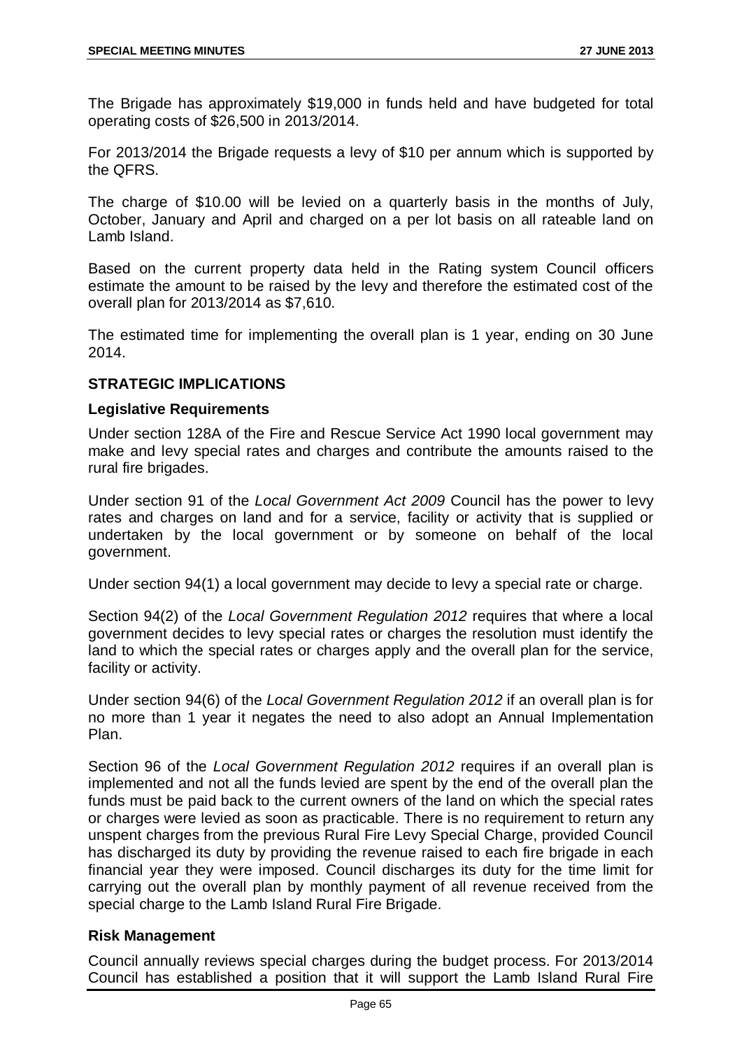The Brigade has approximately $19,000 in funds held and have budgeted for total operating costs of $26,500 in 2013/2014.

For 2013/2014 the Brigade requests a levy of $10 per annum which is supported by the QFRS.

The charge of $10.00 will be levied on a quarterly basis in the months of July, October, January and April and charged on a per lot basis on all rateable land on Lamb Island.

Based on the current property data held in the Rating system Council officers estimate the amount to be raised by the levy and therefore the estimated cost of the overall plan for 2013/2014 as $7,610.

The estimated time for implementing the overall plan is 1 year, ending on 30 June 2014.

## STRATEGIC IMPLICATIONS

### Legislative Requirements

Under section 128A of the Fire and Rescue Service Act 1990 local government may make and levy special rates and charges and contribute the amounts raised to the rural fire brigades.

Under section 91 of the *Local Government Act 2009* Council has the power to levy rates and charges on land and for a service, facility or activity that is supplied or undertaken by the local government or by someone on behalf of the local government.

Under section 94(1) a local government may decide to levy a special rate or charge.

Section 94(2) of the *Local Government Regulation 2012* requires that where a local government decides to levy special rates or charges the resolution must identify the land to which the special rates or charges apply and the overall plan for the service, facility or activity.

Under section 94(6) of the *Local Government Regulation 2012* if an overall plan is for no more than 1 year it negates the need to also adopt an Annual Implementation Plan.

Section 96 of the *Local Government Regulation 2012* requires if an overall plan is implemented and not all the funds levied are spent by the end of the overall plan the funds must be paid back to the current owners of the land on which the special rates or charges were levied as soon as practicable. There is no requirement to return any unspent charges from the previous Rural Fire Levy Special Charge, provided Council has discharged its duty by providing the revenue raised to each fire brigade in each financial year they were imposed. Council discharges its duty for the time limit for carrying out the overall plan by monthly payment of all revenue received from the special charge to the Lamb Island Rural Fire Brigade.

### Risk Management

Council annually reviews special charges during the budget process. For 2013/2014 Council has established a position that it will support the Lamb Island Rural Fire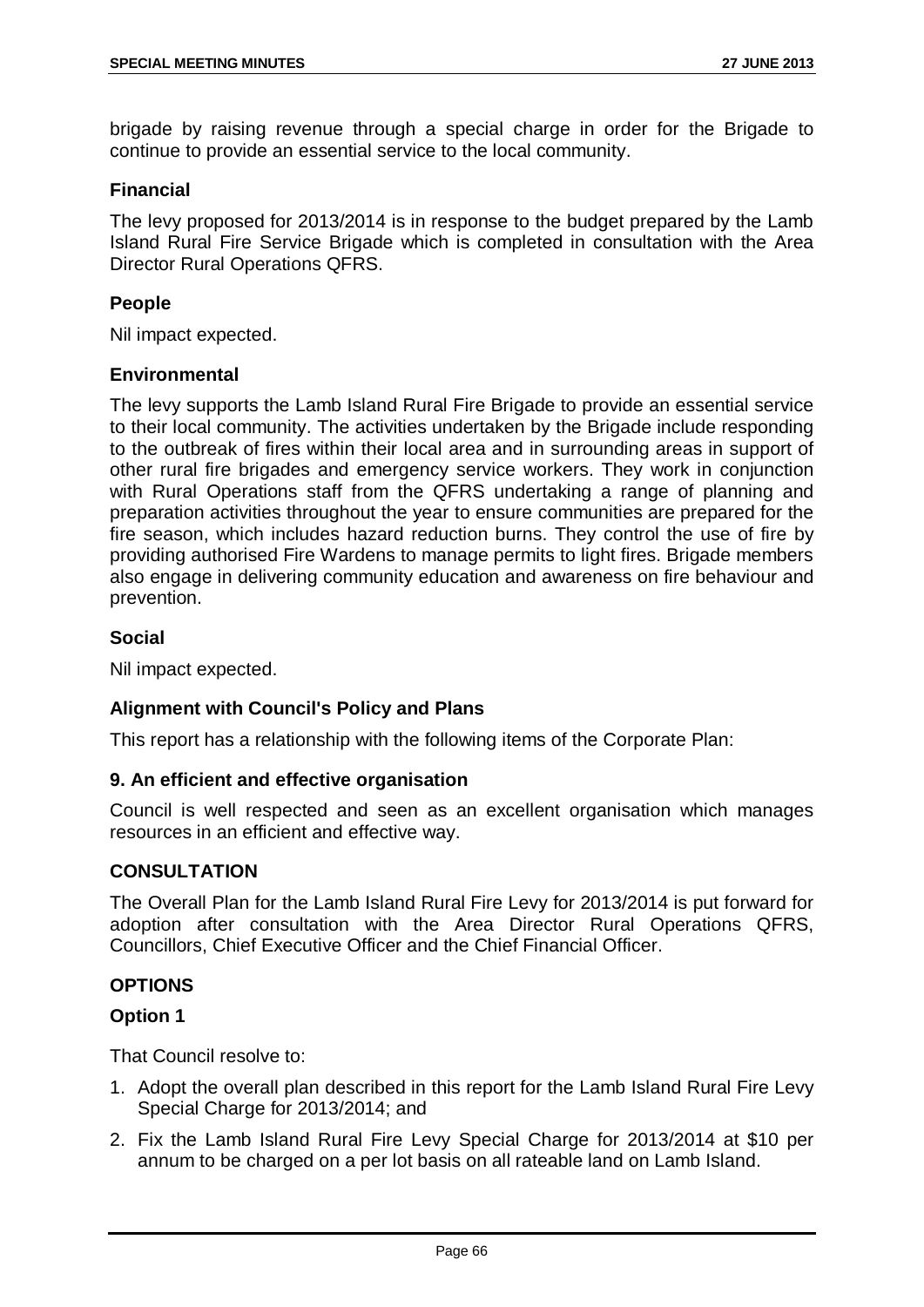brigade by raising revenue through a special charge in order for the Brigade to continue to provide an essential service to the local community.

### Financial

The levy proposed for 2013/2014 is in response to the budget prepared by the Lamb Island Rural Fire Service Brigade which is completed in consultation with the Area Director Rural Operations QFRS.

### People

Nil impact expected.

### Environmental

The levy supports the Lamb Island Rural Fire Brigade to provide an essential service to their local community. The activities undertaken by the Brigade include responding to the outbreak of fires within their local area and in surrounding areas in support of other rural fire brigades and emergency service workers. They work in conjunction with Rural Operations staff from the QFRS undertaking a range of planning and preparation activities throughout the year to ensure communities are prepared for the fire season, which includes hazard reduction burns. They control the use of fire by providing authorised Fire Wardens to manage permits to light fires. Brigade members also engage in delivering community education and awareness on fire behaviour and prevention.

### Social

Nil impact expected.

### Alignment with Council's Policy and Plans

This report has a relationship with the following items of the Corporate Plan:

### 9. An efficient and effective organisation

Council is well respected and seen as an excellent organisation which manages resources in an efficient and effective way.

## CONSULTATION

The Overall Plan for the Lamb Island Rural Fire Levy for 2013/2014 is put forward for adoption after consultation with the Area Director Rural Operations QFRS, Councillors, Chief Executive Officer and the Chief Financial Officer.

## OPTIONS

### Option 1

That Council resolve to:

1. Adopt the overall plan described in this report for the Lamb Island Rural Fire Levy Special Charge for 2013/2014; and
2. Fix the Lamb Island Rural Fire Levy Special Charge for 2013/2014 at $10 per annum to be charged on a per lot basis on all rateable land on Lamb Island.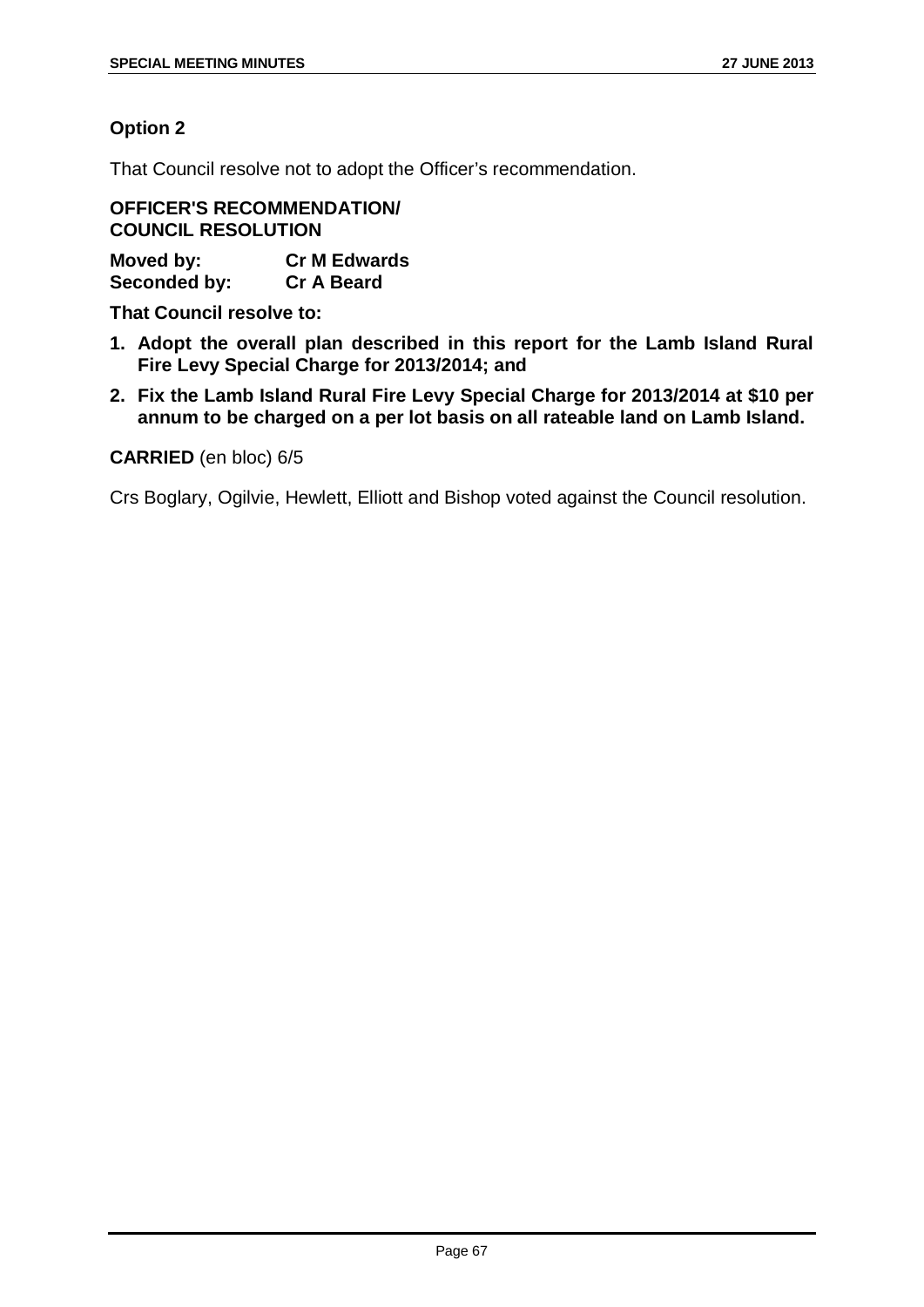**Option 2**

That Council resolve not to adopt the Officer's recommendation.

**OFFICER'S RECOMMENDATION/**
**COUNCIL RESOLUTION**

**Moved by:** **Cr M Edwards**
**Seconded by:** **Cr A Beard**

**That Council resolve to:**

1. **Adopt the overall plan described in this report for the Lamb Island Rural Fire Levy Special Charge for 2013/2014; and**
2. **Fix the Lamb Island Rural Fire Levy Special Charge for 2013/2014 at $10 per annum to be charged on a per lot basis on all rateable land on Lamb Island.**

**CARRIED** (en bloc) 6/5

Crs Boglary, Ogilvie, Hewlett, Elliott and Bishop voted against the Council resolution.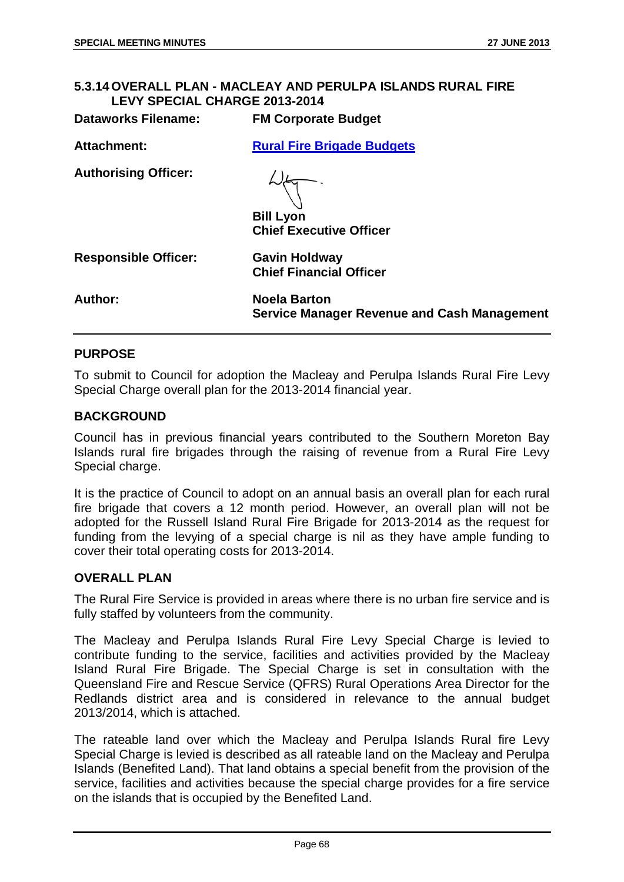## 5.3.14 OVERALL PLAN - MACLEAY AND PERULPA ISLANDS RURAL FIRE LEVY SPECIAL CHARGE 2013-2014

| | |
|---|---|
| **Dataworks Filename:** | **FM Corporate Budget** |
| **Attachment:** | **Rural Fire Brigade Budgets** |
| **Authorising Officer:** | **Bill Lyon**<br>**Chief Executive Officer** |
| **Responsible Officer:** | **Gavin Holdway**<br>**Chief Financial Officer** |
| **Author:** | **Noela Barton**<br>**Service Manager Revenue and Cash Management** |

### PURPOSE

To submit to Council for adoption the Macleay and Perulpa Islands Rural Fire Levy Special Charge overall plan for the 2013-2014 financial year.

### BACKGROUND

Council has in previous financial years contributed to the Southern Moreton Bay Islands rural fire brigades through the raising of revenue from a Rural Fire Levy Special charge.

It is the practice of Council to adopt on an annual basis an overall plan for each rural fire brigade that covers a 12 month period. However, an overall plan will not be adopted for the Russell Island Rural Fire Brigade for 2013-2014 as the request for funding from the levying of a special charge is nil as they have ample funding to cover their total operating costs for 2013-2014.

### OVERALL PLAN

The Rural Fire Service is provided in areas where there is no urban fire service and is fully staffed by volunteers from the community.

The Macleay and Perulpa Islands Rural Fire Levy Special Charge is levied to contribute funding to the service, facilities and activities provided by the Macleay Island Rural Fire Brigade. The Special Charge is set in consultation with the Queensland Fire and Rescue Service (QFRS) Rural Operations Area Director for the Redlands district area and is considered in relevance to the annual budget 2013/2014, which is attached.

The rateable land over which the Macleay and Perulpa Islands Rural fire Levy Special Charge is levied is described as all rateable land on the Macleay and Perulpa Islands (Benefited Land). That land obtains a special benefit from the provision of the service, facilities and activities because the special charge provides for a fire service on the islands that is occupied by the Benefited Land.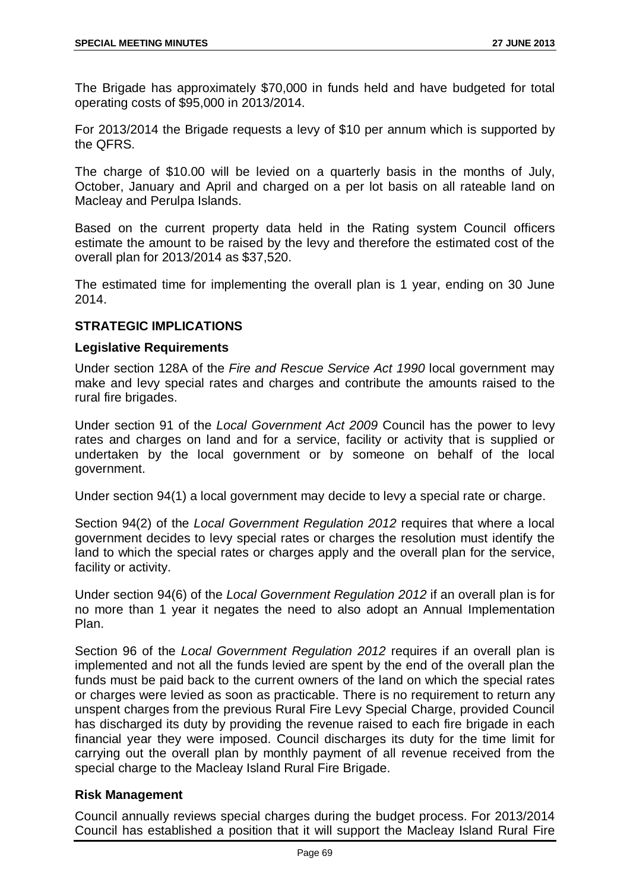The Brigade has approximately $70,000 in funds held and have budgeted for total operating costs of $95,000 in 2013/2014.

For 2013/2014 the Brigade requests a levy of $10 per annum which is supported by the QFRS.

The charge of $10.00 will be levied on a quarterly basis in the months of July, October, January and April and charged on a per lot basis on all rateable land on Macleay and Perulpa Islands.

Based on the current property data held in the Rating system Council officers estimate the amount to be raised by the levy and therefore the estimated cost of the overall plan for 2013/2014 as $37,520.

The estimated time for implementing the overall plan is 1 year, ending on 30 June 2014.

## STRATEGIC IMPLICATIONS

### Legislative Requirements

Under section 128A of the *Fire and Rescue Service Act 1990* local government may make and levy special rates and charges and contribute the amounts raised to the rural fire brigades.

Under section 91 of the *Local Government Act 2009* Council has the power to levy rates and charges on land and for a service, facility or activity that is supplied or undertaken by the local government or by someone on behalf of the local government.

Under section 94(1) a local government may decide to levy a special rate or charge.

Section 94(2) of the *Local Government Regulation 2012* requires that where a local government decides to levy special rates or charges the resolution must identify the land to which the special rates or charges apply and the overall plan for the service, facility or activity.

Under section 94(6) of the *Local Government Regulation 2012* if an overall plan is for no more than 1 year it negates the need to also adopt an Annual Implementation Plan.

Section 96 of the *Local Government Regulation 2012* requires if an overall plan is implemented and not all the funds levied are spent by the end of the overall plan the funds must be paid back to the current owners of the land on which the special rates or charges were levied as soon as practicable. There is no requirement to return any unspent charges from the previous Rural Fire Levy Special Charge, provided Council has discharged its duty by providing the revenue raised to each fire brigade in each financial year they were imposed. Council discharges its duty for the time limit for carrying out the overall plan by monthly payment of all revenue received from the special charge to the Macleay Island Rural Fire Brigade.

### Risk Management

Council annually reviews special charges during the budget process. For 2013/2014 Council has established a position that it will support the Macleay Island Rural Fire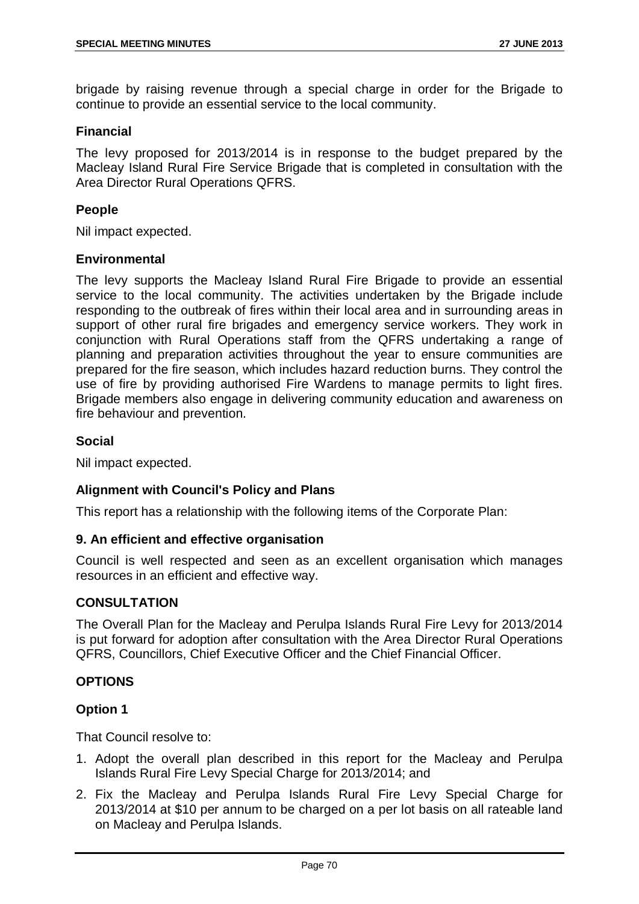brigade by raising revenue through a special charge in order for the Brigade to continue to provide an essential service to the local community.

### Financial

The levy proposed for 2013/2014 is in response to the budget prepared by the Macleay Island Rural Fire Service Brigade that is completed in consultation with the Area Director Rural Operations QFRS.

### People

Nil impact expected.

### Environmental

The levy supports the Macleay Island Rural Fire Brigade to provide an essential service to the local community. The activities undertaken by the Brigade include responding to the outbreak of fires within their local area and in surrounding areas in support of other rural fire brigades and emergency service workers. They work in conjunction with Rural Operations staff from the QFRS undertaking a range of planning and preparation activities throughout the year to ensure communities are prepared for the fire season, which includes hazard reduction burns. They control the use of fire by providing authorised Fire Wardens to manage permits to light fires. Brigade members also engage in delivering community education and awareness on fire behaviour and prevention.

### Social

Nil impact expected.

### Alignment with Council's Policy and Plans

This report has a relationship with the following items of the Corporate Plan:

### 9. An efficient and effective organisation

Council is well respected and seen as an excellent organisation which manages resources in an efficient and effective way.

## CONSULTATION

The Overall Plan for the Macleay and Perulpa Islands Rural Fire Levy for 2013/2014 is put forward for adoption after consultation with the Area Director Rural Operations QFRS, Councillors, Chief Executive Officer and the Chief Financial Officer.

## OPTIONS

### Option 1

That Council resolve to:

1. Adopt the overall plan described in this report for the Macleay and Perulpa Islands Rural Fire Levy Special Charge for 2013/2014; and
2. Fix the Macleay and Perulpa Islands Rural Fire Levy Special Charge for 2013/2014 at $10 per annum to be charged on a per lot basis on all rateable land on Macleay and Perulpa Islands.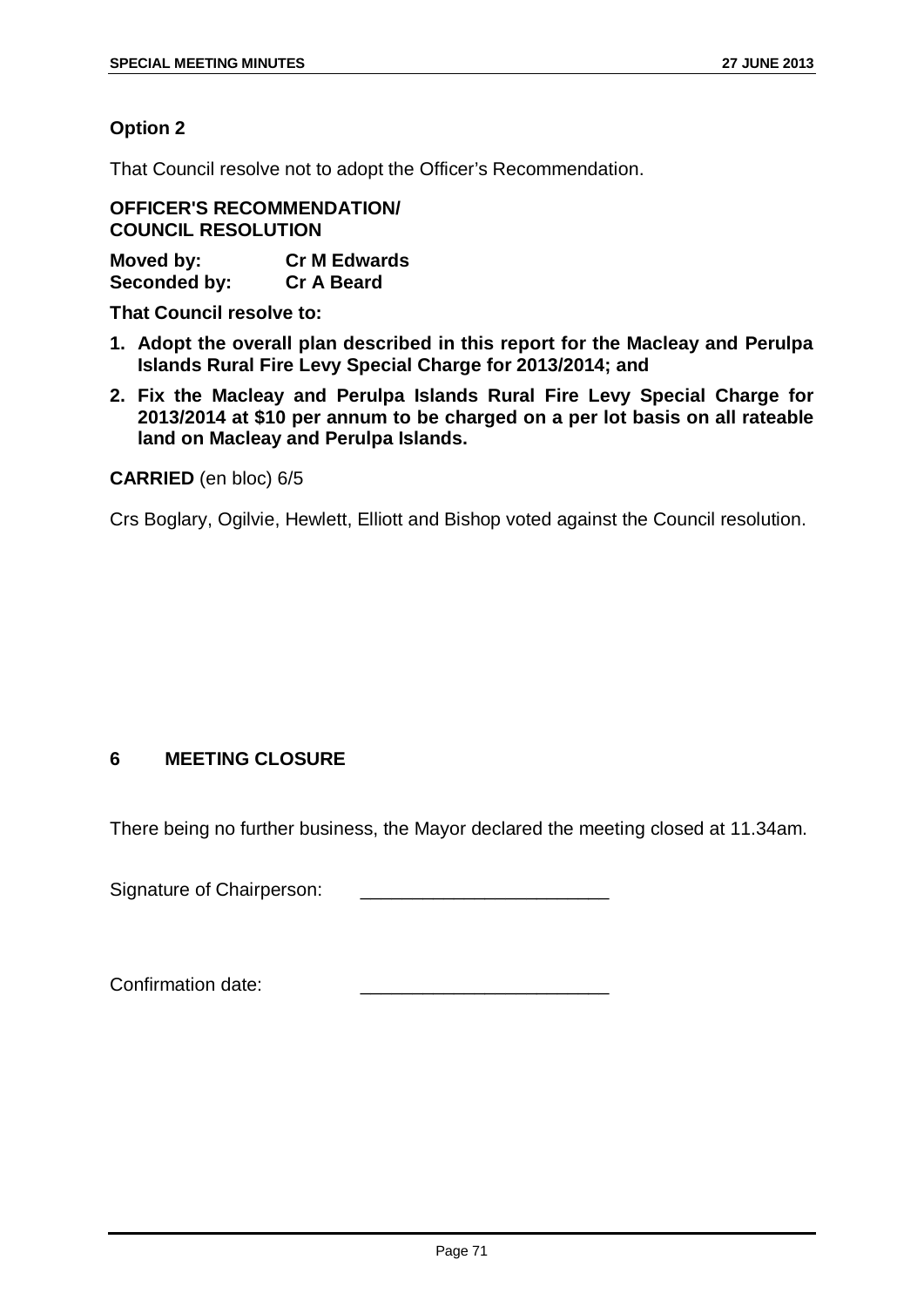**Option 2**

That Council resolve not to adopt the Officer's Recommendation.

**OFFICER'S RECOMMENDATION/ COUNCIL RESOLUTION**

**Moved by:** **Cr M Edwards**
**Seconded by:** **Cr A Beard**

**That Council resolve to:**

1. **Adopt the overall plan described in this report for the Macleay and Perulpa Islands Rural Fire Levy Special Charge for 2013/2014; and**
2. **Fix the Macleay and Perulpa Islands Rural Fire Levy Special Charge for 2013/2014 at $10 per annum to be charged on a per lot basis on all rateable land on Macleay and Perulpa Islands.**

**CARRIED** (en bloc) 6/5

Crs Boglary, Ogilvie, Hewlett, Elliott and Bishop voted against the Council resolution.

## 6 MEETING CLOSURE

There being no further business, the Mayor declared the meeting closed at 11.34am.

Signature of Chairperson: ________________________

Confirmation date: ________________________